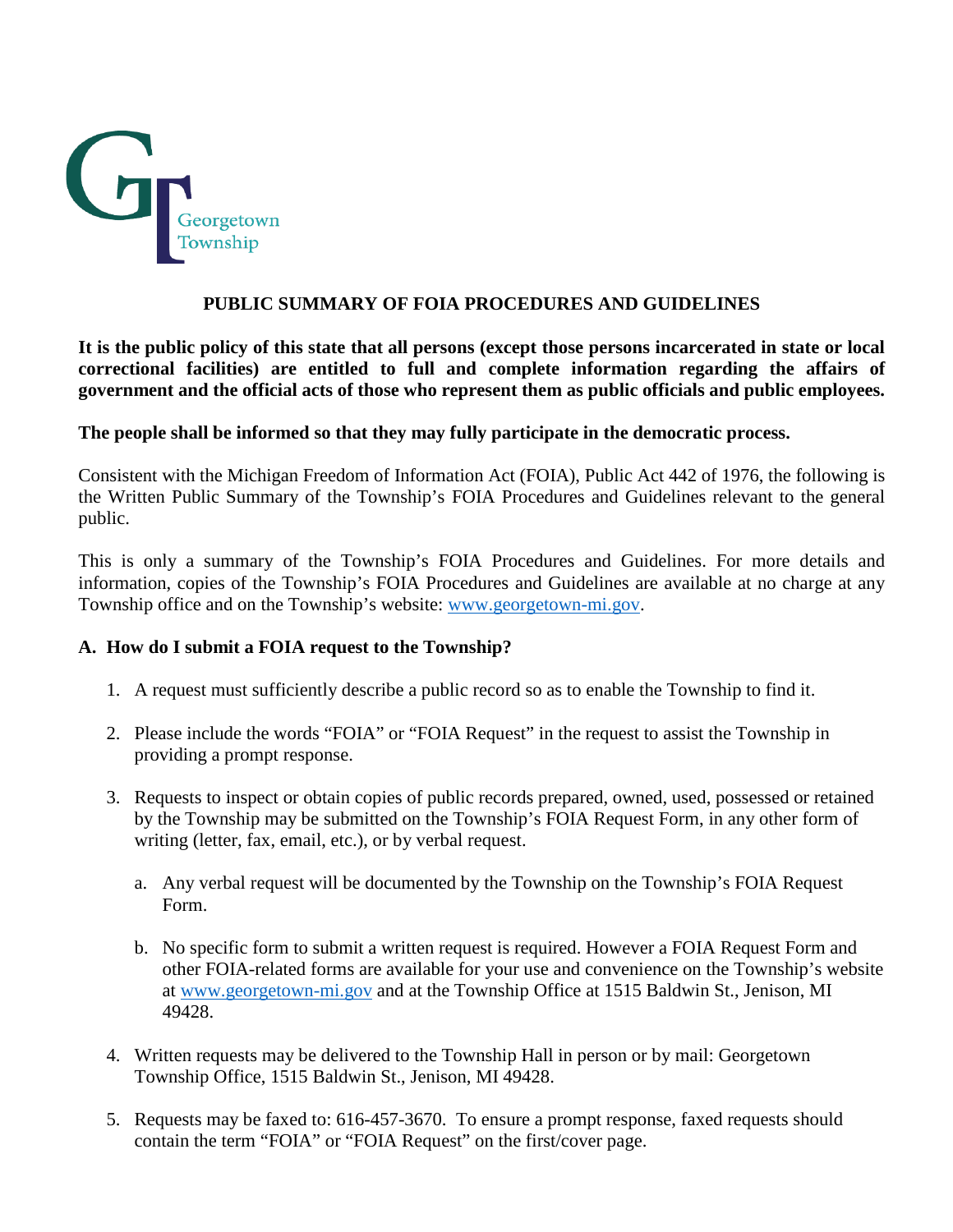Georgetown Township

# PUBLIC SUMMARY OF FOIA PROCEDURES AND GUIDELINES

**It is the public policy of this state that all persons (except those persons incarcerated in state or local correctional facilities) are entitled to full and complete information regarding the affairs of government and the official acts of those who represent them as public officials and public employees.**

**The people shall be informed so that they may fully participate in the democratic process.**

Consistent with the Michigan Freedom of Information Act (FOIA), Public Act 442 of 1976, the following is the Written Public Summary of the Township's FOIA Procedures and Guidelines relevant to the general public.

This is only a summary of the Township's FOIA Procedures and Guidelines. For more details and information, copies of the Township's FOIA Procedures and Guidelines are available at no charge at any Township office and on the Township's website: www.georgetown-mi.gov.

## A. How do I submit a FOIA request to the Township?

1. A request must sufficiently describe a public record so as to enable the Township to find it.

2. Please include the words "FOIA" or "FOIA Request" in the request to assist the Township in providing a prompt response.

3. Requests to inspect or obtain copies of public records prepared, owned, used, possessed or retained by the Township may be submitted on the Township's FOIA Request Form, in any other form of writing (letter, fax, email, etc.), or by verbal request.

   a. Any verbal request will be documented by the Township on the Township's FOIA Request Form.

   b. No specific form to submit a written request is required. However a FOIA Request Form and other FOIA-related forms are available for your use and convenience on the Township's website at www.georgetown-mi.gov and at the Township Office at 1515 Baldwin St., Jenison, MI 49428.

4. Written requests may be delivered to the Township Hall in person or by mail: Georgetown Township Office, 1515 Baldwin St., Jenison, MI 49428.

5. Requests may be faxed to: 616-457-3670. To ensure a prompt response, faxed requests should contain the term "FOIA" or "FOIA Request" on the first/cover page.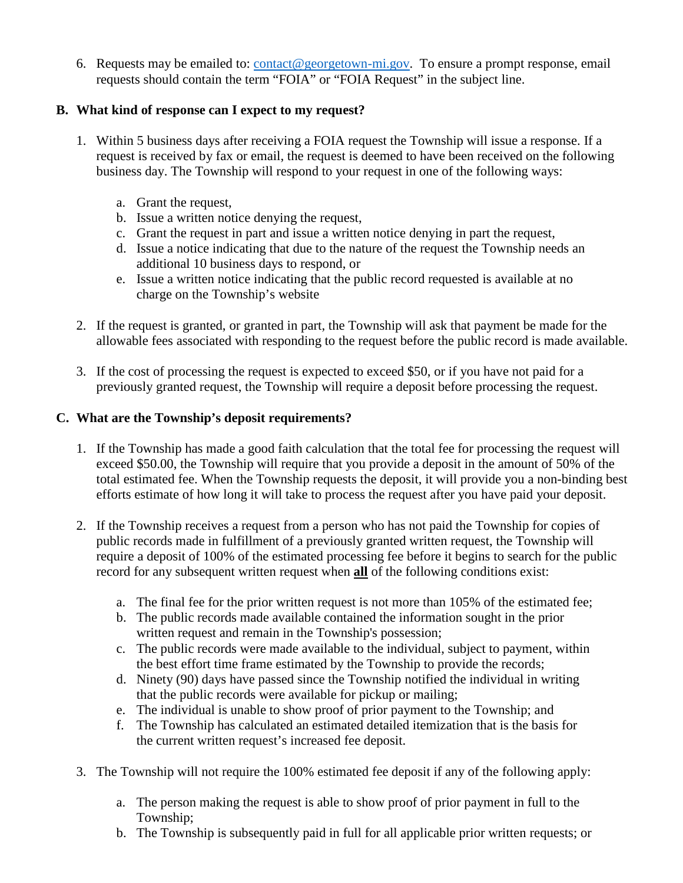6. Requests may be emailed to: contact@georgetown-mi.gov. To ensure a prompt response, email requests should contain the term "FOIA" or "FOIA Request" in the subject line.

### B. What kind of response can I expect to my request?

1. Within 5 business days after receiving a FOIA request the Township will issue a response. If a request is received by fax or email, the request is deemed to have been received on the following business day. The Township will respond to your request in one of the following ways:

   a. Grant the request,
   b. Issue a written notice denying the request,
   c. Grant the request in part and issue a written notice denying in part the request,
   d. Issue a notice indicating that due to the nature of the request the Township needs an additional 10 business days to respond, or
   e. Issue a written notice indicating that the public record requested is available at no charge on the Township's website

2. If the request is granted, or granted in part, the Township will ask that payment be made for the allowable fees associated with responding to the request before the public record is made available.

3. If the cost of processing the request is expected to exceed $50, or if you have not paid for a previously granted request, the Township will require a deposit before processing the request.

### C. What are the Township's deposit requirements?

1. If the Township has made a good faith calculation that the total fee for processing the request will exceed $50.00, the Township will require that you provide a deposit in the amount of 50% of the total estimated fee. When the Township requests the deposit, it will provide you a non-binding best efforts estimate of how long it will take to process the request after you have paid your deposit.

2. If the Township receives a request from a person who has not paid the Township for copies of public records made in fulfillment of a previously granted written request, the Township will require a deposit of 100% of the estimated processing fee before it begins to search for the public record for any subsequent written request when **all** of the following conditions exist:

   a. The final fee for the prior written request is not more than 105% of the estimated fee;
   b. The public records made available contained the information sought in the prior written request and remain in the Township's possession;
   c. The public records were made available to the individual, subject to payment, within the best effort time frame estimated by the Township to provide the records;
   d. Ninety (90) days have passed since the Township notified the individual in writing that the public records were available for pickup or mailing;
   e. The individual is unable to show proof of prior payment to the Township; and
   f. The Township has calculated an estimated detailed itemization that is the basis for the current written request's increased fee deposit.

3. The Township will not require the 100% estimated fee deposit if any of the following apply:

   a. The person making the request is able to show proof of prior payment in full to the Township;
   b. The Township is subsequently paid in full for all applicable prior written requests; or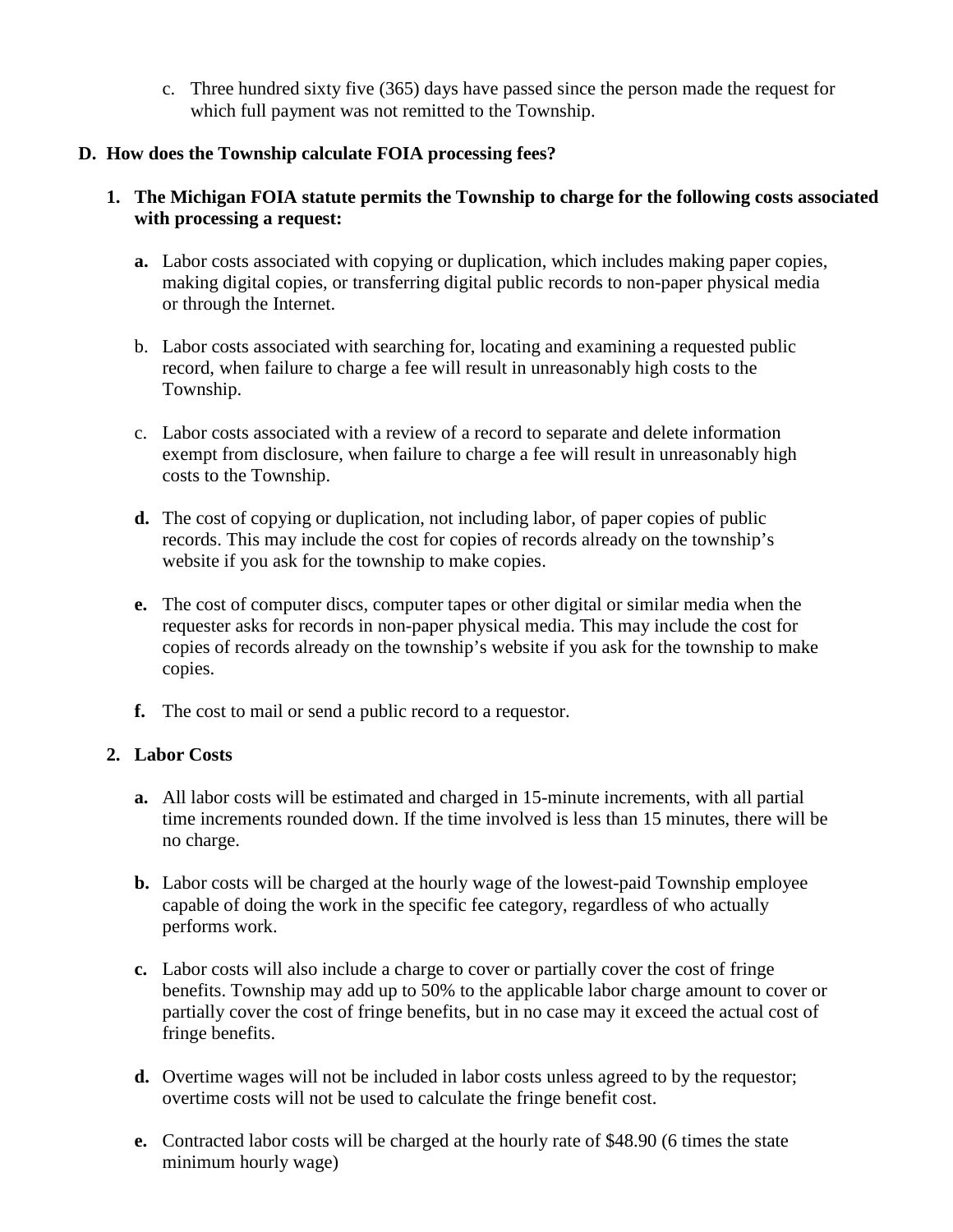c. Three hundred sixty five (365) days have passed since the person made the request for which full payment was not remitted to the Township.

**D. How does the Township calculate FOIA processing fees?**

**1. The Michigan FOIA statute permits the Township to charge for the following costs associated with processing a request:**

**a.** Labor costs associated with copying or duplication, which includes making paper copies, making digital copies, or transferring digital public records to non-paper physical media or through the Internet.

b. Labor costs associated with searching for, locating and examining a requested public record, when failure to charge a fee will result in unreasonably high costs to the Township.

c. Labor costs associated with a review of a record to separate and delete information exempt from disclosure, when failure to charge a fee will result in unreasonably high costs to the Township.

**d.** The cost of copying or duplication, not including labor, of paper copies of public records. This may include the cost for copies of records already on the township's website if you ask for the township to make copies.

**e.** The cost of computer discs, computer tapes or other digital or similar media when the requester asks for records in non-paper physical media. This may include the cost for copies of records already on the township's website if you ask for the township to make copies.

**f.** The cost to mail or send a public record to a requestor.

**2. Labor Costs**

**a.** All labor costs will be estimated and charged in 15-minute increments, with all partial time increments rounded down. If the time involved is less than 15 minutes, there will be no charge.

**b.** Labor costs will be charged at the hourly wage of the lowest-paid Township employee capable of doing the work in the specific fee category, regardless of who actually performs work.

**c.** Labor costs will also include a charge to cover or partially cover the cost of fringe benefits. Township may add up to 50% to the applicable labor charge amount to cover or partially cover the cost of fringe benefits, but in no case may it exceed the actual cost of fringe benefits.

**d.** Overtime wages will not be included in labor costs unless agreed to by the requestor; overtime costs will not be used to calculate the fringe benefit cost.

**e.** Contracted labor costs will be charged at the hourly rate of $48.90 (6 times the state minimum hourly wage)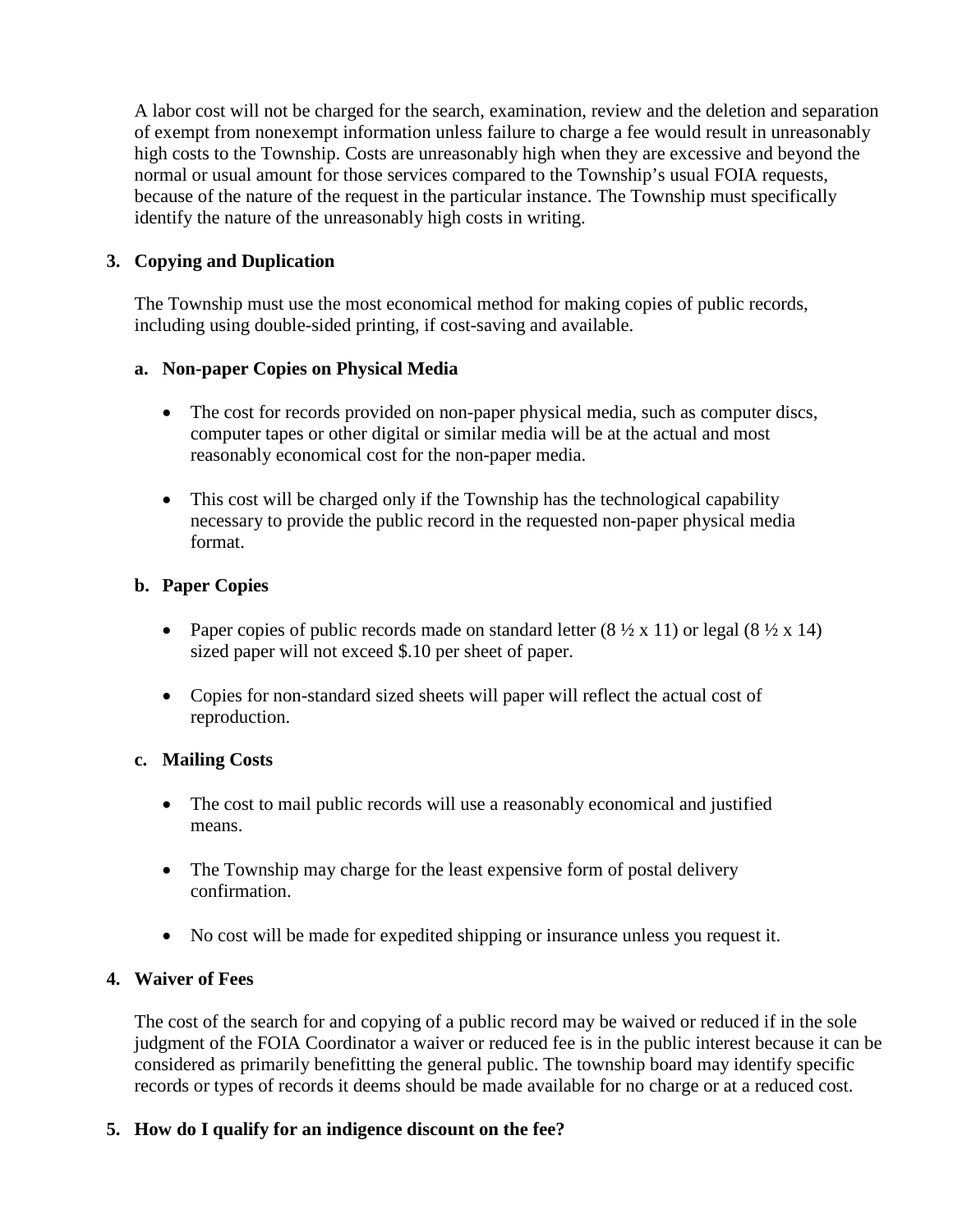A labor cost will not be charged for the search, examination, review and the deletion and separation of exempt from nonexempt information unless failure to charge a fee would result in unreasonably high costs to the Township. Costs are unreasonably high when they are excessive and beyond the normal or usual amount for those services compared to the Township's usual FOIA requests, because of the nature of the request in the particular instance. The Township must specifically identify the nature of the unreasonably high costs in writing.

### 3. Copying and Duplication

The Township must use the most economical method for making copies of public records, including using double-sided printing, if cost-saving and available.

#### a. Non-paper Copies on Physical Media

- The cost for records provided on non-paper physical media, such as computer discs, computer tapes or other digital or similar media will be at the actual and most reasonably economical cost for the non-paper media.
- This cost will be charged only if the Township has the technological capability necessary to provide the public record in the requested non-paper physical media format.

#### b. Paper Copies

- Paper copies of public records made on standard letter (8 ½ x 11) or legal (8 ½ x 14) sized paper will not exceed $.10 per sheet of paper.
- Copies for non-standard sized sheets will paper will reflect the actual cost of reproduction.

#### c. Mailing Costs

- The cost to mail public records will use a reasonably economical and justified means.
- The Township may charge for the least expensive form of postal delivery confirmation.
- No cost will be made for expedited shipping or insurance unless you request it.

### 4. Waiver of Fees

The cost of the search for and copying of a public record may be waived or reduced if in the sole judgment of the FOIA Coordinator a waiver or reduced fee is in the public interest because it can be considered as primarily benefitting the general public. The township board may identify specific records or types of records it deems should be made available for no charge or at a reduced cost.

### 5. How do I qualify for an indigence discount on the fee?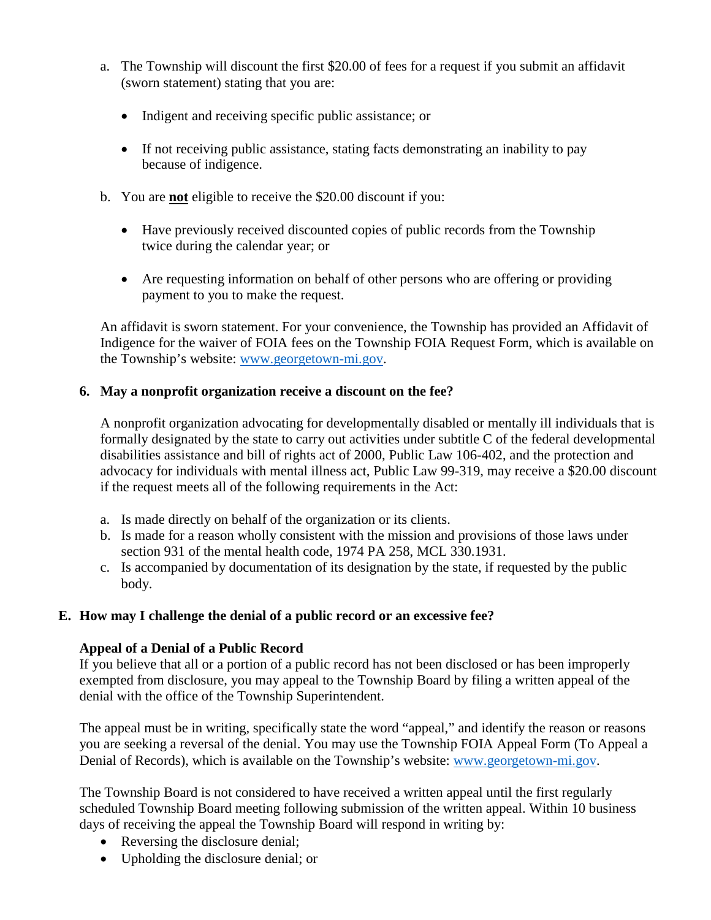a. The Township will discount the first $20.00 of fees for a request if you submit an affidavit (sworn statement) stating that you are:

   - Indigent and receiving specific public assistance; or
   - If not receiving public assistance, stating facts demonstrating an inability to pay because of indigence.

b. You are **not** eligible to receive the $20.00 discount if you:

   - Have previously received discounted copies of public records from the Township twice during the calendar year; or
   - Are requesting information on behalf of other persons who are offering or providing payment to you to make the request.

An affidavit is sworn statement. For your convenience, the Township has provided an Affidavit of Indigence for the waiver of FOIA fees on the Township FOIA Request Form, which is available on the Township's website: [www.georgetown-mi.gov](http://www.georgetown-mi.gov).

### 6. May a nonprofit organization receive a discount on the fee?

A nonprofit organization advocating for developmentally disabled or mentally ill individuals that is formally designated by the state to carry out activities under subtitle C of the federal developmental disabilities assistance and bill of rights act of 2000, Public Law 106-402, and the protection and advocacy for individuals with mental illness act, Public Law 99-319, may receive a $20.00 discount if the request meets all of the following requirements in the Act:

a. Is made directly on behalf of the organization or its clients.
b. Is made for a reason wholly consistent with the mission and provisions of those laws under section 931 of the mental health code, 1974 PA 258, MCL 330.1931.
c. Is accompanied by documentation of its designation by the state, if requested by the public body.

## E. How may I challenge the denial of a public record or an excessive fee?

**Appeal of a Denial of a Public Record**

If you believe that all or a portion of a public record has not been disclosed or has been improperly exempted from disclosure, you may appeal to the Township Board by filing a written appeal of the denial with the office of the Township Superintendent.

The appeal must be in writing, specifically state the word "appeal," and identify the reason or reasons you are seeking a reversal of the denial. You may use the Township FOIA Appeal Form (To Appeal a Denial of Records), which is available on the Township's website: [www.georgetown-mi.gov](http://www.georgetown-mi.gov).

The Township Board is not considered to have received a written appeal until the first regularly scheduled Township Board meeting following submission of the written appeal. Within 10 business days of receiving the appeal the Township Board will respond in writing by:

- Reversing the disclosure denial;
- Upholding the disclosure denial; or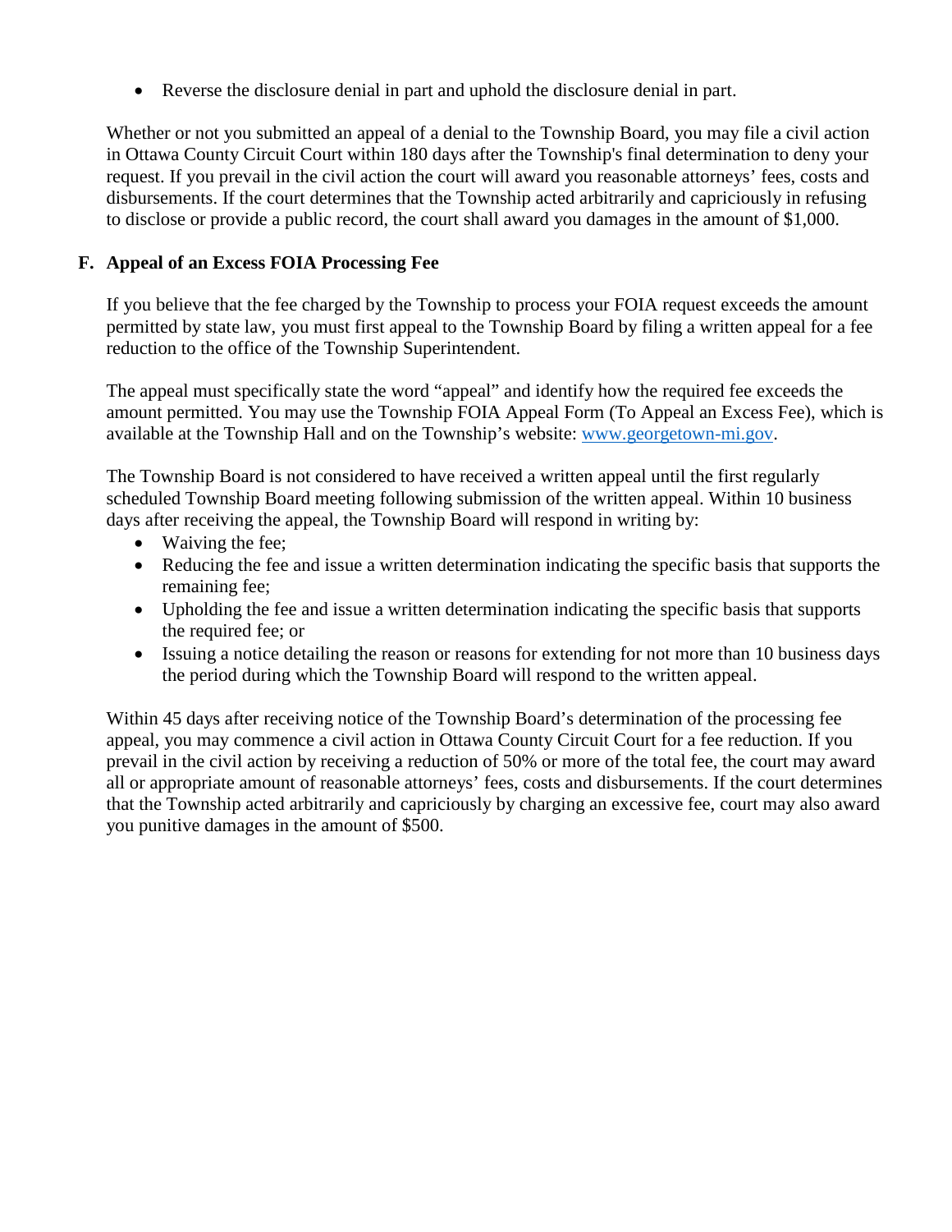- Reverse the disclosure denial in part and uphold the disclosure denial in part.

Whether or not you submitted an appeal of a denial to the Township Board, you may file a civil action in Ottawa County Circuit Court within 180 days after the Township's final determination to deny your request. If you prevail in the civil action the court will award you reasonable attorneys' fees, costs and disbursements. If the court determines that the Township acted arbitrarily and capriciously in refusing to disclose or provide a public record, the court shall award you damages in the amount of $1,000.

## F. Appeal of an Excess FOIA Processing Fee

If you believe that the fee charged by the Township to process your FOIA request exceeds the amount permitted by state law, you must first appeal to the Township Board by filing a written appeal for a fee reduction to the office of the Township Superintendent.

The appeal must specifically state the word "appeal" and identify how the required fee exceeds the amount permitted. You may use the Township FOIA Appeal Form (To Appeal an Excess Fee), which is available at the Township Hall and on the Township's website: www.georgetown-mi.gov.

The Township Board is not considered to have received a written appeal until the first regularly scheduled Township Board meeting following submission of the written appeal. Within 10 business days after receiving the appeal, the Township Board will respond in writing by:

- Waiving the fee;
- Reducing the fee and issue a written determination indicating the specific basis that supports the remaining fee;
- Upholding the fee and issue a written determination indicating the specific basis that supports the required fee; or
- Issuing a notice detailing the reason or reasons for extending for not more than 10 business days the period during which the Township Board will respond to the written appeal.

Within 45 days after receiving notice of the Township Board's determination of the processing fee appeal, you may commence a civil action in Ottawa County Circuit Court for a fee reduction. If you prevail in the civil action by receiving a reduction of 50% or more of the total fee, the court may award all or appropriate amount of reasonable attorneys' fees, costs and disbursements. If the court determines that the Township acted arbitrarily and capriciously by charging an excessive fee, court may also award you punitive damages in the amount of $500.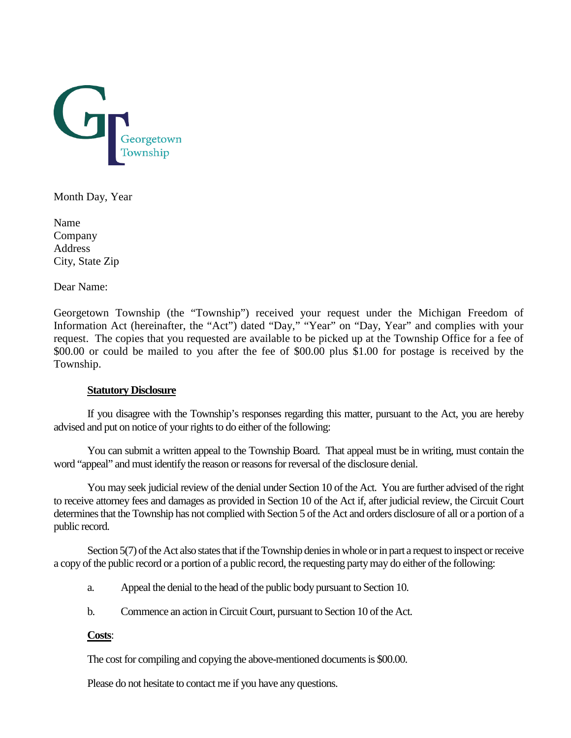Georgetown Township

Month Day, Year

Name
Company
Address
City, State Zip

Dear Name:

Georgetown Township (the "Township") received your request under the Michigan Freedom of Information Act (hereinafter, the "Act") dated "Day," "Year" on "Day, Year" and complies with your request. The copies that you requested are available to be picked up at the Township Office for a fee of $00.00 or could be mailed to you after the fee of $00.00 plus $1.00 for postage is received by the Township.

**Statutory Disclosure**

If you disagree with the Township's responses regarding this matter, pursuant to the Act, you are hereby advised and put on notice of your rights to do either of the following:

You can submit a written appeal to the Township Board. That appeal must be in writing, must contain the word "appeal" and must identify the reason or reasons for reversal of the disclosure denial.

You may seek judicial review of the denial under Section 10 of the Act. You are further advised of the right to receive attorney fees and damages as provided in Section 10 of the Act if, after judicial review, the Circuit Court determines that the Township has not complied with Section 5 of the Act and orders disclosure of all or a portion of a public record.

Section 5(7) of the Act also states that if the Township denies in whole or in part a request to inspect or receive a copy of the public record or a portion of a public record, the requesting party may do either of the following:

a. Appeal the denial to the head of the public body pursuant to Section 10.

b. Commence an action in Circuit Court, pursuant to Section 10 of the Act.

**Costs**:

The cost for compiling and copying the above-mentioned documents is $00.00.

Please do not hesitate to contact me if you have any questions.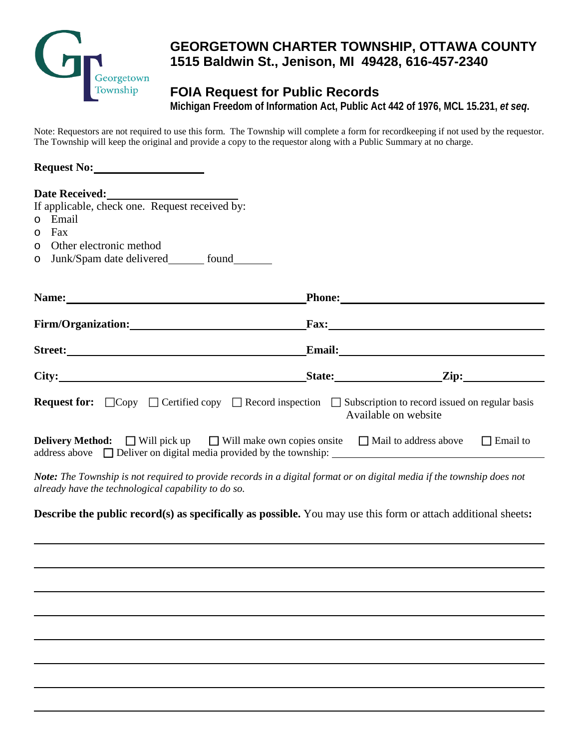# GEORGETOWN CHARTER TOWNSHIP, OTTAWA COUNTY
## 1515 Baldwin St., Jenison, MI 49428, 616-457-2340

## FOIA Request for Public Records
**Michigan Freedom of Information Act, Public Act 442 of 1976, MCL 15.231, *et seq*.**

Note: Requestors are not required to use this form. The Township will complete a form for recordkeeping if not used by the requestor. The Township will keep the original and provide a copy to the requestor along with a Public Summary at no charge.

**Request No:**\_\_\_\_\_\_\_\_\_\_\_\_\_\_\_\_\_\_\_\_

**Date Received:**\_\_\_\_\_\_\_\_\_\_\_\_\_\_\_\_\_\_\_\_

If applicable, check one. Request received by:

- Email
- Fax
- Other electronic method
- Junk/Spam date delivered\_\_\_\_\_\_ found\_\_\_\_\_\_\_

**Name:**\_\_\_\_\_\_\_\_\_\_\_\_\_\_\_\_\_\_\_\_\_\_\_\_\_\_\_\_\_\_ **Phone:**\_\_\_\_\_\_\_\_\_\_\_\_\_\_\_\_\_\_\_\_\_\_\_\_\_\_\_\_

**Firm/Organization:**\_\_\_\_\_\_\_\_\_\_\_\_\_\_\_\_\_\_\_\_\_\_\_ **Fax:**\_\_\_\_\_\_\_\_\_\_\_\_\_\_\_\_\_\_\_\_\_\_\_\_\_\_\_\_\_\_

**Street:**\_\_\_\_\_\_\_\_\_\_\_\_\_\_\_\_\_\_\_\_\_\_\_\_\_\_\_\_\_\_ **Email:**\_\_\_\_\_\_\_\_\_\_\_\_\_\_\_\_\_\_\_\_\_\_\_\_\_\_\_\_

**City:**\_\_\_\_\_\_\_\_\_\_\_\_\_\_\_\_\_\_\_\_\_\_\_\_\_\_\_\_\_\_\_\_ **State:**\_\_\_\_\_\_\_\_\_\_\_\_\_\_ **Zip:**\_\_\_\_\_\_\_\_\_\_\_\_

**Request for:** ☐ Copy ☐ Certified copy ☐ Record inspection ☐ Subscription to record issued on regular basis Available on website

**Delivery Method:** ☐ Will pick up ☐ Will make own copies onsite ☐ Mail to address above ☐ Email to address above ☐ Deliver on digital media provided by the township: \_\_\_\_\_\_\_\_\_\_\_\_\_\_\_\_\_\_\_\_\_\_\_\_\_\_\_\_

***Note:*** *The Township is not required to provide records in a digital format or on digital media if the township does not already have the technological capability to do so.*

**Describe the public record(s) as specifically as possible.** You may use this form or attach additional sheets**:**

\_\_\_\_\_\_\_\_\_\_\_\_\_\_\_\_\_\_\_\_\_\_\_\_\_\_\_\_\_\_\_\_\_\_\_\_\_\_\_\_\_\_\_\_\_\_\_\_\_\_\_\_\_\_\_\_\_\_\_\_\_\_\_\_\_\_\_\_\_\_\_\_

\_\_\_\_\_\_\_\_\_\_\_\_\_\_\_\_\_\_\_\_\_\_\_\_\_\_\_\_\_\_\_\_\_\_\_\_\_\_\_\_\_\_\_\_\_\_\_\_\_\_\_\_\_\_\_\_\_\_\_\_\_\_\_\_\_\_\_\_\_\_\_\_

\_\_\_\_\_\_\_\_\_\_\_\_\_\_\_\_\_\_\_\_\_\_\_\_\_\_\_\_\_\_\_\_\_\_\_\_\_\_\_\_\_\_\_\_\_\_\_\_\_\_\_\_\_\_\_\_\_\_\_\_\_\_\_\_\_\_\_\_\_\_\_\_

\_\_\_\_\_\_\_\_\_\_\_\_\_\_\_\_\_\_\_\_\_\_\_\_\_\_\_\_\_\_\_\_\_\_\_\_\_\_\_\_\_\_\_\_\_\_\_\_\_\_\_\_\_\_\_\_\_\_\_\_\_\_\_\_\_\_\_\_\_\_\_\_

\_\_\_\_\_\_\_\_\_\_\_\_\_\_\_\_\_\_\_\_\_\_\_\_\_\_\_\_\_\_\_\_\_\_\_\_\_\_\_\_\_\_\_\_\_\_\_\_\_\_\_\_\_\_\_\_\_\_\_\_\_\_\_\_\_\_\_\_\_\_\_\_

\_\_\_\_\_\_\_\_\_\_\_\_\_\_\_\_\_\_\_\_\_\_\_\_\_\_\_\_\_\_\_\_\_\_\_\_\_\_\_\_\_\_\_\_\_\_\_\_\_\_\_\_\_\_\_\_\_\_\_\_\_\_\_\_\_\_\_\_\_\_\_\_

\_\_\_\_\_\_\_\_\_\_\_\_\_\_\_\_\_\_\_\_\_\_\_\_\_\_\_\_\_\_\_\_\_\_\_\_\_\_\_\_\_\_\_\_\_\_\_\_\_\_\_\_\_\_\_\_\_\_\_\_\_\_\_\_\_\_\_\_\_\_\_\_

\_\_\_\_\_\_\_\_\_\_\_\_\_\_\_\_\_\_\_\_\_\_\_\_\_\_\_\_\_\_\_\_\_\_\_\_\_\_\_\_\_\_\_\_\_\_\_\_\_\_\_\_\_\_\_\_\_\_\_\_\_\_\_\_\_\_\_\_\_\_\_\_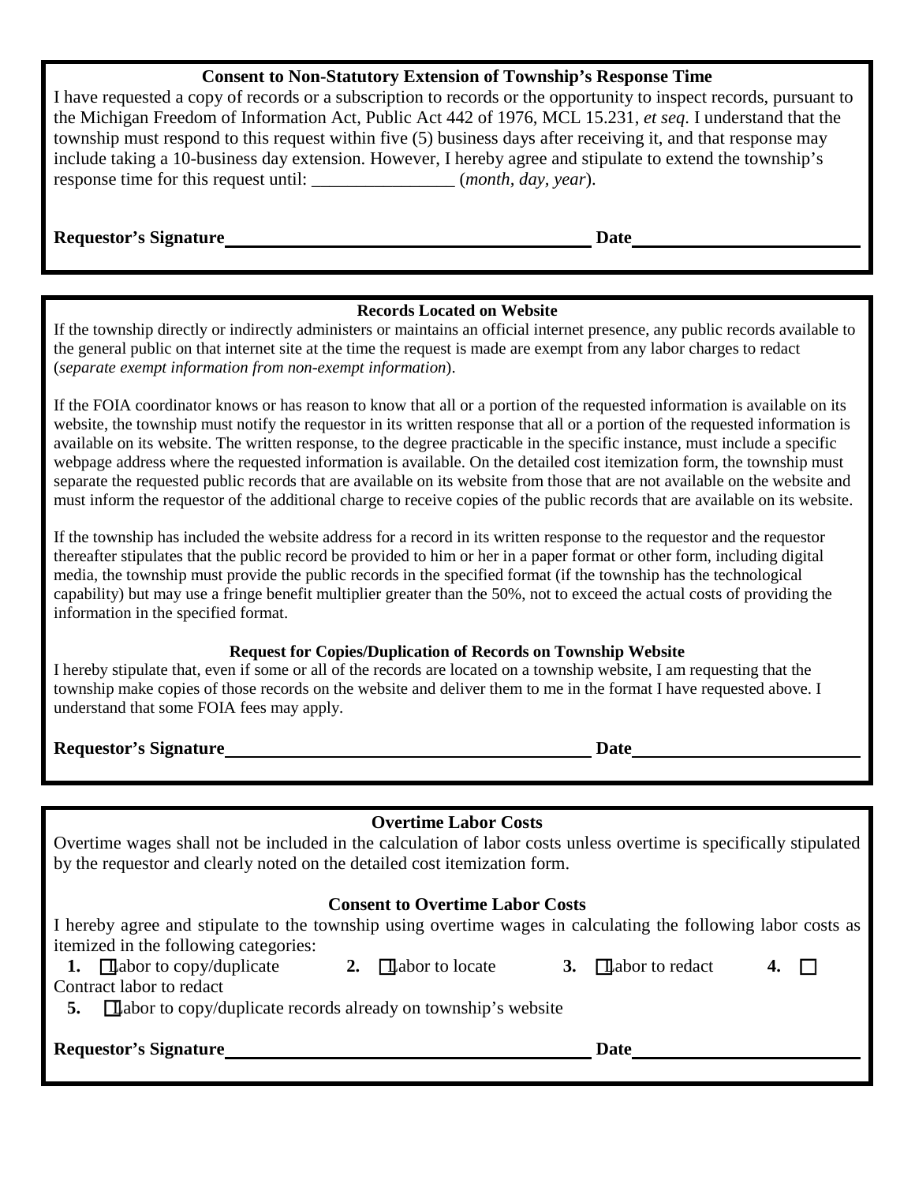### Consent to Non-Statutory Extension of Township's Response Time

I have requested a copy of records or a subscription to records or the opportunity to inspect records, pursuant to the Michigan Freedom of Information Act, Public Act 442 of 1976, MCL 15.231, *et seq*. I understand that the township must respond to this request within five (5) business days after receiving it, and that response may include taking a 10-business day extension. However, I hereby agree and stipulate to extend the township's response time for this request until: ________________ (*month, day, year*).

**Requestor's Signature**\_\_\_\_\_\_\_\_\_\_\_\_\_\_\_\_\_\_\_\_\_\_\_\_\_\_\_\_\_\_\_\_\_\_\_\_\_\_\_\_ **Date**\_\_\_\_\_\_\_\_\_\_\_\_\_\_\_\_\_\_\_\_\_\_\_\_\_\_

### Records Located on Website

If the township directly or indirectly administers or maintains an official internet presence, any public records available to the general public on that internet site at the time the request is made are exempt from any labor charges to redact (*separate exempt information from non-exempt information*).

If the FOIA coordinator knows or has reason to know that all or a portion of the requested information is available on its website, the township must notify the requestor in its written response that all or a portion of the requested information is available on its website. The written response, to the degree practicable in the specific instance, must include a specific webpage address where the requested information is available. On the detailed cost itemization form, the township must separate the requested public records that are available on its website from those that are not available on the website and must inform the requestor of the additional charge to receive copies of the public records that are available on its website.

If the township has included the website address for a record in its written response to the requestor and the requestor thereafter stipulates that the public record be provided to him or her in a paper format or other form, including digital media, the township must provide the public records in the specified format (if the township has the technological capability) but may use a fringe benefit multiplier greater than the 50%, not to exceed the actual costs of providing the information in the specified format.

#### Request for Copies/Duplication of Records on Township Website

I hereby stipulate that, even if some or all of the records are located on a township website, I am requesting that the township make copies of those records on the website and deliver them to me in the format I have requested above. I understand that some FOIA fees may apply.

**Requestor's Signature**\_\_\_\_\_\_\_\_\_\_\_\_\_\_\_\_\_\_\_\_\_\_\_\_\_\_\_\_\_\_\_\_\_\_\_\_\_\_\_\_ **Date**\_\_\_\_\_\_\_\_\_\_\_\_\_\_\_\_\_\_\_\_\_\_\_\_\_\_

### Overtime Labor Costs

Overtime wages shall not be included in the calculation of labor costs unless overtime is specifically stipulated by the requestor and clearly noted on the detailed cost itemization form.

#### Consent to Overtime Labor Costs

I hereby agree and stipulate to the township using overtime wages in calculating the following labor costs as itemized in the following categories:

**1.** ☐ Labor to copy/duplicate **2.** ☐ Labor to locate **3.** ☐ Labor to redact **4.** ☐ Contract labor to redact

**5.** ☐ Labor to copy/duplicate records already on township's website

**Requestor's Signature**\_\_\_\_\_\_\_\_\_\_\_\_\_\_\_\_\_\_\_\_\_\_\_\_\_\_\_\_\_\_\_\_\_\_\_\_\_\_\_\_ **Date**\_\_\_\_\_\_\_\_\_\_\_\_\_\_\_\_\_\_\_\_\_\_\_\_\_\_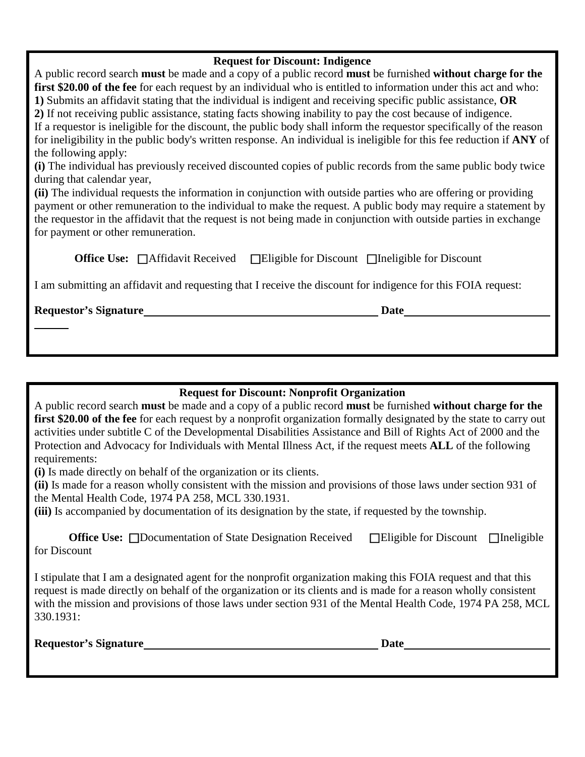### Request for Discount: Indigence

A public record search **must** be made and a copy of a public record **must** be furnished **without charge for the first $20.00 of the fee** for each request by an individual who is entitled to information under this act and who:

**1)** Submits an affidavit stating that the individual is indigent and receiving specific public assistance, **OR**

**2)** If not receiving public assistance, stating facts showing inability to pay the cost because of indigence.

If a requestor is ineligible for the discount, the public body shall inform the requestor specifically of the reason for ineligibility in the public body's written response. An individual is ineligible for this fee reduction if **ANY** of the following apply:

**(i)** The individual has previously received discounted copies of public records from the same public body twice during that calendar year,

**(ii)** The individual requests the information in conjunction with outside parties who are offering or providing payment or other remuneration to the individual to make the request. A public body may require a statement by the requestor in the affidavit that the request is not being made in conjunction with outside parties in exchange for payment or other remuneration.

**Office Use:** ☐Affidavit Received ☐Eligible for Discount ☐Ineligible for Discount

I am submitting an affidavit and requesting that I receive the discount for indigence for this FOIA request:

**Requestor's Signature**\_\_\_\_\_\_\_\_\_\_\_\_\_\_\_\_\_\_\_\_\_\_\_\_\_\_\_\_\_\_\_\_\_\_\_\_\_\_\_\_ **Date**\_\_\_\_\_\_\_\_\_\_\_\_\_\_\_\_\_\_\_\_\_\_\_\_\_

### Request for Discount: Nonprofit Organization

A public record search **must** be made and a copy of a public record **must** be furnished **without charge for the first $20.00 of the fee** for each request by a nonprofit organization formally designated by the state to carry out activities under subtitle C of the Developmental Disabilities Assistance and Bill of Rights Act of 2000 and the Protection and Advocacy for Individuals with Mental Illness Act, if the request meets **ALL** of the following requirements:

**(i)** Is made directly on behalf of the organization or its clients.

**(ii)** Is made for a reason wholly consistent with the mission and provisions of those laws under section 931 of the Mental Health Code, 1974 PA 258, MCL 330.1931.

**(iii)** Is accompanied by documentation of its designation by the state, if requested by the township.

**Office Use:** ☐Documentation of State Designation Received ☐Eligible for Discount ☐Ineligible for Discount

I stipulate that I am a designated agent for the nonprofit organization making this FOIA request and that this request is made directly on behalf of the organization or its clients and is made for a reason wholly consistent with the mission and provisions of those laws under section 931 of the Mental Health Code, 1974 PA 258, MCL 330.1931:

**Requestor's Signature**\_\_\_\_\_\_\_\_\_\_\_\_\_\_\_\_\_\_\_\_\_\_\_\_\_\_\_\_\_\_\_\_\_\_\_\_\_\_\_\_ **Date**\_\_\_\_\_\_\_\_\_\_\_\_\_\_\_\_\_\_\_\_\_\_\_\_\_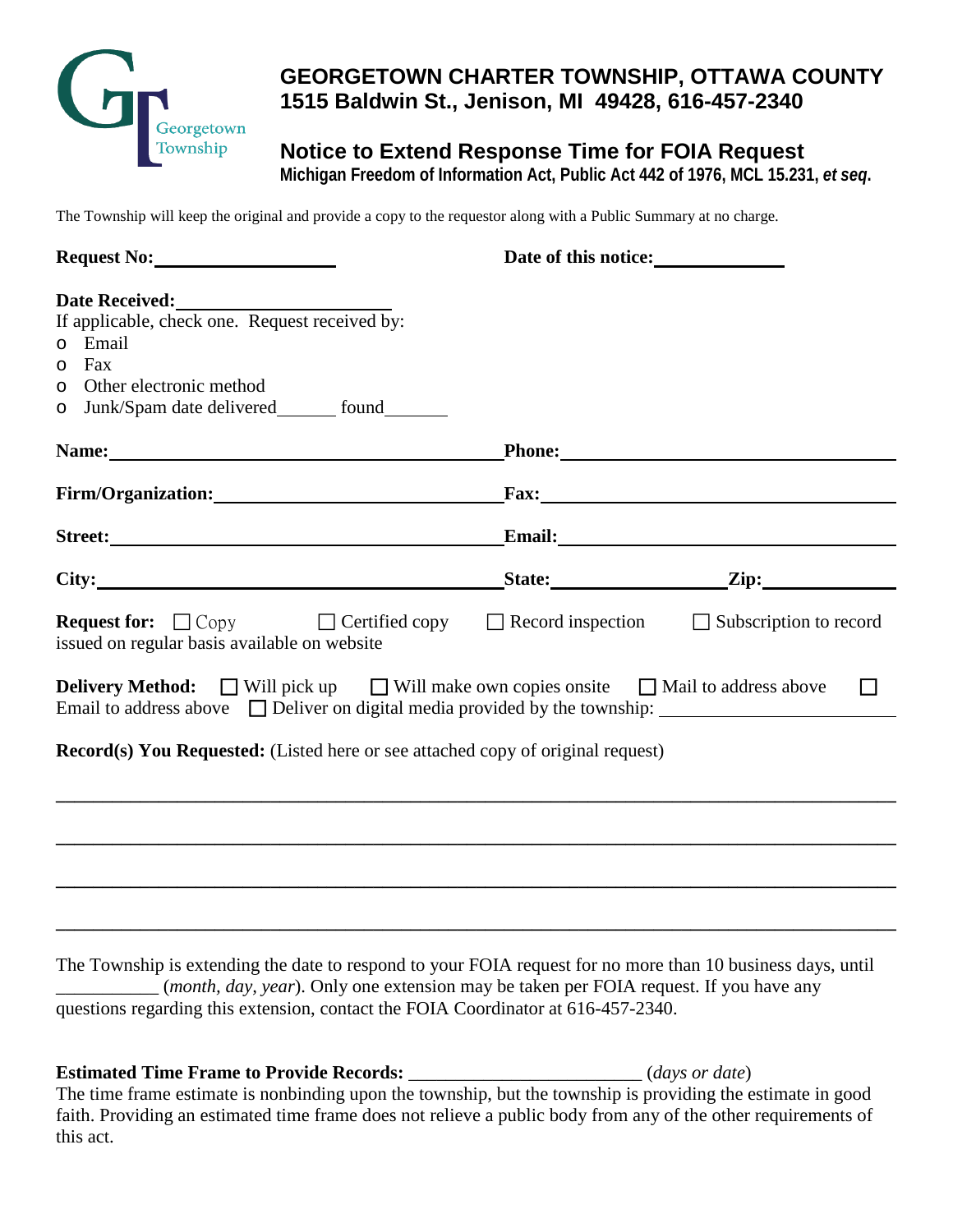# GEORGETOWN CHARTER TOWNSHIP, OTTAWA COUNTY
# 1515 Baldwin St., Jenison, MI 49428, 616-457-2340

## Notice to Extend Response Time for FOIA Request
**Michigan Freedom of Information Act, Public Act 442 of 1976, MCL 15.231, *et seq*.**

The Township will keep the original and provide a copy to the requestor along with a Public Summary at no charge.

**Request No:** ____________________ **Date of this notice:** ______________

**Date Received:** ______________________
If applicable, check one. Request received by:
- o Email
- o Fax
- o Other electronic method
- o Junk/Spam date delivered______ found_______

**Name:** ________________________________________ **Phone:** ________________________________

**Firm/Organization:** ____________________________ **Fax:** __________________________________

**Street:** _______________________________________ **Email:** ________________________________

**City:** ________________________________________ **State:** __________________ **Zip:** ____________

**Request for:** ☐ Copy ☐ Certified copy ☐ Record inspection ☐ Subscription to record issued on regular basis available on website

**Delivery Method:** ☐ Will pick up ☐ Will make own copies onsite ☐ Mail to address above ☐ Email to address above ☐ Deliver on digital media provided by the township: ______________________

**Record(s) You Requested:** (Listed here or see attached copy of original request)

________________________________________________________________________________

________________________________________________________________________________

________________________________________________________________________________

________________________________________________________________________________

The Township is extending the date to respond to your FOIA request for no more than 10 business days, until ___________ (*month, day, year*). Only one extension may be taken per FOIA request. If you have any questions regarding this extension, contact the FOIA Coordinator at 616-457-2340.

**Estimated Time Frame to Provide Records:** ________________________ (*days or date*)
The time frame estimate is nonbinding upon the township, but the township is providing the estimate in good faith. Providing an estimated time frame does not relieve a public body from any of the other requirements of this act.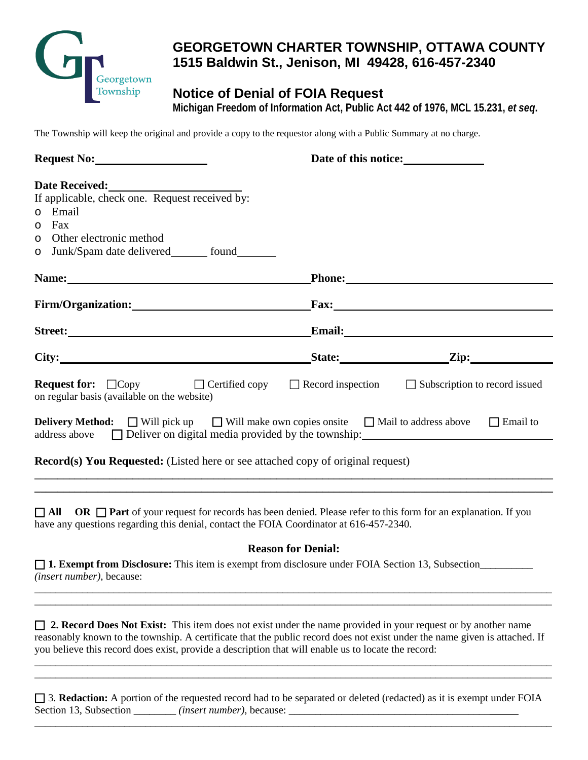# GEORGETOWN CHARTER TOWNSHIP, OTTAWA COUNTY
**1515 Baldwin St., Jenison, MI 49428, 616-457-2340**

## Notice of Denial of FOIA Request
**Michigan Freedom of Information Act, Public Act 442 of 1976, MCL 15.231, *et seq*.**

The Township will keep the original and provide a copy to the requestor along with a Public Summary at no charge.

**Request No:** ____________________ **Date of this notice:** ______________

**Date Received:** ________________________
If applicable, check one. Request received by:
- o Email
- o Fax
- o Other electronic method
- o Junk/Spam date delivered_______ found_______

**Name:** ________________________________ **Phone:** ________________________________

**Firm/Organization:** ________________________ **Fax:** ________________________________

**Street:** ________________________________ **Email:** ________________________________

**City:** ________________________________ **State:** ________________ **Zip:** ____________

**Request for:** ☐Copy ☐ Certified copy ☐ Record inspection ☐ Subscription to record issued on regular basis (available on the website)

**Delivery Method:** ☐ Will pick up ☐ Will make own copies onsite ☐ Mail to address above ☐ Email to address above ☐ Deliver on digital media provided by the township: ____________________

**Record(s) You Requested:** (Listed here or see attached copy of original request)

________________________________________________________________________________

________________________________________________________________________________

☐ **All OR** ☐ **Part** of your request for records has been denied. Please refer to this form for an explanation. If you have any questions regarding this denial, contact the FOIA Coordinator at 616-457-2340.

**Reason for Denial:**

☐ **1. Exempt from Disclosure:** This item is exempt from disclosure under FOIA Section 13, Subsection__________ *(insert number)*, because:

________________________________________________________________________________

________________________________________________________________________________

☐ **2. Record Does Not Exist:** This item does not exist under the name provided in your request or by another name reasonably known to the township. A certificate that the public record does not exist under the name given is attached. If you believe this record does exist, provide a description that will enable us to locate the record:

________________________________________________________________________________

________________________________________________________________________________

☐ 3. **Redaction:** A portion of the requested record had to be separated or deleted (redacted) as it is exempt under FOIA Section 13, Subsection ________ *(insert number)*, because: ____________________________________________

________________________________________________________________________________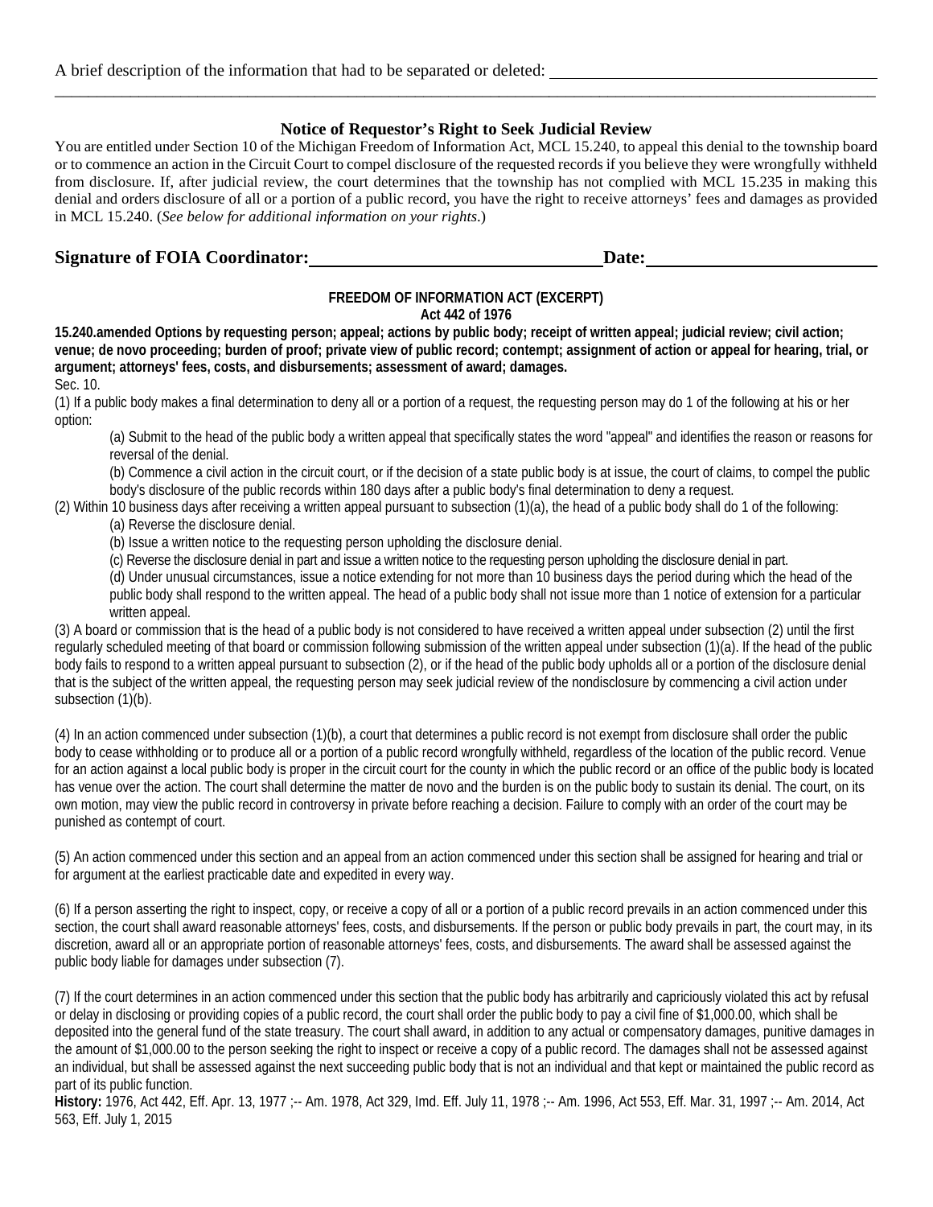A brief description of the information that had to be separated or deleted: ________________________________________

________________________________________________________________________________________________

**Notice of Requestor's Right to Seek Judicial Review**

You are entitled under Section 10 of the Michigan Freedom of Information Act, MCL 15.240, to appeal this denial to the township board or to commence an action in the Circuit Court to compel disclosure of the requested records if you believe they were wrongfully withheld from disclosure. If, after judicial review, the court determines that the township has not complied with MCL 15.235 in making this denial and orders disclosure of all or a portion of a public record, you have the right to receive attorneys' fees and damages as provided in MCL 15.240. (*See below for additional information on your rights*.)

**Signature of FOIA Coordinator:** ______________________ **Date:** ______________________

**FREEDOM OF INFORMATION ACT (EXCERPT)**
**Act 442 of 1976**

**15.240.amended Options by requesting person; appeal; actions by public body; receipt of written appeal; judicial review; civil action; venue; de novo proceeding; burden of proof; private view of public record; contempt; assignment of action or appeal for hearing, trial, or argument; attorneys' fees, costs, and disbursements; assessment of award; damages.**

Sec. 10.

(1) If a public body makes a final determination to deny all or a portion of a request, the requesting person may do 1 of the following at his or her option:

(a) Submit to the head of the public body a written appeal that specifically states the word "appeal" and identifies the reason or reasons for reversal of the denial.

(b) Commence a civil action in the circuit court, or if the decision of a state public body is at issue, the court of claims, to compel the public body's disclosure of the public records within 180 days after a public body's final determination to deny a request.

(2) Within 10 business days after receiving a written appeal pursuant to subsection (1)(a), the head of a public body shall do 1 of the following:

(a) Reverse the disclosure denial.

(b) Issue a written notice to the requesting person upholding the disclosure denial.

(c) Reverse the disclosure denial in part and issue a written notice to the requesting person upholding the disclosure denial in part.

(d) Under unusual circumstances, issue a notice extending for not more than 10 business days the period during which the head of the public body shall respond to the written appeal. The head of a public body shall not issue more than 1 notice of extension for a particular written appeal.

(3) A board or commission that is the head of a public body is not considered to have received a written appeal under subsection (2) until the first regularly scheduled meeting of that board or commission following submission of the written appeal under subsection (1)(a). If the head of the public body fails to respond to a written appeal pursuant to subsection (2), or if the head of the public body upholds all or a portion of the disclosure denial that is the subject of the written appeal, the requesting person may seek judicial review of the nondisclosure by commencing a civil action under subsection (1)(b).

(4) In an action commenced under subsection (1)(b), a court that determines a public record is not exempt from disclosure shall order the public body to cease withholding or to produce all or a portion of a public record wrongfully withheld, regardless of the location of the public record. Venue for an action against a local public body is proper in the circuit court for the county in which the public record or an office of the public body is located has venue over the action. The court shall determine the matter de novo and the burden is on the public body to sustain its denial. The court, on its own motion, may view the public record in controversy in private before reaching a decision. Failure to comply with an order of the court may be punished as contempt of court.

(5) An action commenced under this section and an appeal from an action commenced under this section shall be assigned for hearing and trial or for argument at the earliest practicable date and expedited in every way.

(6) If a person asserting the right to inspect, copy, or receive a copy of all or a portion of a public record prevails in an action commenced under this section, the court shall award reasonable attorneys' fees, costs, and disbursements. If the person or public body prevails in part, the court may, in its discretion, award all or an appropriate portion of reasonable attorneys' fees, costs, and disbursements. The award shall be assessed against the public body liable for damages under subsection (7).

(7) If the court determines in an action commenced under this section that the public body has arbitrarily and capriciously violated this act by refusal or delay in disclosing or providing copies of a public record, the court shall order the public body to pay a civil fine of $1,000.00, which shall be deposited into the general fund of the state treasury. The court shall award, in addition to any actual or compensatory damages, punitive damages in the amount of $1,000.00 to the person seeking the right to inspect or receive a copy of a public record. The damages shall not be assessed against an individual, but shall be assessed against the next succeeding public body that is not an individual and that kept or maintained the public record as part of its public function.

**History:** 1976, Act 442, Eff. Apr. 13, 1977 ;-- Am. 1978, Act 329, Imd. Eff. July 11, 1978 ;-- Am. 1996, Act 553, Eff. Mar. 31, 1997 ;-- Am. 2014, Act 563, Eff. July 1, 2015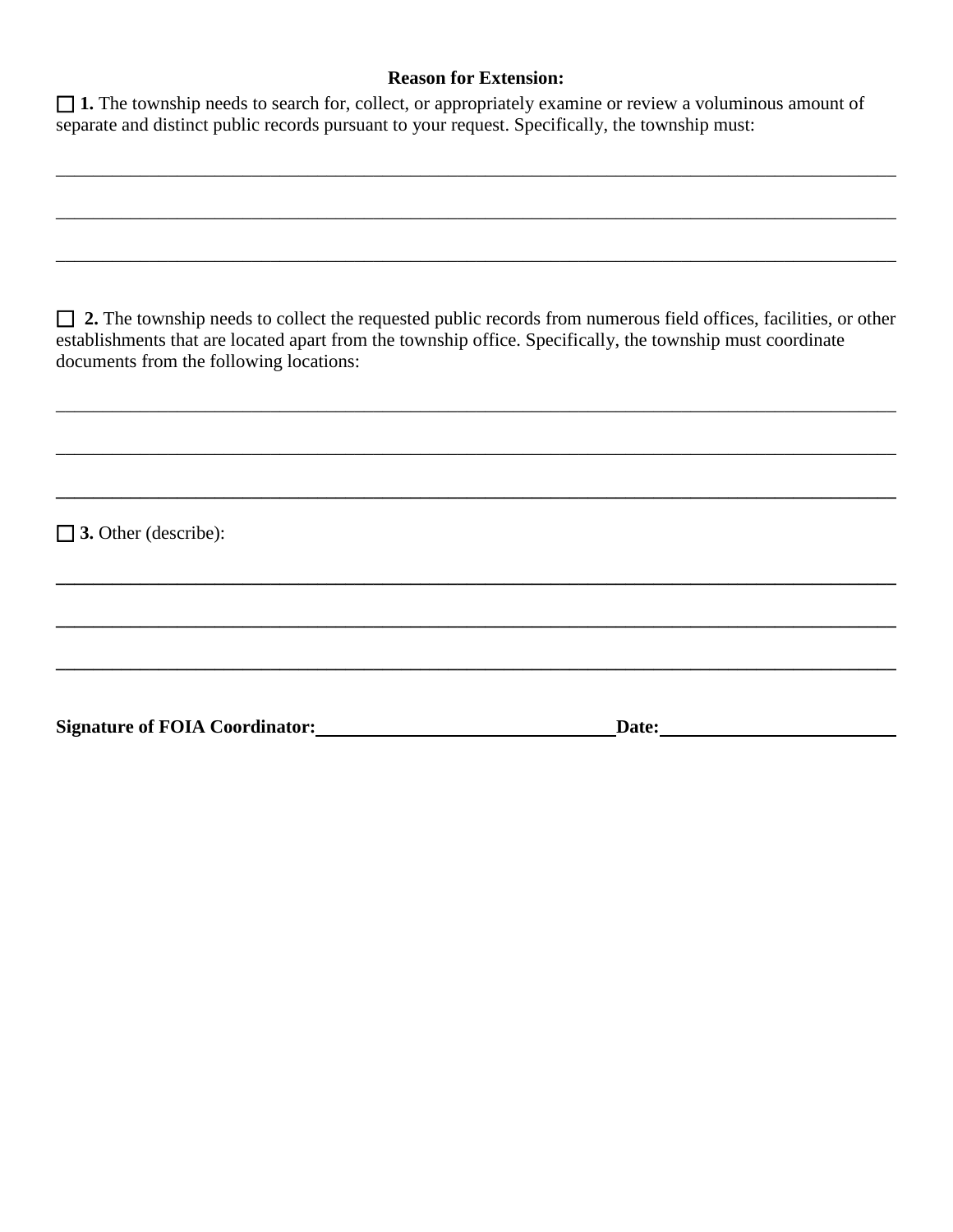**Reason for Extension:**

☐ **1.** The township needs to search for, collect, or appropriately examine or review a voluminous amount of separate and distinct public records pursuant to your request. Specifically, the township must:

______________________________________________________________________________

______________________________________________________________________________

______________________________________________________________________________

☐ **2.** The township needs to collect the requested public records from numerous field offices, facilities, or other establishments that are located apart from the township office. Specifically, the township must coordinate documents from the following locations:

______________________________________________________________________________

______________________________________________________________________________

______________________________________________________________________________

☐ **3.** Other (describe):

______________________________________________________________________________

______________________________________________________________________________

______________________________________________________________________________

**Signature of FOIA Coordinator:** ______________________________ **Date:** ______________________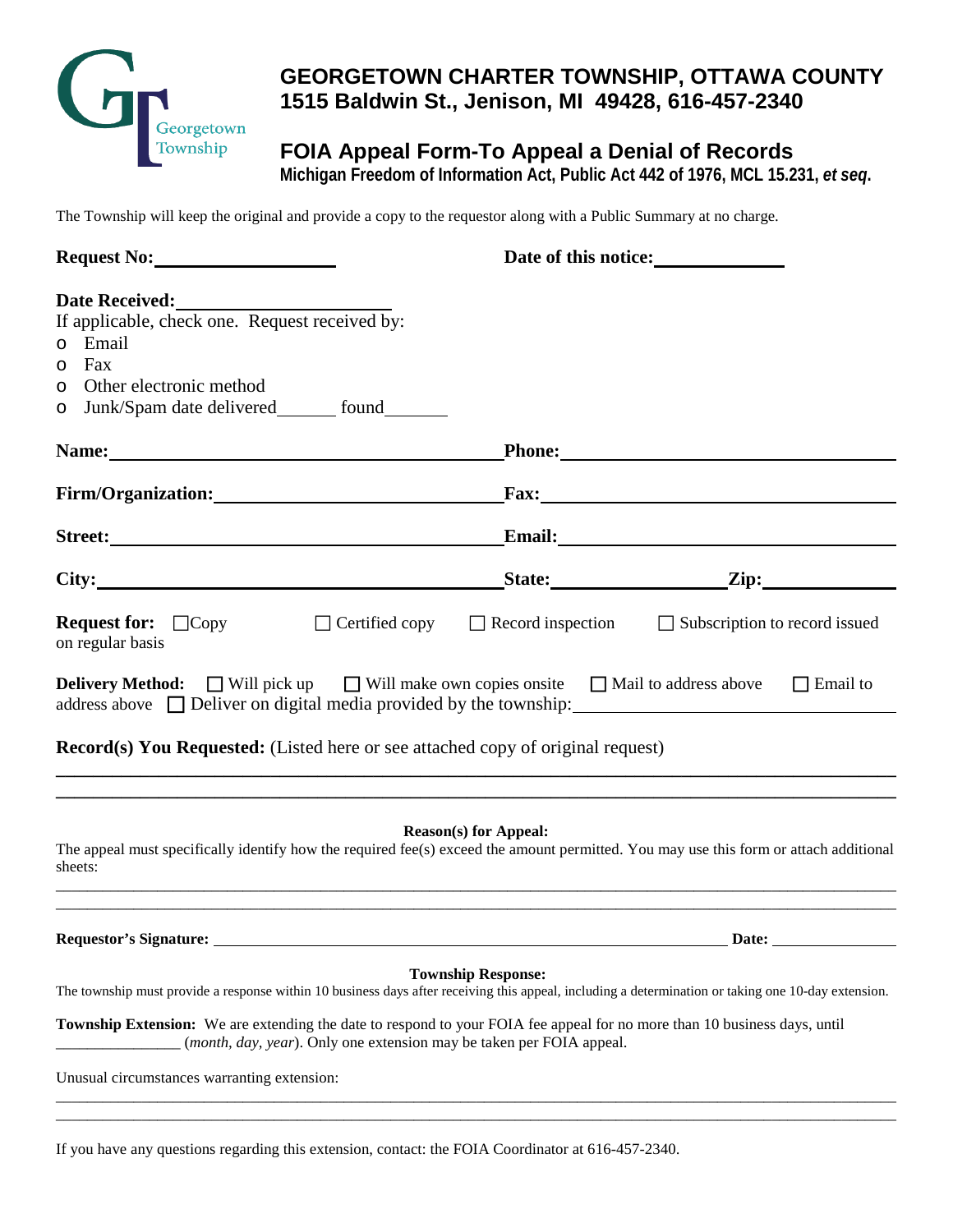# GEORGETOWN CHARTER TOWNSHIP, OTTAWA COUNTY
## 1515 Baldwin St., Jenison, MI 49428, 616-457-2340

## FOIA Appeal Form-To Appeal a Denial of Records
**Michigan Freedom of Information Act, Public Act 442 of 1976, MCL 15.231, *et seq*.**

The Township will keep the original and provide a copy to the requestor along with a Public Summary at no charge.

**Request No:** ____________________ **Date of this notice:** ______________

**Date Received:** ________________________
If applicable, check one. Request received by:
- Email
- Fax
- Other electronic method
- Junk/Spam date delivered_______ found_______

**Name:** ____________________ **Phone:** ____________________

**Firm/Organization:** ____________________ **Fax:** ____________________

**Street:** ____________________ **Email:** ____________________

**City:** ____________________ **State:** ____________ **Zip:** ____________

**Request for:** ☐ Copy ☐ Certified copy ☐ Record inspection ☐ Subscription to record issued on regular basis

**Delivery Method:** ☐ Will pick up ☐ Will make own copies onsite ☐ Mail to address above ☐ Email to address above ☐ Deliver on digital media provided by the township: ____________________

**Record(s) You Requested:** (Listed here or see attached copy of original request)

______________________________________________________________________________

______________________________________________________________________________

**Reason(s) for Appeal:**

The appeal must specifically identify how the required fee(s) exceed the amount permitted. You may use this form or attach additional sheets:

______________________________________________________________________________

______________________________________________________________________________

**Requestor's Signature:** ________________________________________ **Date:** ______________

**Township Response:**

The township must provide a response within 10 business days after receiving this appeal, including a determination or taking one 10-day extension.

**Township Extension:** We are extending the date to respond to your FOIA fee appeal for no more than 10 business days, until ________________ (*month, day, year*). Only one extension may be taken per FOIA appeal.

Unusual circumstances warranting extension:

______________________________________________________________________________

______________________________________________________________________________

If you have any questions regarding this extension, contact: the FOIA Coordinator at 616-457-2340.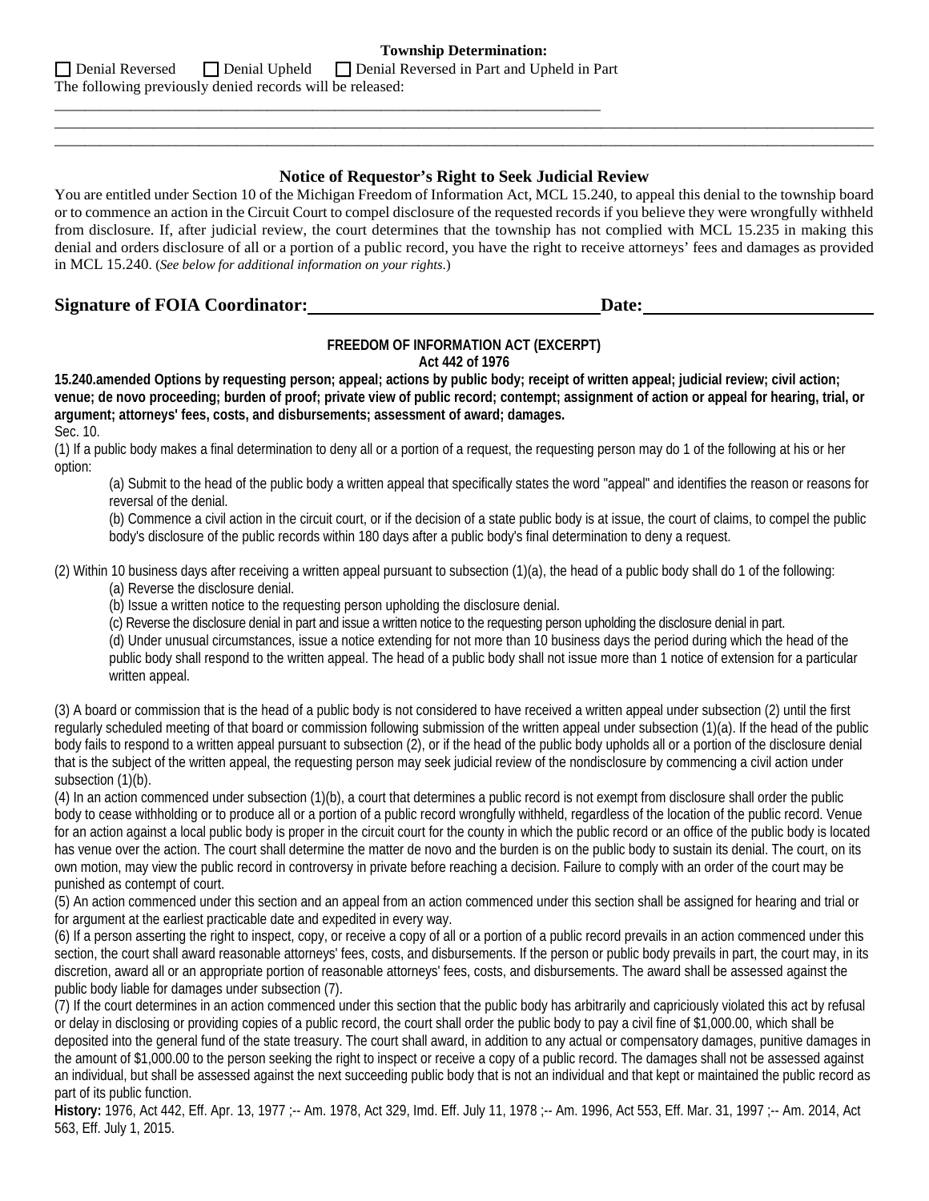**Township Determination:**

☐ Denial Reversed ☐ Denial Upheld ☐ Denial Reversed in Part and Upheld in Part

The following previously denied records will be released:

\_\_\_\_\_\_\_\_\_\_\_\_\_\_\_\_\_\_\_\_\_\_\_\_\_\_\_\_\_\_\_\_\_\_\_\_\_\_\_\_\_\_\_\_\_\_\_\_\_\_\_\_\_\_\_\_\_\_\_\_\_\_\_\_\_\_\_\_\_\_\_\_

\_\_\_\_\_\_\_\_\_\_\_\_\_\_\_\_\_\_\_\_\_\_\_\_\_\_\_\_\_\_\_\_\_\_\_\_\_\_\_\_\_\_\_\_\_\_\_\_\_\_\_\_\_\_\_\_\_\_\_\_\_\_\_\_\_\_\_\_\_\_\_\_\_\_\_\_\_\_\_\_\_\_\_\_\_\_\_\_\_\_\_\_\_\_\_\_\_\_\_\_

\_\_\_\_\_\_\_\_\_\_\_\_\_\_\_\_\_\_\_\_\_\_\_\_\_\_\_\_\_\_\_\_\_\_\_\_\_\_\_\_\_\_\_\_\_\_\_\_\_\_\_\_\_\_\_\_\_\_\_\_\_\_\_\_\_\_\_\_\_\_\_\_\_\_\_\_\_\_\_\_\_\_\_\_\_\_\_\_\_\_\_\_\_\_\_\_\_\_\_\_

### Notice of Requestor's Right to Seek Judicial Review

You are entitled under Section 10 of the Michigan Freedom of Information Act, MCL 15.240, to appeal this denial to the township board or to commence an action in the Circuit Court to compel disclosure of the requested records if you believe they were wrongfully withheld from disclosure. If, after judicial review, the court determines that the township has not complied with MCL 15.235 in making this denial and orders disclosure of all or a portion of a public record, you have the right to receive attorneys' fees and damages as provided in MCL 15.240. (*See below for additional information on your rights.*)

**Signature of FOIA Coordinator:** \_\_\_\_\_\_\_\_\_\_\_\_\_\_\_\_\_\_\_\_\_\_\_\_\_\_\_\_\_\_ **Date:** \_\_\_\_\_\_\_\_\_\_\_\_\_\_\_\_\_\_\_\_\_\_\_\_

**FREEDOM OF INFORMATION ACT (EXCERPT)**
**Act 442 of 1976**

**15.240.amended Options by requesting person; appeal; actions by public body; receipt of written appeal; judicial review; civil action; venue; de novo proceeding; burden of proof; private view of public record; contempt; assignment of action or appeal for hearing, trial, or argument; attorneys' fees, costs, and disbursements; assessment of award; damages.**

Sec. 10.

(1) If a public body makes a final determination to deny all or a portion of a request, the requesting person may do 1 of the following at his or her option:

(a) Submit to the head of the public body a written appeal that specifically states the word "appeal" and identifies the reason or reasons for reversal of the denial.

(b) Commence a civil action in the circuit court, or if the decision of a state public body is at issue, the court of claims, to compel the public body's disclosure of the public records within 180 days after a public body's final determination to deny a request.

(2) Within 10 business days after receiving a written appeal pursuant to subsection (1)(a), the head of a public body shall do 1 of the following:

(a) Reverse the disclosure denial.

(b) Issue a written notice to the requesting person upholding the disclosure denial.

(c) Reverse the disclosure denial in part and issue a written notice to the requesting person upholding the disclosure denial in part.

(d) Under unusual circumstances, issue a notice extending for not more than 10 business days the period during which the head of the public body shall respond to the written appeal. The head of a public body shall not issue more than 1 notice of extension for a particular written appeal.

(3) A board or commission that is the head of a public body is not considered to have received a written appeal under subsection (2) until the first regularly scheduled meeting of that board or commission following submission of the written appeal under subsection (1)(a). If the head of the public body fails to respond to a written appeal pursuant to subsection (2), or if the head of the public body upholds all or a portion of the disclosure denial that is the subject of the written appeal, the requesting person may seek judicial review of the nondisclosure by commencing a civil action under subsection (1)(b).

(4) In an action commenced under subsection (1)(b), a court that determines a public record is not exempt from disclosure shall order the public body to cease withholding or to produce all or a portion of a public record wrongfully withheld, regardless of the location of the public record. Venue for an action against a local public body is proper in the circuit court for the county in which the public record or an office of the public body is located has venue over the action. The court shall determine the matter de novo and the burden is on the public body to sustain its denial. The court, on its own motion, may view the public record in controversy in private before reaching a decision. Failure to comply with an order of the court may be punished as contempt of court.

(5) An action commenced under this section and an appeal from an action commenced under this section shall be assigned for hearing and trial or for argument at the earliest practicable date and expedited in every way.

(6) If a person asserting the right to inspect, copy, or receive a copy of all or a portion of a public record prevails in an action commenced under this section, the court shall award reasonable attorneys' fees, costs, and disbursements. If the person or public body prevails in part, the court may, in its discretion, award all or an appropriate portion of reasonable attorneys' fees, costs, and disbursements. The award shall be assessed against the public body liable for damages under subsection (7).

(7) If the court determines in an action commenced under this section that the public body has arbitrarily and capriciously violated this act by refusal or delay in disclosing or providing copies of a public record, the court shall order the public body to pay a civil fine of $1,000.00, which shall be deposited into the general fund of the state treasury. The court shall award, in addition to any actual or compensatory damages, punitive damages in the amount of $1,000.00 to the person seeking the right to inspect or receive a copy of a public record. The damages shall not be assessed against an individual, but shall be assessed against the next succeeding public body that is not an individual and that kept or maintained the public record as part of its public function.

**History:** 1976, Act 442, Eff. Apr. 13, 1977 ;-- Am. 1978, Act 329, Imd. Eff. July 11, 1978 ;-- Am. 1996, Act 553, Eff. Mar. 31, 1997 ;-- Am. 2014, Act 563, Eff. July 1, 2015.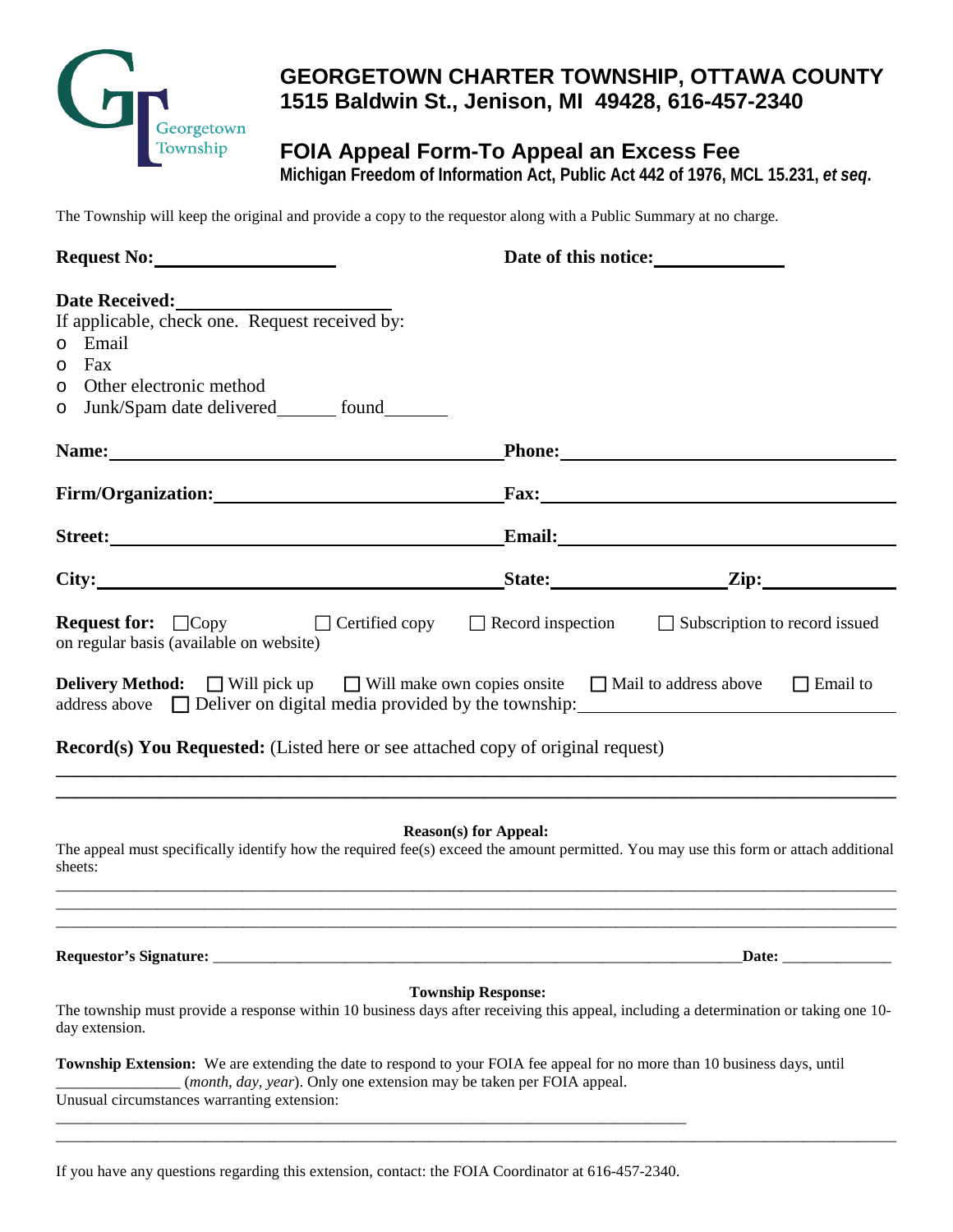# GEORGETOWN CHARTER TOWNSHIP, OTTAWA COUNTY
**1515 Baldwin St., Jenison, MI 49428, 616-457-2340**

## FOIA Appeal Form-To Appeal an Excess Fee
**Michigan Freedom of Information Act, Public Act 442 of 1976, MCL 15.231, *et seq*.**

The Township will keep the original and provide a copy to the requestor along with a Public Summary at no charge.

**Request No:**____________________ **Date of this notice:**______________

**Date Received:**______________________
If applicable, check one. Request received by:
- o Email
- o Fax
- o Other electronic method
- o Junk/Spam date delivered_______ found_______

**Name:**_________________________________________ **Phone:**_________________________________

**Firm/Organization:**_____________________________ **Fax:**___________________________________

**Street:**_______________________________________ **Email:**_________________________________

**City:**_________________________________________ **State:**__________________ **Zip:**______________

**Request for:** ☐Copy ☐ Certified copy ☐ Record inspection ☐ Subscription to record issued on regular basis (available on website)

**Delivery Method:** ☐ Will pick up ☐ Will make own copies onsite ☐ Mail to address above ☐ Email to address above ☐ Deliver on digital media provided by the township:______________________________

**Record(s) You Requested:** (Listed here or see attached copy of original request)

________________________________________________________________________________________

________________________________________________________________________________________

**Reason(s) for Appeal:**

The appeal must specifically identify how the required fee(s) exceed the amount permitted. You may use this form or attach additional sheets:

________________________________________________________________________________________

________________________________________________________________________________________

________________________________________________________________________________________

**Requestor's Signature:** _________________________________________________________________**Date:** ______________

**Township Response:**

The township must provide a response within 10 business days after receiving this appeal, including a determination or taking one 10-day extension.

**Township Extension:** We are extending the date to respond to your FOIA fee appeal for no more than 10 business days, until ________________ (*month, day, year*). Only one extension may be taken per FOIA appeal.
Unusual circumstances warranting extension:

________________________________________________________________________________

________________________________________________________________________________________

If you have any questions regarding this extension, contact: the FOIA Coordinator at 616-457-2340.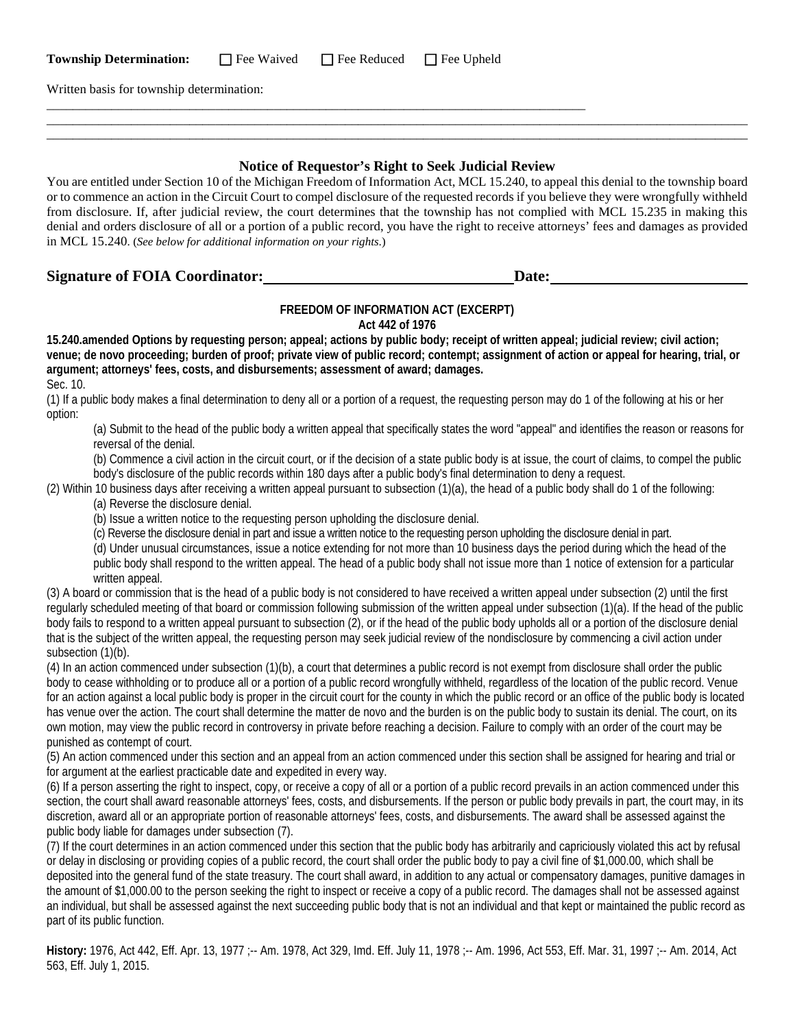**Township Determination:** ☐ Fee Waived ☐ Fee Reduced ☐ Fee Upheld

Written basis for township determination:

\_\_\_\_\_\_\_\_\_\_\_\_\_\_\_\_\_\_\_\_\_\_\_\_\_\_\_\_\_\_\_\_\_\_\_\_\_\_\_\_\_\_\_\_\_\_\_\_\_\_\_\_\_\_\_\_\_\_\_\_\_\_\_\_\_\_\_\_\_\_\_\_\_\_\_\_\_\_

\_\_\_\_\_\_\_\_\_\_\_\_\_\_\_\_\_\_\_\_\_\_\_\_\_\_\_\_\_\_\_\_\_\_\_\_\_\_\_\_\_\_\_\_\_\_\_\_\_\_\_\_\_\_\_\_\_\_\_\_\_\_\_\_\_\_\_\_\_\_\_\_\_\_\_\_\_\_\_\_\_\_\_\_\_\_\_\_\_\_\_\_\_\_\_\_\_\_\_\_\_\_\_\_\_\_

\_\_\_\_\_\_\_\_\_\_\_\_\_\_\_\_\_\_\_\_\_\_\_\_\_\_\_\_\_\_\_\_\_\_\_\_\_\_\_\_\_\_\_\_\_\_\_\_\_\_\_\_\_\_\_\_\_\_\_\_\_\_\_\_\_\_\_\_\_\_\_\_\_\_\_\_\_\_\_\_\_\_\_\_\_\_\_\_\_\_\_\_\_\_\_\_\_\_\_\_\_\_\_\_\_\_

### Notice of Requestor's Right to Seek Judicial Review

You are entitled under Section 10 of the Michigan Freedom of Information Act, MCL 15.240, to appeal this denial to the township board or to commence an action in the Circuit Court to compel disclosure of the requested records if you believe they were wrongfully withheld from disclosure. If, after judicial review, the court determines that the township has not complied with MCL 15.235 in making this denial and orders disclosure of all or a portion of a public record, you have the right to receive attorneys' fees and damages as provided in MCL 15.240. (*See below for additional information on your rights.*)

**Signature of FOIA Coordinator:** \_\_\_\_\_\_\_\_\_\_\_\_\_\_\_\_\_\_\_\_\_\_\_\_\_\_\_\_ **Date:** \_\_\_\_\_\_\_\_\_\_\_\_\_\_\_\_\_\_\_\_

**FREEDOM OF INFORMATION ACT (EXCERPT)**
**Act 442 of 1976**

**15.240.amended Options by requesting person; appeal; actions by public body; receipt of written appeal; judicial review; civil action; venue; de novo proceeding; burden of proof; private view of public record; contempt; assignment of action or appeal for hearing, trial, or argument; attorneys' fees, costs, and disbursements; assessment of award; damages.**

Sec. 10.

(1) If a public body makes a final determination to deny all or a portion of a request, the requesting person may do 1 of the following at his or her option:

(a) Submit to the head of the public body a written appeal that specifically states the word "appeal" and identifies the reason or reasons for reversal of the denial.

(b) Commence a civil action in the circuit court, or if the decision of a state public body is at issue, the court of claims, to compel the public body's disclosure of the public records within 180 days after a public body's final determination to deny a request.

(2) Within 10 business days after receiving a written appeal pursuant to subsection (1)(a), the head of a public body shall do 1 of the following:

(a) Reverse the disclosure denial.

(b) Issue a written notice to the requesting person upholding the disclosure denial.

(c) Reverse the disclosure denial in part and issue a written notice to the requesting person upholding the disclosure denial in part.

(d) Under unusual circumstances, issue a notice extending for not more than 10 business days the period during which the head of the public body shall respond to the written appeal. The head of a public body shall not issue more than 1 notice of extension for a particular written appeal.

(3) A board or commission that is the head of a public body is not considered to have received a written appeal under subsection (2) until the first regularly scheduled meeting of that board or commission following submission of the written appeal under subsection (1)(a). If the head of the public body fails to respond to a written appeal pursuant to subsection (2), or if the head of the public body upholds all or a portion of the disclosure denial that is the subject of the written appeal, the requesting person may seek judicial review of the nondisclosure by commencing a civil action under subsection (1)(b).

(4) In an action commenced under subsection (1)(b), a court that determines a public record is not exempt from disclosure shall order the public body to cease withholding or to produce all or a portion of a public record wrongfully withheld, regardless of the location of the public record. Venue for an action against a local public body is proper in the circuit court for the county in which the public record or an office of the public body is located has venue over the action. The court shall determine the matter de novo and the burden is on the public body to sustain its denial. The court, on its own motion, may view the public record in controversy in private before reaching a decision. Failure to comply with an order of the court may be punished as contempt of court.

(5) An action commenced under this section and an appeal from an action commenced under this section shall be assigned for hearing and trial or for argument at the earliest practicable date and expedited in every way.

(6) If a person asserting the right to inspect, copy, or receive a copy of all or a portion of a public record prevails in an action commenced under this section, the court shall award reasonable attorneys' fees, costs, and disbursements. If the person or public body prevails in part, the court may, in its discretion, award all or an appropriate portion of reasonable attorneys' fees, costs, and disbursements. The award shall be assessed against the public body liable for damages under subsection (7).

(7) If the court determines in an action commenced under this section that the public body has arbitrarily and capriciously violated this act by refusal or delay in disclosing or providing copies of a public record, the court shall order the public body to pay a civil fine of $1,000.00, which shall be deposited into the general fund of the state treasury. The court shall award, in addition to any actual or compensatory damages, punitive damages in the amount of $1,000.00 to the person seeking the right to inspect or receive a copy of a public record. The damages shall not be assessed against an individual, but shall be assessed against the next succeeding public body that is not an individual and that kept or maintained the public record as part of its public function.

**History:** 1976, Act 442, Eff. Apr. 13, 1977 ;-- Am. 1978, Act 329, Imd. Eff. July 11, 1978 ;-- Am. 1996, Act 553, Eff. Mar. 31, 1997 ;-- Am. 2014, Act 563, Eff. July 1, 2015.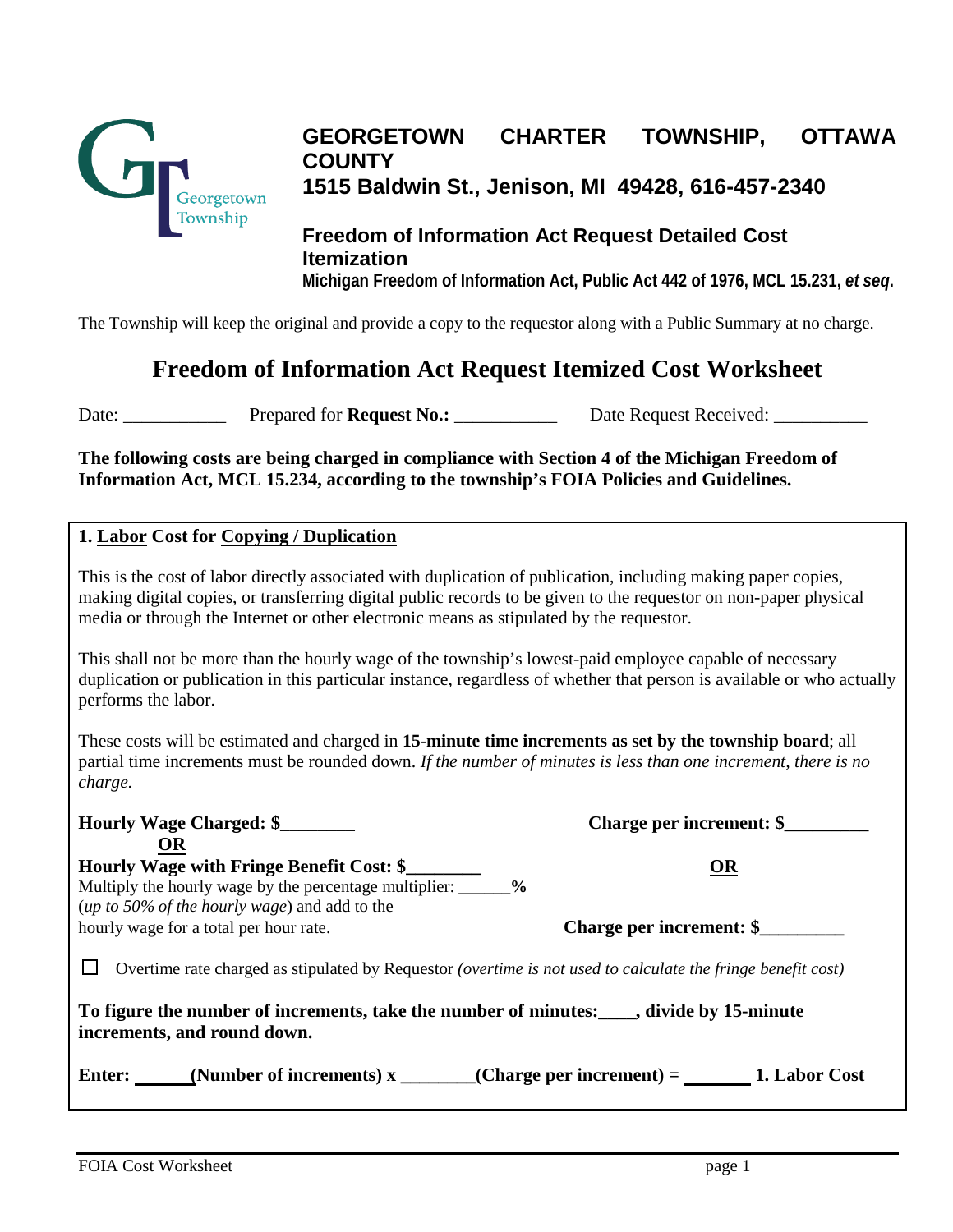# GEORGETOWN CHARTER TOWNSHIP, OTTAWA COUNTY

**1515 Baldwin St., Jenison, MI 49428, 616-457-2340**

**Freedom of Information Act Request Detailed Cost Itemization**

**Michigan Freedom of Information Act, Public Act 442 of 1976, MCL 15.231, *et seq.***

The Township will keep the original and provide a copy to the requestor along with a Public Summary at no charge.

## Freedom of Information Act Request Itemized Cost Worksheet

Date: ___________ Prepared for **Request No.:** ___________ Date Request Received: __________

**The following costs are being charged in compliance with Section 4 of the Michigan Freedom of Information Act, MCL 15.234, according to the township's FOIA Policies and Guidelines.**

### 1. Labor Cost for Copying / Duplication

This is the cost of labor directly associated with duplication of publication, including making paper copies, making digital copies, or transferring digital public records to be given to the requestor on non-paper physical media or through the Internet or other electronic means as stipulated by the requestor.

This shall not be more than the hourly wage of the township's lowest-paid employee capable of necessary duplication or publication in this particular instance, regardless of whether that person is available or who actually performs the labor.

These costs will be estimated and charged in **15-minute time increments as set by the township board**; all partial time increments must be rounded down. *If the number of minutes is less than one increment, there is no charge.*

**Hourly Wage Charged: $**________ **Charge per increment: $**_________

**OR** **OR**

**Hourly Wage with Fringe Benefit Cost: $**________

Multiply the hourly wage by the percentage multiplier: ______**%**
(*up to 50% of the hourly wage*) and add to the hourly wage for a total per hour rate.

**Charge per increment: $**_________

☐ Overtime rate charged as stipulated by Requestor *(overtime is not used to calculate the fringe benefit cost)*

**To figure the number of increments, take the number of minutes:____, divide by 15-minute increments, and round down.**

**Enter: ______(Number of increments) x ________(Charge per increment) = _______ 1. Labor Cost**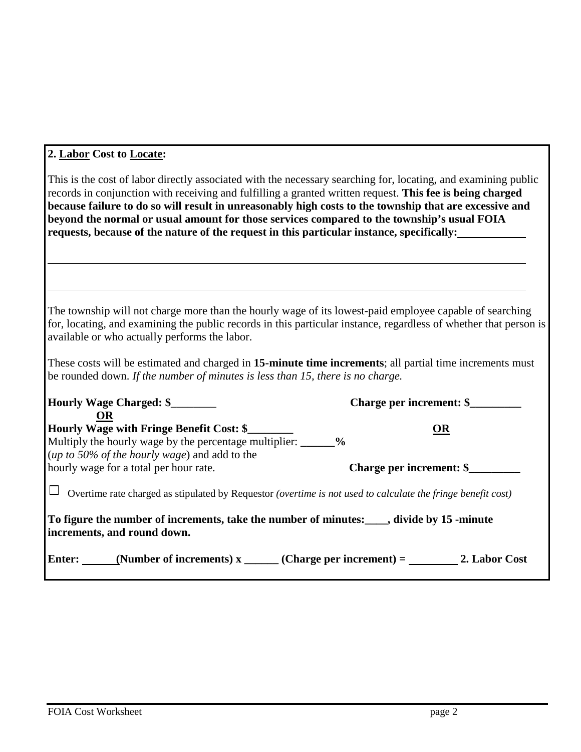**2. <u>Labor</u> Cost to <u>Locate</u>:**

This is the cost of labor directly associated with the necessary searching for, locating, and examining public records in conjunction with receiving and fulfilling a granted written request. **This fee is being charged because failure to do so will result in unreasonably high costs to the township that are excessive and beyond the normal or usual amount for those services compared to the township's usual FOIA requests, because of the nature of the request in this particular instance, specifically:**\_\_\_\_\_\_\_\_\_\_\_\_

\_\_\_\_\_\_\_\_\_\_\_\_\_\_\_\_\_\_\_\_\_\_\_\_\_\_\_\_\_\_\_\_\_\_\_\_\_\_\_\_\_\_\_\_\_\_\_\_\_\_\_\_\_\_\_\_\_\_\_\_\_\_\_\_\_\_\_\_\_\_\_\_\_\_\_\_\_\_

\_\_\_\_\_\_\_\_\_\_\_\_\_\_\_\_\_\_\_\_\_\_\_\_\_\_\_\_\_\_\_\_\_\_\_\_\_\_\_\_\_\_\_\_\_\_\_\_\_\_\_\_\_\_\_\_\_\_\_\_\_\_\_\_\_\_\_\_\_\_\_\_\_\_\_\_\_\_

The township will not charge more than the hourly wage of its lowest-paid employee capable of searching for, locating, and examining the public records in this particular instance, regardless of whether that person is available or who actually performs the labor.

These costs will be estimated and charged in **15-minute time increments**; all partial time increments must be rounded down. *If the number of minutes is less than 15, there is no charge.*

**Hourly Wage Charged: $**\_\_\_\_\_\_\_\_ **Charge per increment: $\_\_\_\_\_\_\_\_\_**

**<u>OR</u>**

**Hourly Wage with Fringe Benefit Cost: $\_\_\_\_\_\_\_\_** **<u>OR</u>**

Multiply the hourly wage by the percentage multiplier: **\_\_\_\_\_\_%** (*up to 50% of the hourly wage*) and add to the hourly wage for a total per hour rate. **Charge per increment: $\_\_\_\_\_\_\_\_\_**

☐ Overtime rate charged as stipulated by Requestor *(overtime is not used to calculate the fringe benefit cost)*

**To figure the number of increments, take the number of minutes:\_\_\_\_, divide by 15 -minute increments, and round down.**

**Enter: \_\_\_\_\_\_(Number of increments) x \_\_\_\_\_\_ (Charge per increment) = \_\_\_\_\_\_\_\_\_ 2. Labor Cost**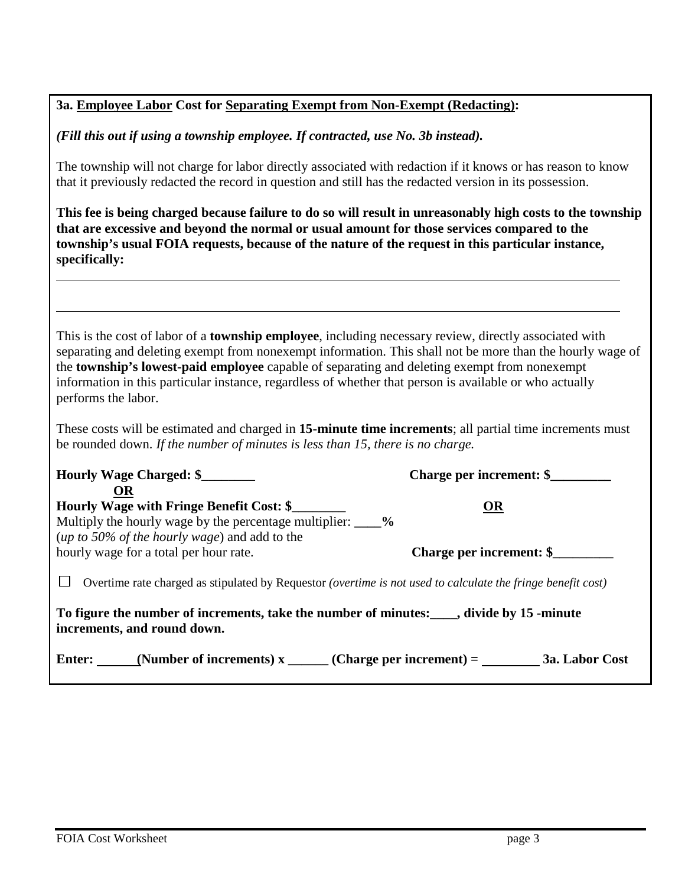**3a. Employee Labor Cost for Separating Exempt from Non-Exempt (Redacting):**

***(Fill this out if using a township employee. If contracted, use No. 3b instead).***

The township will not charge for labor directly associated with redaction if it knows or has reason to know that it previously redacted the record in question and still has the redacted version in its possession.

**This fee is being charged because failure to do so will result in unreasonably high costs to the township that are excessive and beyond the normal or usual amount for those services compared to the township's usual FOIA requests, because of the nature of the request in this particular instance, specifically:**

_______________________________________________________________________________

_______________________________________________________________________________

This is the cost of labor of a **township employee**, including necessary review, directly associated with separating and deleting exempt from nonexempt information. This shall not be more than the hourly wage of the **township's lowest-paid employee** capable of separating and deleting exempt from nonexempt information in this particular instance, regardless of whether that person is available or who actually performs the labor.

These costs will be estimated and charged in **15-minute time increments**; all partial time increments must be rounded down. *If the number of minutes is less than 15, there is no charge.*

**Hourly Wage Charged: $**________ **Charge per increment: $**_________

**OR** **OR**

**Hourly Wage with Fringe Benefit Cost: $**________
Multiply the hourly wage by the percentage multiplier: ____**%**
(*up to 50% of the hourly wage*) and add to the hourly wage for a total per hour rate. **Charge per increment: $**_________

☐ Overtime rate charged as stipulated by Requestor *(overtime is not used to calculate the fringe benefit cost)*

**To figure the number of increments, take the number of minutes:____, divide by 15 -minute increments, and round down.**

**Enter: ______(Number of increments) x ______ (Charge per increment) = ________ 3a. Labor Cost**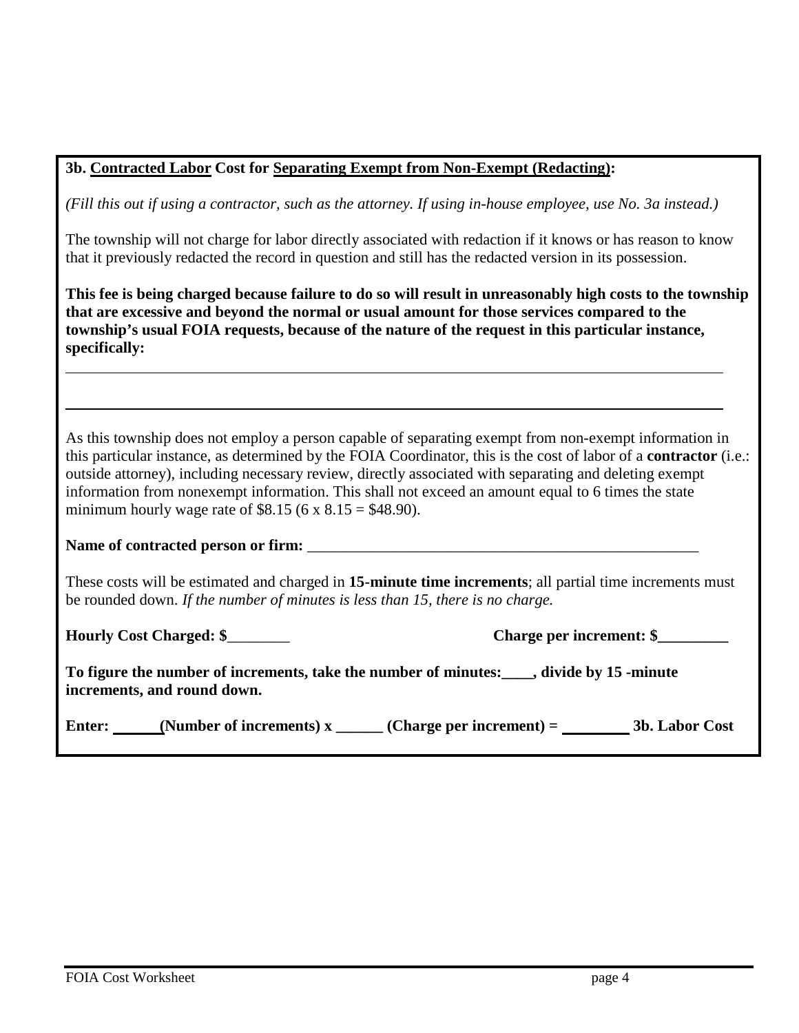**3b. Contracted Labor Cost for Separating Exempt from Non-Exempt (Redacting):**

*(Fill this out if using a contractor, such as the attorney. If using in-house employee, use No. 3a instead.)*

The township will not charge for labor directly associated with redaction if it knows or has reason to know that it previously redacted the record in question and still has the redacted version in its possession.

**This fee is being charged because failure to do so will result in unreasonably high costs to the township that are excessive and beyond the normal or usual amount for those services compared to the township's usual FOIA requests, because of the nature of the request in this particular instance, specifically:**

______________________________________________________________________________

______________________________________________________________________________

As this township does not employ a person capable of separating exempt from non-exempt information in this particular instance, as determined by the FOIA Coordinator, this is the cost of labor of a **contractor** (i.e.: outside attorney), including necessary review, directly associated with separating and deleting exempt information from nonexempt information. This shall not exceed an amount equal to 6 times the state minimum hourly wage rate of $8.15 (6 x 8.15 = $48.90).

**Name of contracted person or firm:** ______________________________________________________

These costs will be estimated and charged in **15-minute time increments**; all partial time increments must be rounded down. *If the number of minutes is less than 15, there is no charge.*

**Hourly Cost Charged: $**________ **Charge per increment: $_________**

**To figure the number of increments, take the number of minutes:____, divide by 15 -minute increments, and round down.**

**Enter: ______(Number of increments) x ______ (Charge per increment) = _________ 3b. Labor Cost**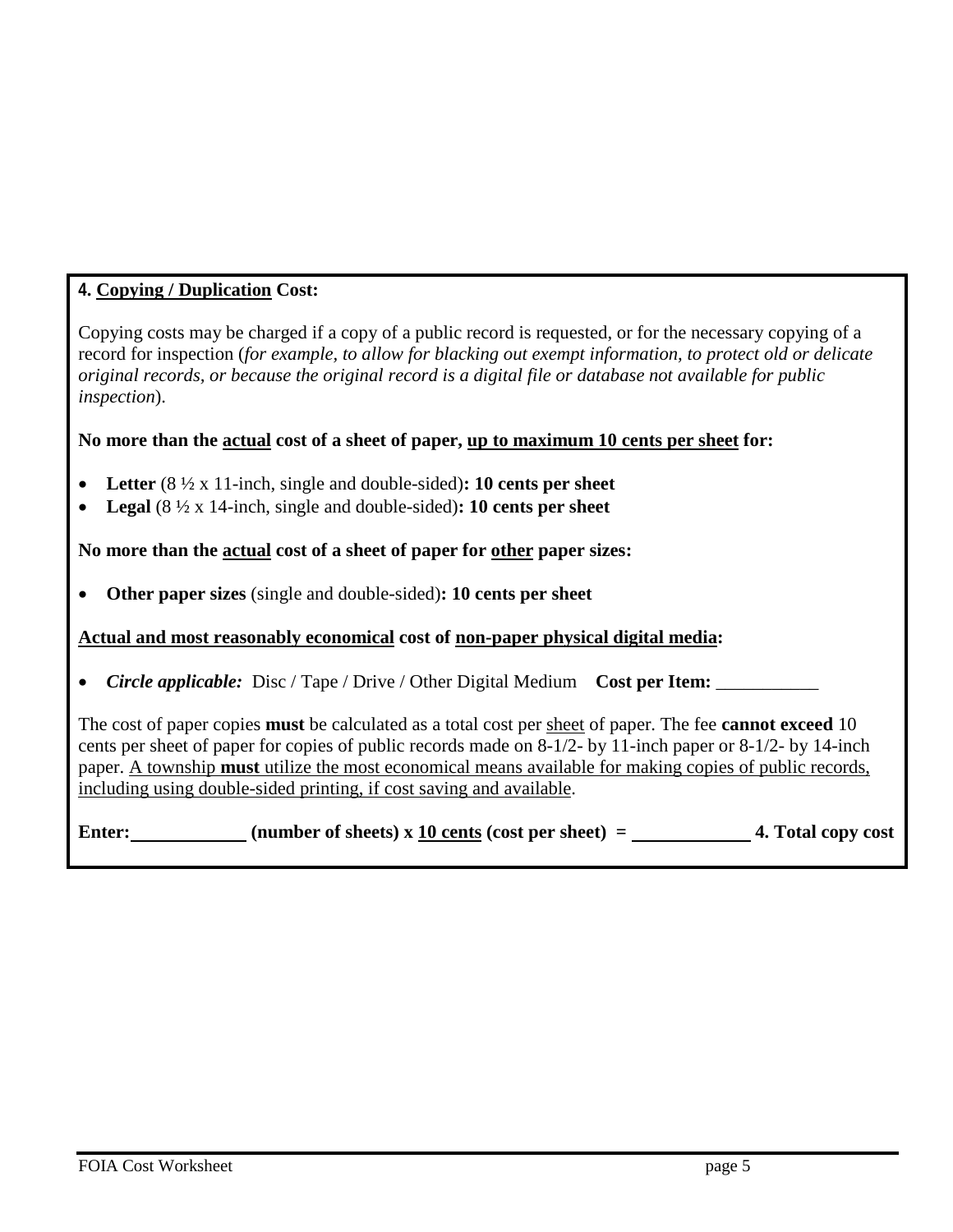**4. Copying / Duplication Cost:**

Copying costs may be charged if a copy of a public record is requested, or for the necessary copying of a record for inspection (*for example, to allow for blacking out exempt information, to protect old or delicate original records, or because the original record is a digital file or database not available for public inspection*).

**No more than the actual cost of a sheet of paper, up to maximum 10 cents per sheet for:**

- **Letter** (8 ½ x 11-inch, single and double-sided)**: 10 cents per sheet**
- **Legal** (8 ½ x 14-inch, single and double-sided)**: 10 cents per sheet**

**No more than the actual cost of a sheet of paper for other paper sizes:**

- **Other paper sizes** (single and double-sided)**: 10 cents per sheet**

**Actual and most reasonably economical cost of non-paper physical digital media:**

- ***Circle applicable:*** Disc / Tape / Drive / Other Digital Medium **Cost per Item:** ___________

The cost of paper copies **must** be calculated as a total cost per sheet of paper. The fee **cannot exceed** 10 cents per sheet of paper for copies of public records made on 8-1/2- by 11-inch paper or 8-1/2- by 14-inch paper. A township **must** utilize the most economical means available for making copies of public records, including using double-sided printing, if cost saving and available.

**Enter:** ____________ **(number of sheets) x 10 cents (cost per sheet) =** ____________ **4. Total copy cost**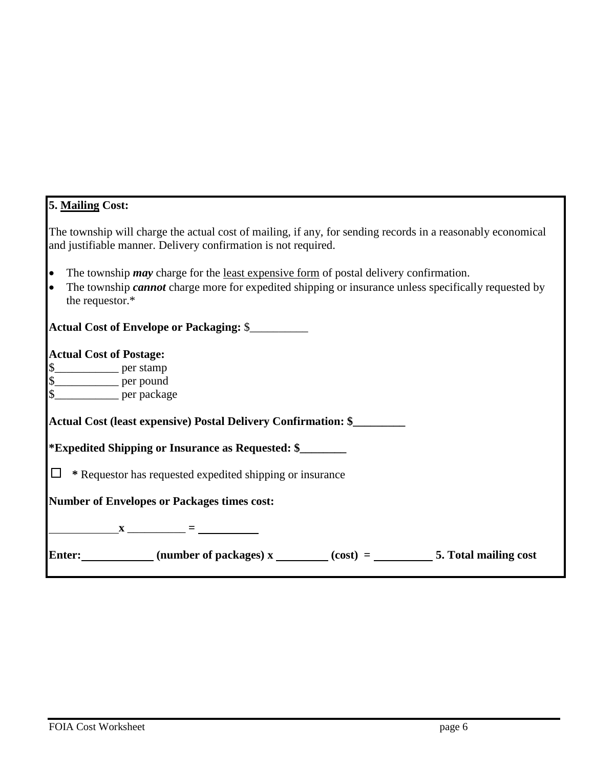**5. Mailing Cost:**

The township will charge the actual cost of mailing, if any, for sending records in a reasonably economical and justifiable manner. Delivery confirmation is not required.

- The township ***may*** charge for the least expensive form of postal delivery confirmation.
- The township ***cannot*** charge more for expedited shipping or insurance unless specifically requested by the requestor.*

**Actual Cost of Envelope or Packaging:** $__________

**Actual Cost of Postage:**
$___________ per stamp
$___________ per pound
$___________ per package

**Actual Cost (least expensive) Postal Delivery Confirmation: $_________**

**\*Expedited Shipping or Insurance as Requested: $________**

☐ **\*** Requestor has requested expedited shipping or insurance

**Number of Envelopes or Packages times cost:**

____________ **x** __________ **=** __________

**Enter:** ____________ **(number of packages) x** _________ **(cost) =** __________ **5. Total mailing cost**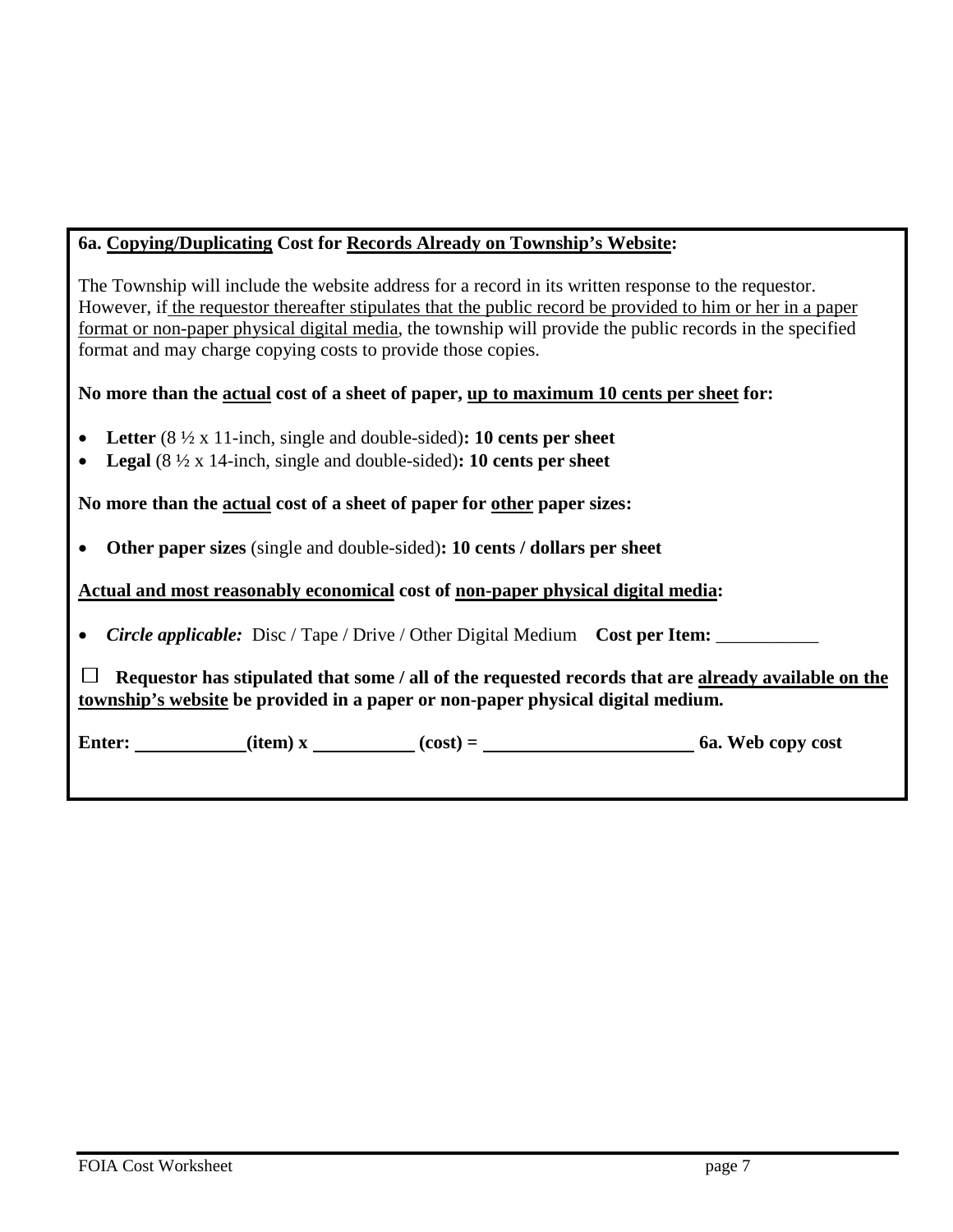**6a. Copying/Duplicating Cost for Records Already on Township's Website:**

The Township will include the website address for a record in its written response to the requestor. However, if the requestor thereafter stipulates that the public record be provided to him or her in a paper format or non-paper physical digital media, the township will provide the public records in the specified format and may charge copying costs to provide those copies.

**No more than the actual cost of a sheet of paper, up to maximum 10 cents per sheet for:**

- **Letter** (8 ½ x 11-inch, single and double-sided)**: 10 cents per sheet**
- **Legal** (8 ½ x 14-inch, single and double-sided)**: 10 cents per sheet**

**No more than the actual cost of a sheet of paper for other paper sizes:**

- **Other paper sizes** (single and double-sided)**: 10 cents / dollars per sheet**

**Actual and most reasonably economical cost of non-paper physical digital media:**

- ***Circle applicable:*** Disc / Tape / Drive / Other Digital Medium **Cost per Item:** ___________

☐ **Requestor has stipulated that some / all of the requested records that are already available on the township's website be provided in a paper or non-paper physical digital medium.**

**Enter:** ____________ **(item) x** ___________ **(cost) =** _______________________ **6a. Web copy cost**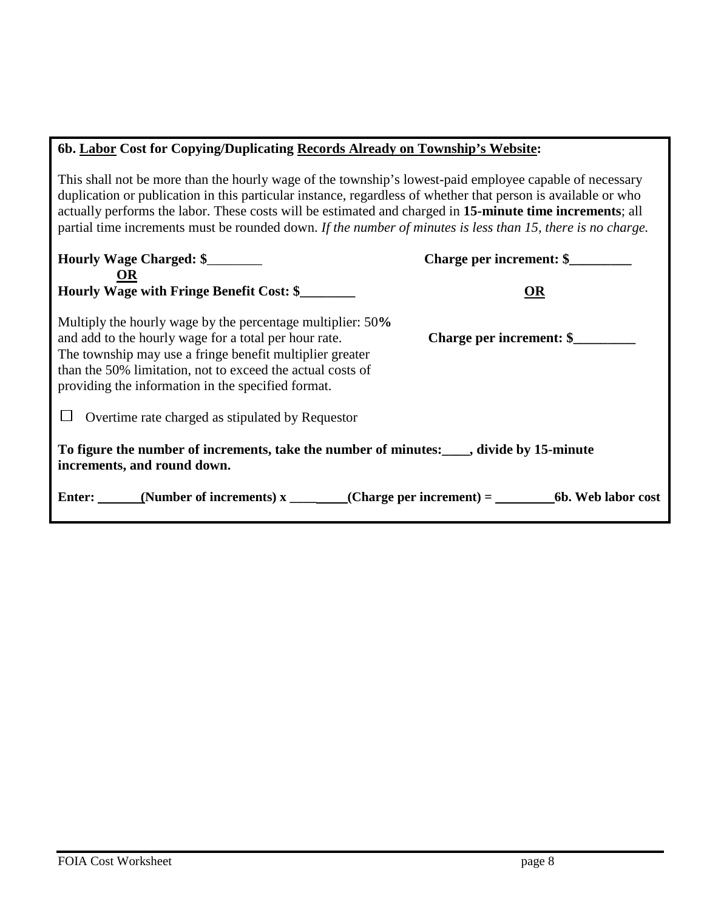**6b. Labor Cost for Copying/Duplicating Records Already on Township's Website:**

This shall not be more than the hourly wage of the township's lowest-paid employee capable of necessary duplication or publication in this particular instance, regardless of whether that person is available or who actually performs the labor. These costs will be estimated and charged in **15-minute time increments**; all partial time increments must be rounded down. *If the number of minutes is less than 15, there is no charge.*

**Hourly Wage Charged: $________** **Charge per increment: $_________**

**OR**

**Hourly Wage with Fringe Benefit Cost: $________**

**OR**

Multiply the hourly wage by the percentage multiplier: 50**%** and add to the hourly wage for a total per hour rate. The township may use a fringe benefit multiplier greater than the 50% limitation, not to exceed the actual costs of providing the information in the specified format. **Charge per increment: $_________**

☐ Overtime rate charged as stipulated by Requestor

**To figure the number of increments, take the number of minutes:____, divide by 15-minute increments, and round down.**

**Enter: ______(Number of increments) x _________(Charge per increment) = _________6b. Web labor cost**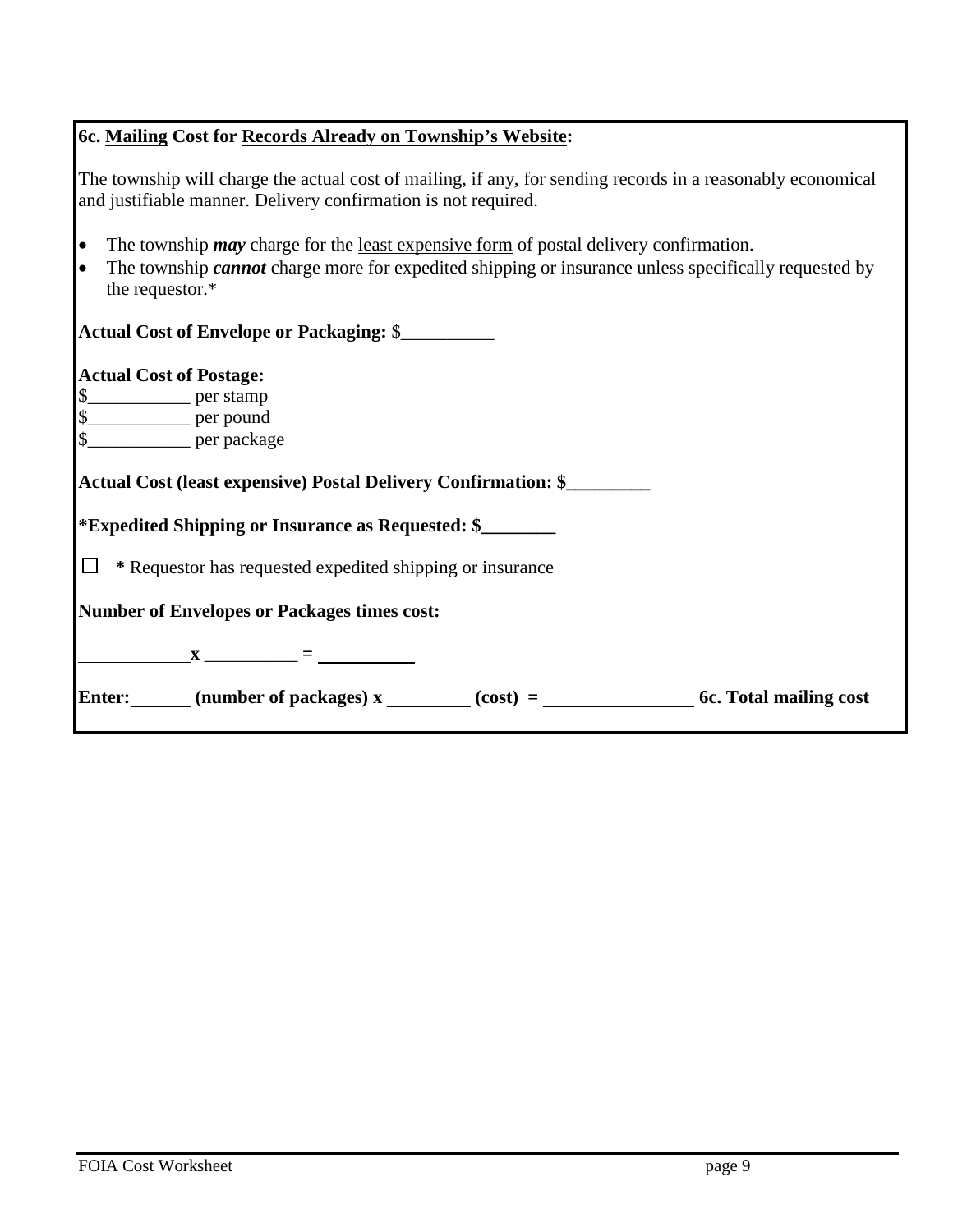**6c. <u>Mailing</u> Cost for <u>Records Already on Township's Website</u>:**

The township will charge the actual cost of mailing, if any, for sending records in a reasonably economical and justifiable manner. Delivery confirmation is not required.

- The township ***may*** charge for the <u>least expensive form</u> of postal delivery confirmation.
- The township ***cannot*** charge more for expedited shipping or insurance unless specifically requested by the requestor.*

**Actual Cost of Envelope or Packaging:** $__________

**Actual Cost of Postage:**
$___________ per stamp
$___________ per pound
$___________ per package

**Actual Cost (least expensive) Postal Delivery Confirmation: $_________**

***Expedited Shipping or Insurance as Requested: $________**

☐ **\*** Requestor has requested expedited shipping or insurance

**Number of Envelopes or Packages times cost:**

____________ **x** __________ **=** __________

**Enter:** ______ **(number of packages) x** _________ **(cost) =** ________________ **6c. Total mailing cost**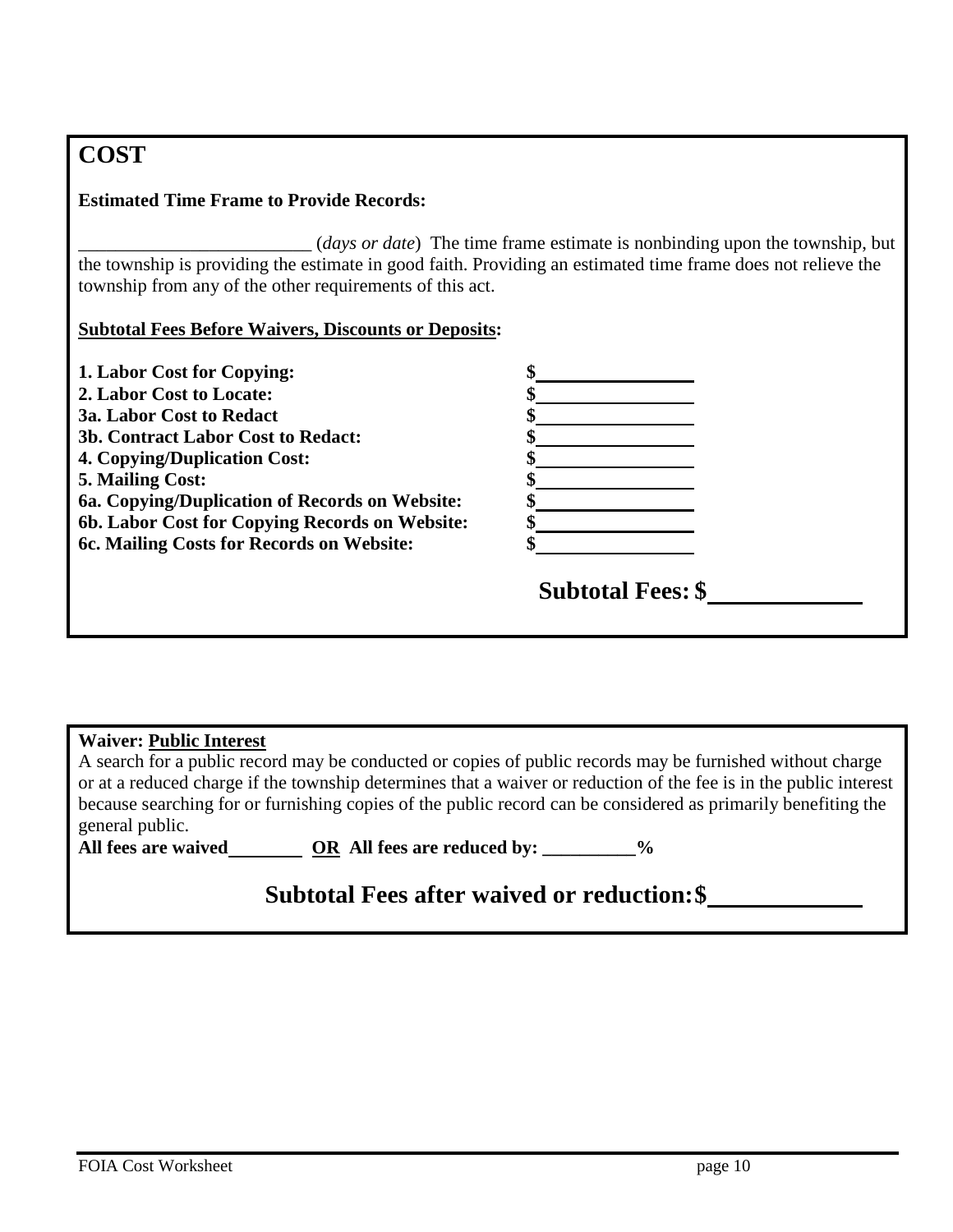## COST

**Estimated Time Frame to Provide Records:**

_________________________ (*days or date*) The time frame estimate is nonbinding upon the township, but the township is providing the estimate in good faith. Providing an estimated time frame does not relieve the township from any of the other requirements of this act.

**Subtotal Fees Before Waivers, Discounts or Deposits:**

| | |
|---|---|
| **1. Labor Cost for Copying:** | **$**________________ |
| **2. Labor Cost to Locate:** | **$**________________ |
| **3a. Labor Cost to Redact** | **$**________________ |
| **3b. Contract Labor Cost to Redact:** | **$**________________ |
| **4. Copying/Duplication Cost:** | **$**________________ |
| **5. Mailing Cost:** | **$**________________ |
| **6a. Copying/Duplication of Records on Website:** | **$**________________ |
| **6b. Labor Cost for Copying Records on Website:** | **$**________________ |
| **6c. Mailing Costs for Records on Website:** | **$**________________ |

**Subtotal Fees: $**____________

**Waiver: Public Interest**

A search for a public record may be conducted or copies of public records may be furnished without charge or at a reduced charge if the township determines that a waiver or reduction of the fee is in the public interest because searching for or furnishing copies of the public record can be considered as primarily benefiting the general public.

**All fees are waived________ OR All fees are reduced by: __________%**

**Subtotal Fees after waived or reduction: $**____________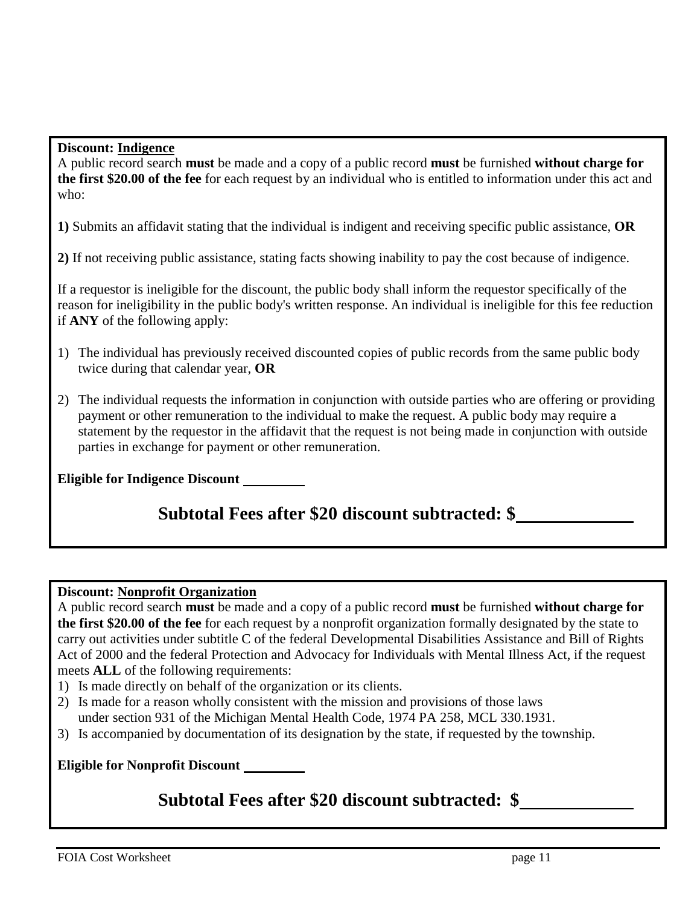**Discount: Indigence**

A public record search **must** be made and a copy of a public record **must** be furnished **without charge for the first $20.00 of the fee** for each request by an individual who is entitled to information under this act and who:

**1)** Submits an affidavit stating that the individual is indigent and receiving specific public assistance, **OR**

**2)** If not receiving public assistance, stating facts showing inability to pay the cost because of indigence.

If a requestor is ineligible for the discount, the public body shall inform the requestor specifically of the reason for ineligibility in the public body's written response. An individual is ineligible for this fee reduction if **ANY** of the following apply:

1) The individual has previously received discounted copies of public records from the same public body twice during that calendar year, **OR**

2) The individual requests the information in conjunction with outside parties who are offering or providing payment or other remuneration to the individual to make the request. A public body may require a statement by the requestor in the affidavit that the request is not being made in conjunction with outside parties in exchange for payment or other remuneration.

**Eligible for Indigence Discount** ________

## Subtotal Fees after $20 discount subtracted: $____________

**Discount: Nonprofit Organization**

A public record search **must** be made and a copy of a public record **must** be furnished **without charge for the first $20.00 of the fee** for each request by a nonprofit organization formally designated by the state to carry out activities under subtitle C of the federal Developmental Disabilities Assistance and Bill of Rights Act of 2000 and the federal Protection and Advocacy for Individuals with Mental Illness Act, if the request meets **ALL** of the following requirements:

1) Is made directly on behalf of the organization or its clients.
2) Is made for a reason wholly consistent with the mission and provisions of those laws under section 931 of the Michigan Mental Health Code, 1974 PA 258, MCL 330.1931.
3) Is accompanied by documentation of its designation by the state, if requested by the township.

**Eligible for Nonprofit Discount** ________

## Subtotal Fees after $20 discount subtracted: $____________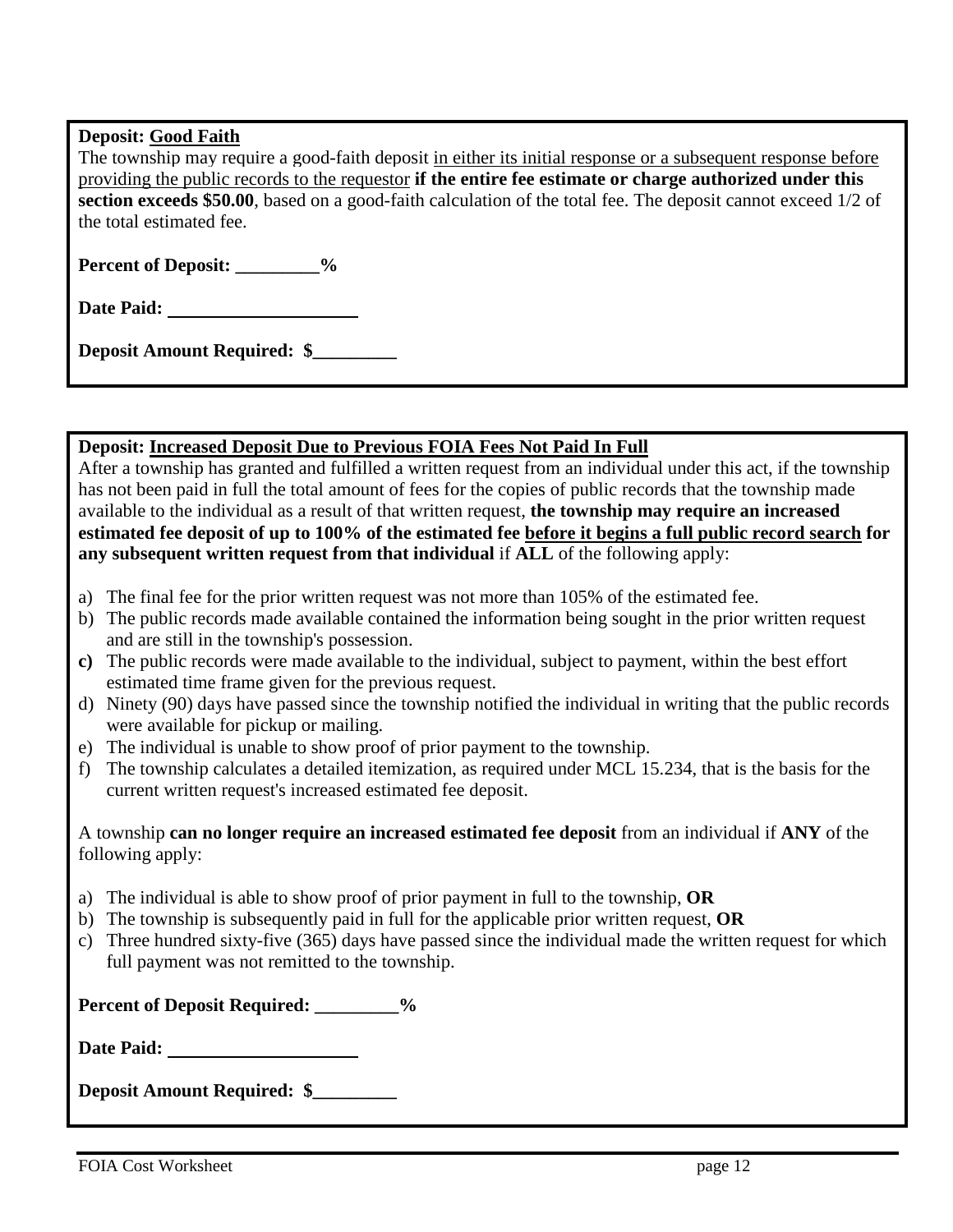**Deposit: Good Faith**

The township may require a good-faith deposit in either its initial response or a subsequent response before providing the public records to the requestor **if the entire fee estimate or charge authorized under this section exceeds $50.00**, based on a good-faith calculation of the total fee. The deposit cannot exceed 1/2 of the total estimated fee.

**Percent of Deposit: _________%**

**Date Paid: ____________________**

**Deposit Amount Required: $_________**

**Deposit: Increased Deposit Due to Previous FOIA Fees Not Paid In Full**

After a township has granted and fulfilled a written request from an individual under this act, if the township has not been paid in full the total amount of fees for the copies of public records that the township made available to the individual as a result of that written request, **the township may require an increased estimated fee deposit of up to 100% of the estimated fee before it begins a full public record search for any subsequent written request from that individual** if **ALL** of the following apply:

a) The final fee for the prior written request was not more than 105% of the estimated fee.
b) The public records made available contained the information being sought in the prior written request and are still in the township's possession.
c) The public records were made available to the individual, subject to payment, within the best effort estimated time frame given for the previous request.
d) Ninety (90) days have passed since the township notified the individual in writing that the public records were available for pickup or mailing.
e) The individual is unable to show proof of prior payment to the township.
f) The township calculates a detailed itemization, as required under MCL 15.234, that is the basis for the current written request's increased estimated fee deposit.

A township **can no longer require an increased estimated fee deposit** from an individual if **ANY** of the following apply:

a) The individual is able to show proof of prior payment in full to the township, **OR**
b) The township is subsequently paid in full for the applicable prior written request, **OR**
c) Three hundred sixty-five (365) days have passed since the individual made the written request for which full payment was not remitted to the township.

**Percent of Deposit Required: _________%**

**Date Paid: ____________________**

**Deposit Amount Required: $_________**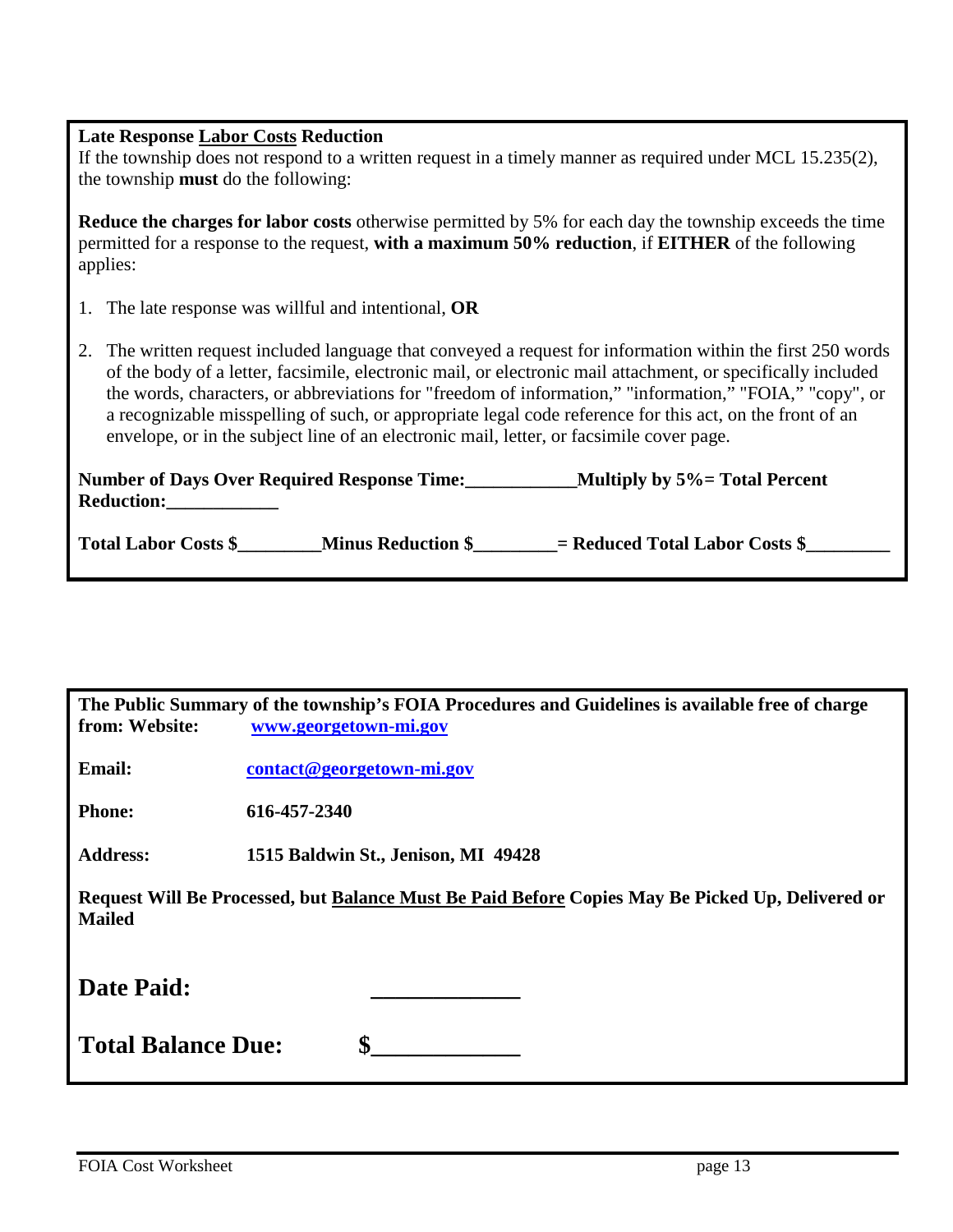**Late Response <u>Labor Costs</u> Reduction**

If the township does not respond to a written request in a timely manner as required under MCL 15.235(2), the township **must** do the following:

**Reduce the charges for labor costs** otherwise permitted by 5% for each day the township exceeds the time permitted for a response to the request, **with a maximum 50% reduction**, if **EITHER** of the following applies:

1. The late response was willful and intentional, **OR**
2. The written request included language that conveyed a request for information within the first 250 words of the body of a letter, facsimile, electronic mail, or electronic mail attachment, or specifically included the words, characters, or abbreviations for "freedom of information," "information," "FOIA," "copy", or a recognizable misspelling of such, or appropriate legal code reference for this act, on the front of an envelope, or in the subject line of an electronic mail, letter, or facsimile cover page.

**Number of Days Over Required Response Time:____________Multiply by 5%= Total Percent Reduction:____________**

**Total Labor Costs $_________Minus Reduction $_________= Reduced Total Labor Costs $_________**

---

**The Public Summary of the township's FOIA Procedures and Guidelines is available free of charge from: Website:** **[www.georgetown-mi.gov](http://www.georgetown-mi.gov)**

**Email:** **[contact@georgetown-mi.gov](mailto:contact@georgetown-mi.gov)**

**Phone:** **616-457-2340**

**Address:** **1515 Baldwin St., Jenison, MI 49428**

**Request Will Be Processed, but <u>Balance Must Be Paid Before</u> Copies May Be Picked Up, Delivered or Mailed**

## Date Paid: _____________

## Total Balance Due: $_____________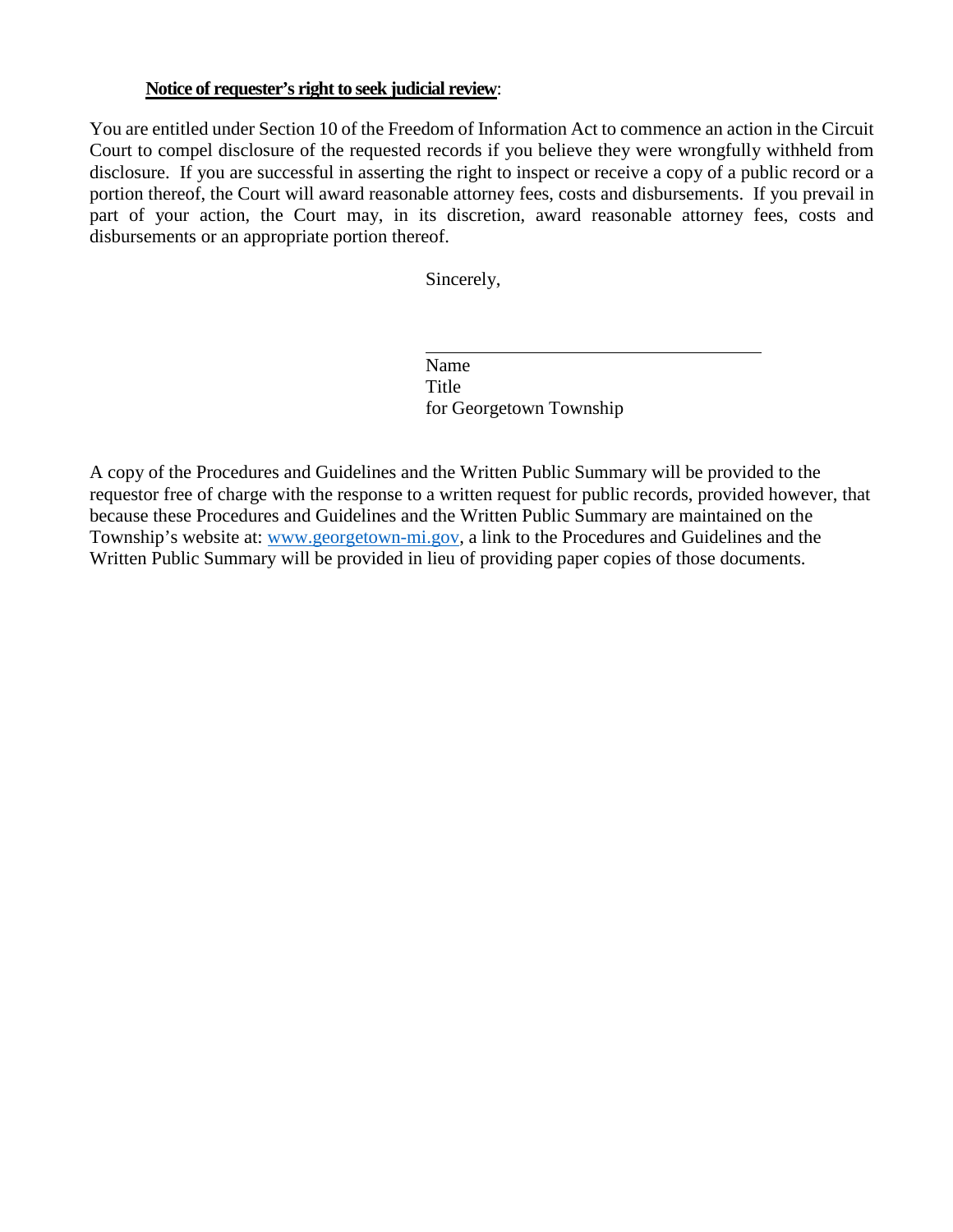**<u>Notice of requester's right to seek judicial review</u>**:

You are entitled under Section 10 of the Freedom of Information Act to commence an action in the Circuit Court to compel disclosure of the requested records if you believe they were wrongfully withheld from disclosure. If you are successful in asserting the right to inspect or receive a copy of a public record or a portion thereof, the Court will award reasonable attorney fees, costs and disbursements. If you prevail in part of your action, the Court may, in its discretion, award reasonable attorney fees, costs and disbursements or an appropriate portion thereof.

Sincerely,

\_\_\_\_\_\_\_\_\_\_\_\_\_\_\_\_\_\_\_\_\_\_\_\_\_\_\_\_\_\_\_\_\_\_\_\_

Name
Title
for Georgetown Township

A copy of the Procedures and Guidelines and the Written Public Summary will be provided to the requestor free of charge with the response to a written request for public records, provided however, that because these Procedures and Guidelines and the Written Public Summary are maintained on the Township's website at: [www.georgetown-mi.gov](http://www.georgetown-mi.gov), a link to the Procedures and Guidelines and the Written Public Summary will be provided in lieu of providing paper copies of those documents.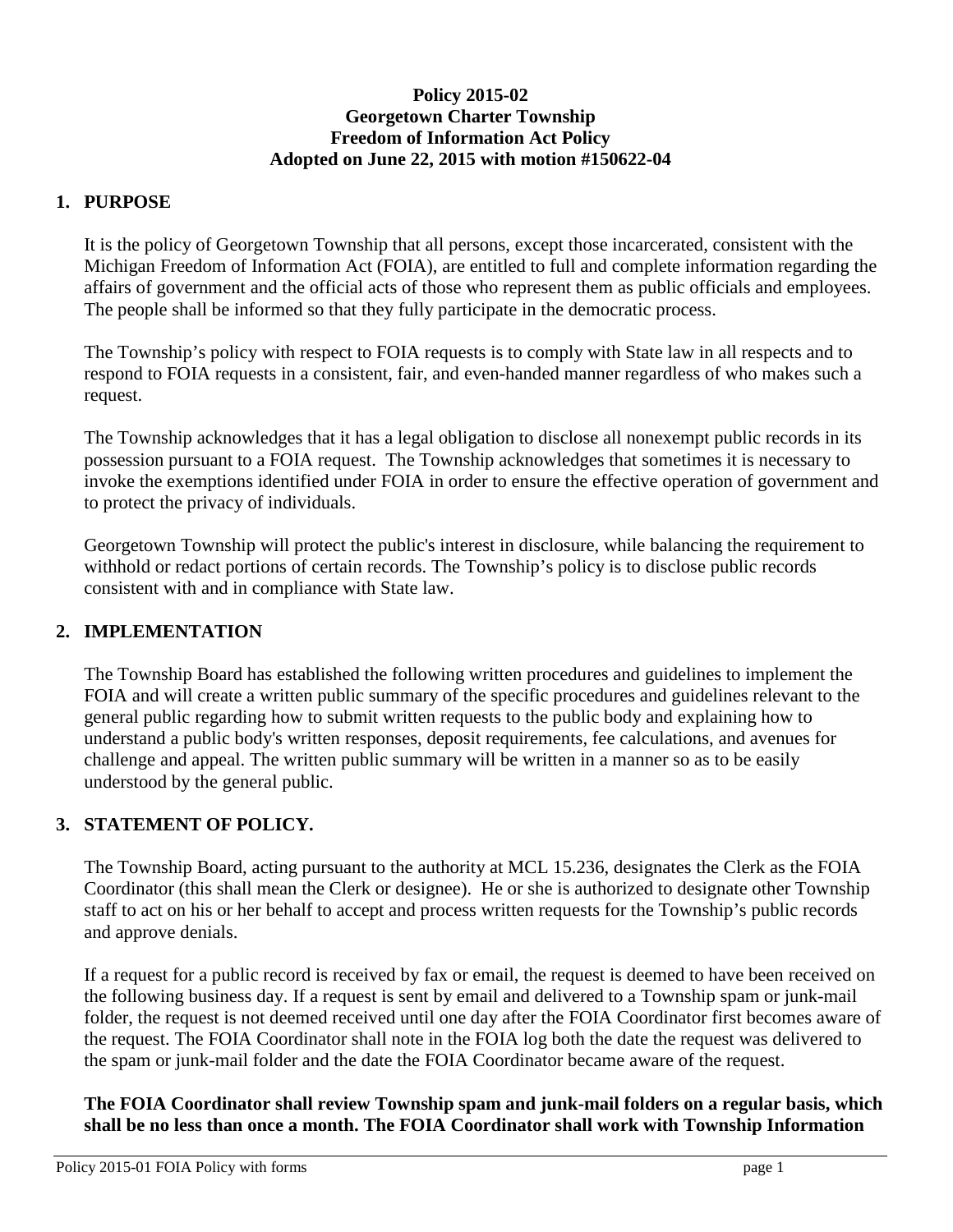**Policy 2015-02**
**Georgetown Charter Township**
**Freedom of Information Act Policy**
**Adopted on June 22, 2015 with motion #150622-04**

## 1. PURPOSE

It is the policy of Georgetown Township that all persons, except those incarcerated, consistent with the Michigan Freedom of Information Act (FOIA), are entitled to full and complete information regarding the affairs of government and the official acts of those who represent them as public officials and employees. The people shall be informed so that they fully participate in the democratic process.

The Township's policy with respect to FOIA requests is to comply with State law in all respects and to respond to FOIA requests in a consistent, fair, and even-handed manner regardless of who makes such a request.

The Township acknowledges that it has a legal obligation to disclose all nonexempt public records in its possession pursuant to a FOIA request. The Township acknowledges that sometimes it is necessary to invoke the exemptions identified under FOIA in order to ensure the effective operation of government and to protect the privacy of individuals.

Georgetown Township will protect the public's interest in disclosure, while balancing the requirement to withhold or redact portions of certain records. The Township's policy is to disclose public records consistent with and in compliance with State law.

## 2. IMPLEMENTATION

The Township Board has established the following written procedures and guidelines to implement the FOIA and will create a written public summary of the specific procedures and guidelines relevant to the general public regarding how to submit written requests to the public body and explaining how to understand a public body's written responses, deposit requirements, fee calculations, and avenues for challenge and appeal. The written public summary will be written in a manner so as to be easily understood by the general public.

## 3. STATEMENT OF POLICY.

The Township Board, acting pursuant to the authority at MCL 15.236, designates the Clerk as the FOIA Coordinator (this shall mean the Clerk or designee). He or she is authorized to designate other Township staff to act on his or her behalf to accept and process written requests for the Township's public records and approve denials.

If a request for a public record is received by fax or email, the request is deemed to have been received on the following business day. If a request is sent by email and delivered to a Township spam or junk-mail folder, the request is not deemed received until one day after the FOIA Coordinator first becomes aware of the request. The FOIA Coordinator shall note in the FOIA log both the date the request was delivered to the spam or junk-mail folder and the date the FOIA Coordinator became aware of the request.

**The FOIA Coordinator shall review Township spam and junk-mail folders on a regular basis, which shall be no less than once a month. The FOIA Coordinator shall work with Township Information**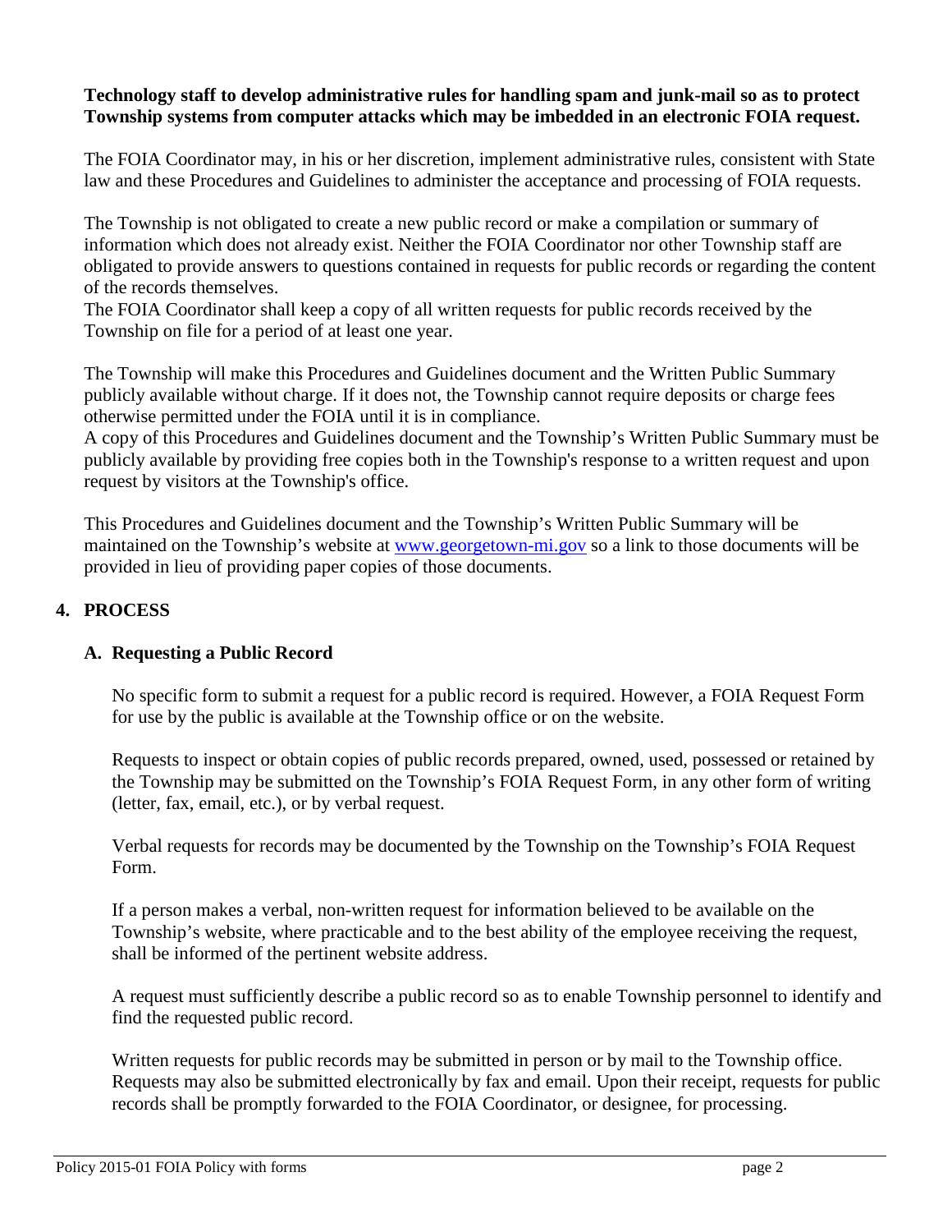**Technology staff to develop administrative rules for handling spam and junk-mail so as to protect Township systems from computer attacks which may be imbedded in an electronic FOIA request.**

The FOIA Coordinator may, in his or her discretion, implement administrative rules, consistent with State law and these Procedures and Guidelines to administer the acceptance and processing of FOIA requests.

The Township is not obligated to create a new public record or make a compilation or summary of information which does not already exist. Neither the FOIA Coordinator nor other Township staff are obligated to provide answers to questions contained in requests for public records or regarding the content of the records themselves.
The FOIA Coordinator shall keep a copy of all written requests for public records received by the Township on file for a period of at least one year.

The Township will make this Procedures and Guidelines document and the Written Public Summary publicly available without charge. If it does not, the Township cannot require deposits or charge fees otherwise permitted under the FOIA until it is in compliance.
A copy of this Procedures and Guidelines document and the Township's Written Public Summary must be publicly available by providing free copies both in the Township's response to a written request and upon request by visitors at the Township's office.

This Procedures and Guidelines document and the Township's Written Public Summary will be maintained on the Township's website at [www.georgetown-mi.gov](http://www.georgetown-mi.gov) so a link to those documents will be provided in lieu of providing paper copies of those documents.

## 4. PROCESS

### A. Requesting a Public Record

No specific form to submit a request for a public record is required. However, a FOIA Request Form for use by the public is available at the Township office or on the website.

Requests to inspect or obtain copies of public records prepared, owned, used, possessed or retained by the Township may be submitted on the Township's FOIA Request Form, in any other form of writing (letter, fax, email, etc.), or by verbal request.

Verbal requests for records may be documented by the Township on the Township's FOIA Request Form.

If a person makes a verbal, non-written request for information believed to be available on the Township's website, where practicable and to the best ability of the employee receiving the request, shall be informed of the pertinent website address.

A request must sufficiently describe a public record so as to enable Township personnel to identify and find the requested public record.

Written requests for public records may be submitted in person or by mail to the Township office. Requests may also be submitted electronically by fax and email. Upon their receipt, requests for public records shall be promptly forwarded to the FOIA Coordinator, or designee, for processing.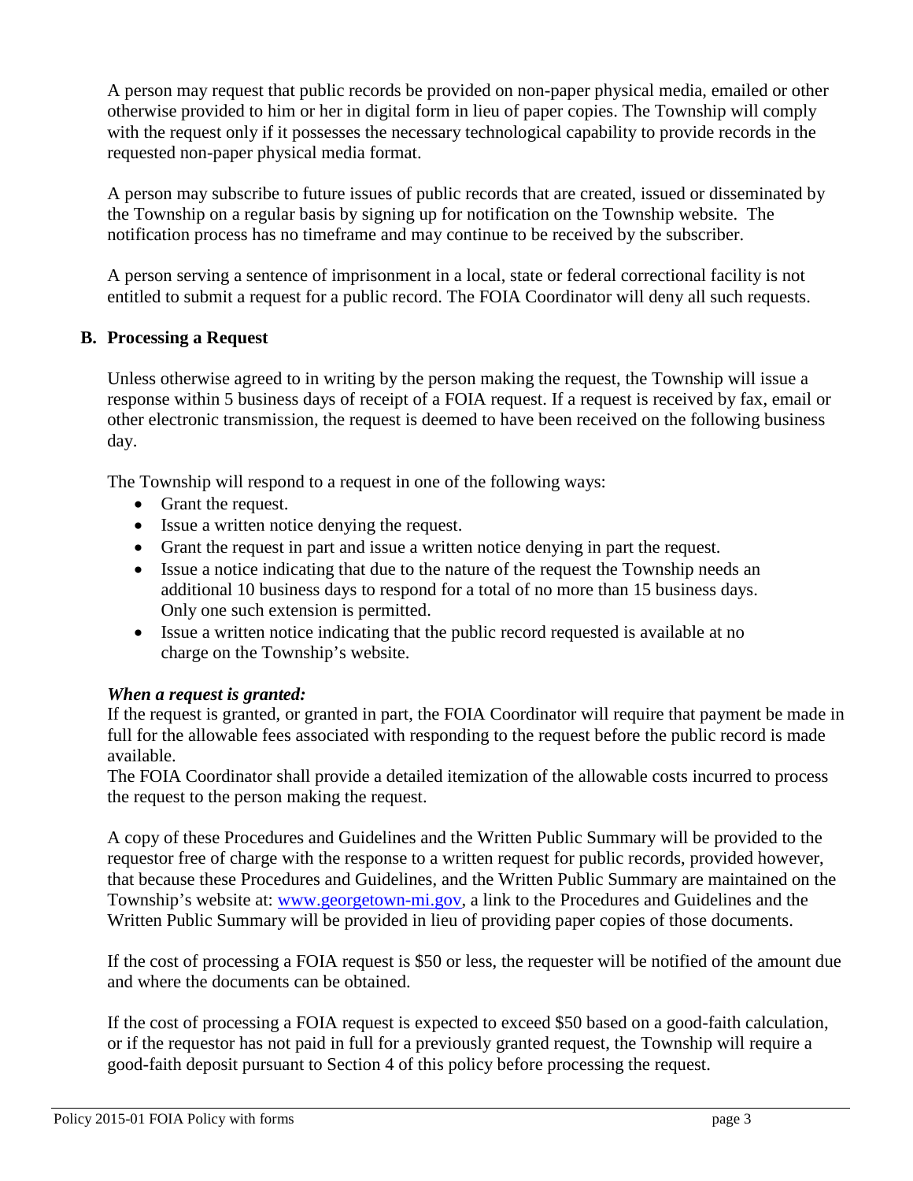A person may request that public records be provided on non-paper physical media, emailed or other otherwise provided to him or her in digital form in lieu of paper copies. The Township will comply with the request only if it possesses the necessary technological capability to provide records in the requested non-paper physical media format.

A person may subscribe to future issues of public records that are created, issued or disseminated by the Township on a regular basis by signing up for notification on the Township website. The notification process has no timeframe and may continue to be received by the subscriber.

A person serving a sentence of imprisonment in a local, state or federal correctional facility is not entitled to submit a request for a public record. The FOIA Coordinator will deny all such requests.

**B. Processing a Request**

Unless otherwise agreed to in writing by the person making the request, the Township will issue a response within 5 business days of receipt of a FOIA request. If a request is received by fax, email or other electronic transmission, the request is deemed to have been received on the following business day.

The Township will respond to a request in one of the following ways:

- Grant the request.
- Issue a written notice denying the request.
- Grant the request in part and issue a written notice denying in part the request.
- Issue a notice indicating that due to the nature of the request the Township needs an additional 10 business days to respond for a total of no more than 15 business days. Only one such extension is permitted.
- Issue a written notice indicating that the public record requested is available at no charge on the Township's website.

***When a request is granted:***
If the request is granted, or granted in part, the FOIA Coordinator will require that payment be made in full for the allowable fees associated with responding to the request before the public record is made available.
The FOIA Coordinator shall provide a detailed itemization of the allowable costs incurred to process the request to the person making the request.

A copy of these Procedures and Guidelines and the Written Public Summary will be provided to the requestor free of charge with the response to a written request for public records, provided however, that because these Procedures and Guidelines, and the Written Public Summary are maintained on the Township's website at: www.georgetown-mi.gov, a link to the Procedures and Guidelines and the Written Public Summary will be provided in lieu of providing paper copies of those documents.

If the cost of processing a FOIA request is $50 or less, the requester will be notified of the amount due and where the documents can be obtained.

If the cost of processing a FOIA request is expected to exceed $50 based on a good-faith calculation, or if the requestor has not paid in full for a previously granted request, the Township will require a good-faith deposit pursuant to Section 4 of this policy before processing the request.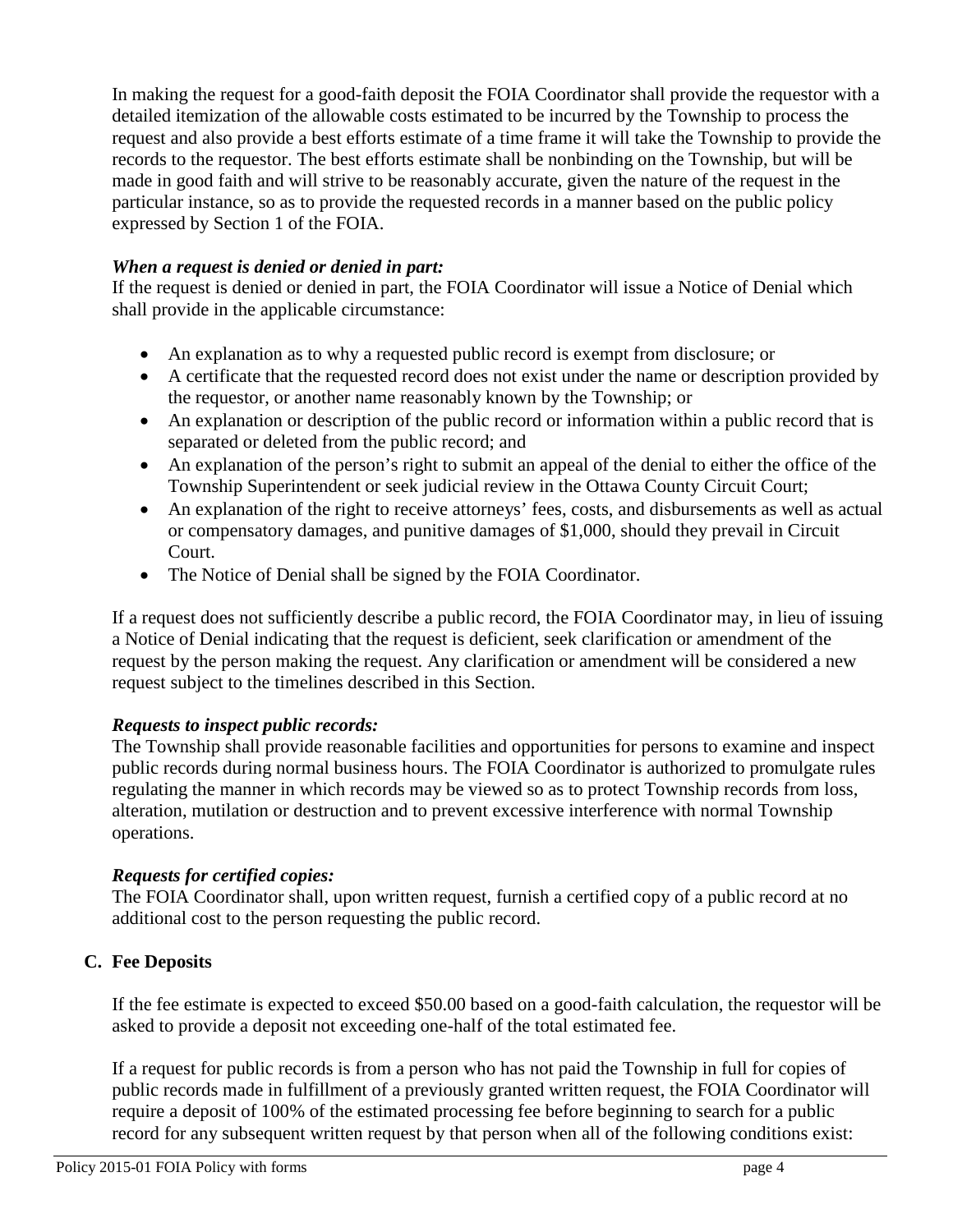In making the request for a good-faith deposit the FOIA Coordinator shall provide the requestor with a detailed itemization of the allowable costs estimated to be incurred by the Township to process the request and also provide a best efforts estimate of a time frame it will take the Township to provide the records to the requestor. The best efforts estimate shall be nonbinding on the Township, but will be made in good faith and will strive to be reasonably accurate, given the nature of the request in the particular instance, so as to provide the requested records in a manner based on the public policy expressed by Section 1 of the FOIA.

***When a request is denied or denied in part:***
If the request is denied or denied in part, the FOIA Coordinator will issue a Notice of Denial which shall provide in the applicable circumstance:

- An explanation as to why a requested public record is exempt from disclosure; or
- A certificate that the requested record does not exist under the name or description provided by the requestor, or another name reasonably known by the Township; or
- An explanation or description of the public record or information within a public record that is separated or deleted from the public record; and
- An explanation of the person's right to submit an appeal of the denial to either the office of the Township Superintendent or seek judicial review in the Ottawa County Circuit Court;
- An explanation of the right to receive attorneys' fees, costs, and disbursements as well as actual or compensatory damages, and punitive damages of $1,000, should they prevail in Circuit Court.
- The Notice of Denial shall be signed by the FOIA Coordinator.

If a request does not sufficiently describe a public record, the FOIA Coordinator may, in lieu of issuing a Notice of Denial indicating that the request is deficient, seek clarification or amendment of the request by the person making the request. Any clarification or amendment will be considered a new request subject to the timelines described in this Section.

***Requests to inspect public records:***
The Township shall provide reasonable facilities and opportunities for persons to examine and inspect public records during normal business hours. The FOIA Coordinator is authorized to promulgate rules regulating the manner in which records may be viewed so as to protect Township records from loss, alteration, mutilation or destruction and to prevent excessive interference with normal Township operations.

***Requests for certified copies:***
The FOIA Coordinator shall, upon written request, furnish a certified copy of a public record at no additional cost to the person requesting the public record.

### C. Fee Deposits

If the fee estimate is expected to exceed $50.00 based on a good-faith calculation, the requestor will be asked to provide a deposit not exceeding one-half of the total estimated fee.

If a request for public records is from a person who has not paid the Township in full for copies of public records made in fulfillment of a previously granted written request, the FOIA Coordinator will require a deposit of 100% of the estimated processing fee before beginning to search for a public record for any subsequent written request by that person when all of the following conditions exist: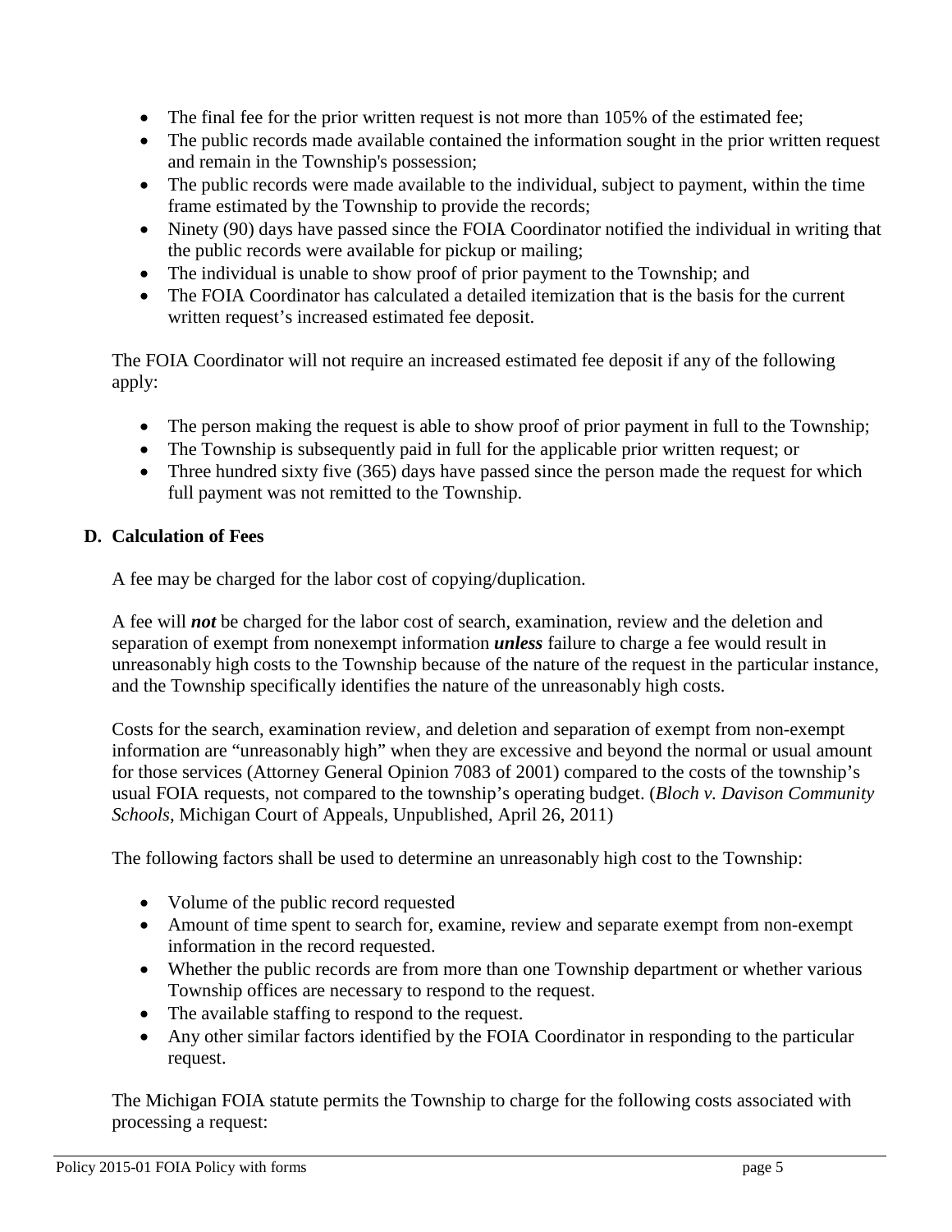- The final fee for the prior written request is not more than 105% of the estimated fee;
- The public records made available contained the information sought in the prior written request and remain in the Township's possession;
- The public records were made available to the individual, subject to payment, within the time frame estimated by the Township to provide the records;
- Ninety (90) days have passed since the FOIA Coordinator notified the individual in writing that the public records were available for pickup or mailing;
- The individual is unable to show proof of prior payment to the Township; and
- The FOIA Coordinator has calculated a detailed itemization that is the basis for the current written request's increased estimated fee deposit.

The FOIA Coordinator will not require an increased estimated fee deposit if any of the following apply:

- The person making the request is able to show proof of prior payment in full to the Township;
- The Township is subsequently paid in full for the applicable prior written request; or
- Three hundred sixty five (365) days have passed since the person made the request for which full payment was not remitted to the Township.

### D. Calculation of Fees

A fee may be charged for the labor cost of copying/duplication.

A fee will ***not*** be charged for the labor cost of search, examination, review and the deletion and separation of exempt from nonexempt information ***unless*** failure to charge a fee would result in unreasonably high costs to the Township because of the nature of the request in the particular instance, and the Township specifically identifies the nature of the unreasonably high costs.

Costs for the search, examination review, and deletion and separation of exempt from non-exempt information are "unreasonably high" when they are excessive and beyond the normal or usual amount for those services (Attorney General Opinion 7083 of 2001) compared to the costs of the township's usual FOIA requests, not compared to the township's operating budget. (*Bloch v. Davison Community Schools*, Michigan Court of Appeals, Unpublished, April 26, 2011)

The following factors shall be used to determine an unreasonably high cost to the Township:

- Volume of the public record requested
- Amount of time spent to search for, examine, review and separate exempt from non-exempt information in the record requested.
- Whether the public records are from more than one Township department or whether various Township offices are necessary to respond to the request.
- The available staffing to respond to the request.
- Any other similar factors identified by the FOIA Coordinator in responding to the particular request.

The Michigan FOIA statute permits the Township to charge for the following costs associated with processing a request: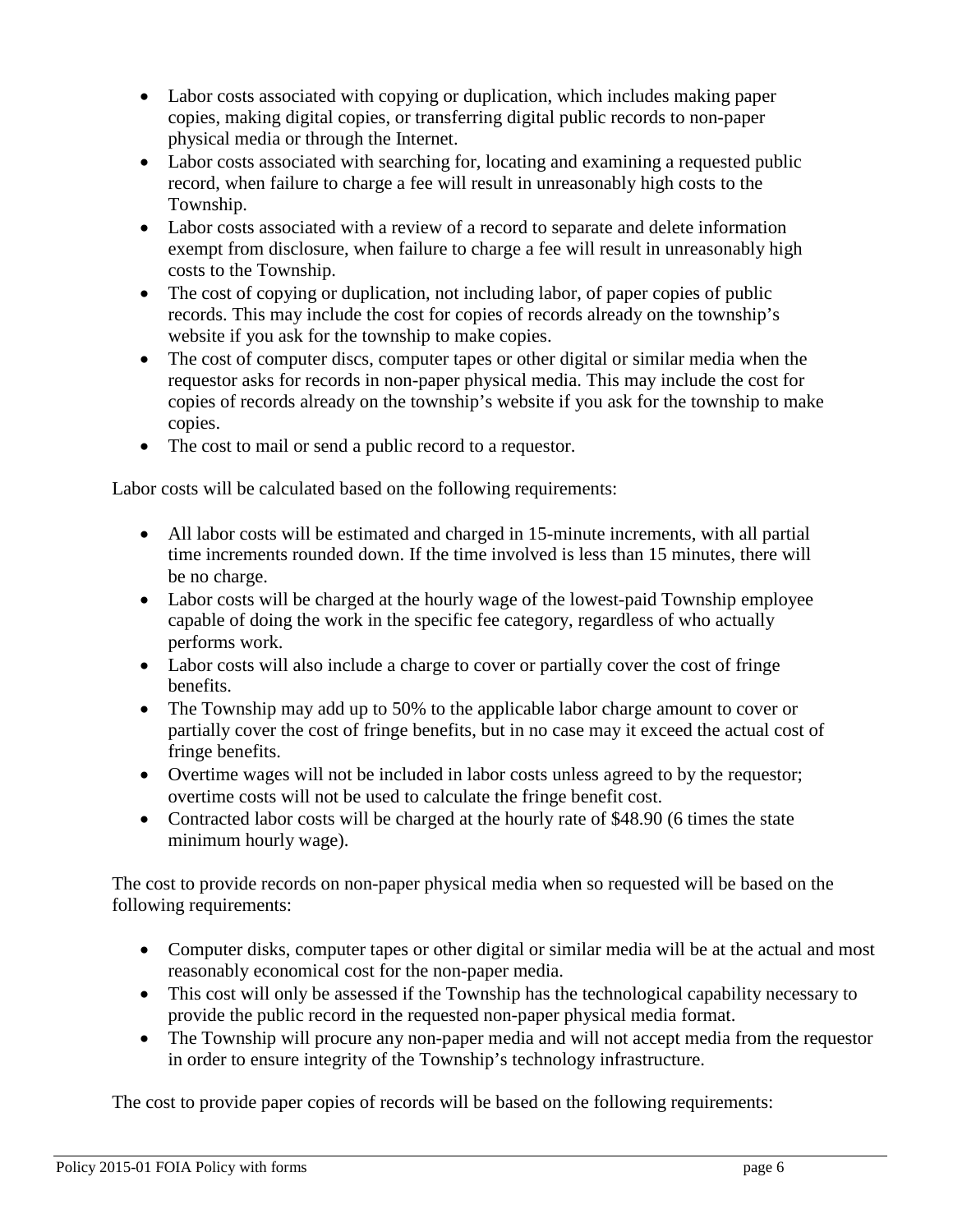- Labor costs associated with copying or duplication, which includes making paper copies, making digital copies, or transferring digital public records to non-paper physical media or through the Internet.
- Labor costs associated with searching for, locating and examining a requested public record, when failure to charge a fee will result in unreasonably high costs to the Township.
- Labor costs associated with a review of a record to separate and delete information exempt from disclosure, when failure to charge a fee will result in unreasonably high costs to the Township.
- The cost of copying or duplication, not including labor, of paper copies of public records. This may include the cost for copies of records already on the township's website if you ask for the township to make copies.
- The cost of computer discs, computer tapes or other digital or similar media when the requestor asks for records in non-paper physical media. This may include the cost for copies of records already on the township's website if you ask for the township to make copies.
- The cost to mail or send a public record to a requestor.

Labor costs will be calculated based on the following requirements:

- All labor costs will be estimated and charged in 15-minute increments, with all partial time increments rounded down. If the time involved is less than 15 minutes, there will be no charge.
- Labor costs will be charged at the hourly wage of the lowest-paid Township employee capable of doing the work in the specific fee category, regardless of who actually performs work.
- Labor costs will also include a charge to cover or partially cover the cost of fringe benefits.
- The Township may add up to 50% to the applicable labor charge amount to cover or partially cover the cost of fringe benefits, but in no case may it exceed the actual cost of fringe benefits.
- Overtime wages will not be included in labor costs unless agreed to by the requestor; overtime costs will not be used to calculate the fringe benefit cost.
- Contracted labor costs will be charged at the hourly rate of $48.90 (6 times the state minimum hourly wage).

The cost to provide records on non-paper physical media when so requested will be based on the following requirements:

- Computer disks, computer tapes or other digital or similar media will be at the actual and most reasonably economical cost for the non-paper media.
- This cost will only be assessed if the Township has the technological capability necessary to provide the public record in the requested non-paper physical media format.
- The Township will procure any non-paper media and will not accept media from the requestor in order to ensure integrity of the Township's technology infrastructure.

The cost to provide paper copies of records will be based on the following requirements: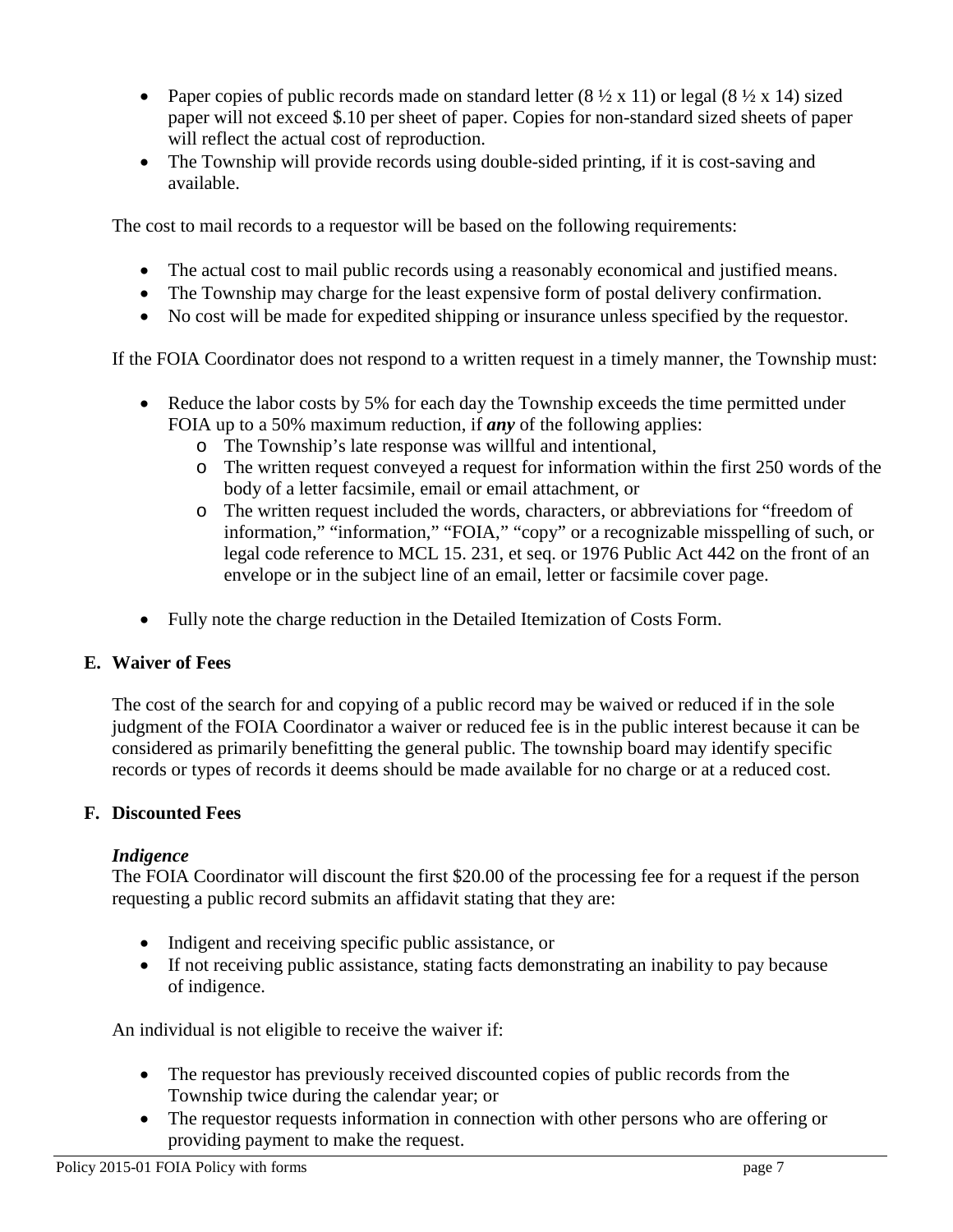- Paper copies of public records made on standard letter (8 ½ x 11) or legal (8 ½ x 14) sized paper will not exceed $.10 per sheet of paper. Copies for non-standard sized sheets of paper will reflect the actual cost of reproduction.
- The Township will provide records using double-sided printing, if it is cost-saving and available.

The cost to mail records to a requestor will be based on the following requirements:

- The actual cost to mail public records using a reasonably economical and justified means.
- The Township may charge for the least expensive form of postal delivery confirmation.
- No cost will be made for expedited shipping or insurance unless specified by the requestor.

If the FOIA Coordinator does not respond to a written request in a timely manner, the Township must:

- Reduce the labor costs by 5% for each day the Township exceeds the time permitted under FOIA up to a 50% maximum reduction, if ***any*** of the following applies:
    - The Township's late response was willful and intentional,
    - The written request conveyed a request for information within the first 250 words of the body of a letter facsimile, email or email attachment, or
    - The written request included the words, characters, or abbreviations for "freedom of information," "information," "FOIA," "copy" or a recognizable misspelling of such, or legal code reference to MCL 15. 231, et seq. or 1976 Public Act 442 on the front of an envelope or in the subject line of an email, letter or facsimile cover page.
- Fully note the charge reduction in the Detailed Itemization of Costs Form.

**E. Waiver of Fees**

The cost of the search for and copying of a public record may be waived or reduced if in the sole judgment of the FOIA Coordinator a waiver or reduced fee is in the public interest because it can be considered as primarily benefitting the general public. The township board may identify specific records or types of records it deems should be made available for no charge or at a reduced cost.

**F. Discounted Fees**

***Indigence***
The FOIA Coordinator will discount the first $20.00 of the processing fee for a request if the person requesting a public record submits an affidavit stating that they are:

- Indigent and receiving specific public assistance, or
- If not receiving public assistance, stating facts demonstrating an inability to pay because of indigence.

An individual is not eligible to receive the waiver if:

- The requestor has previously received discounted copies of public records from the Township twice during the calendar year; or
- The requestor requests information in connection with other persons who are offering or providing payment to make the request.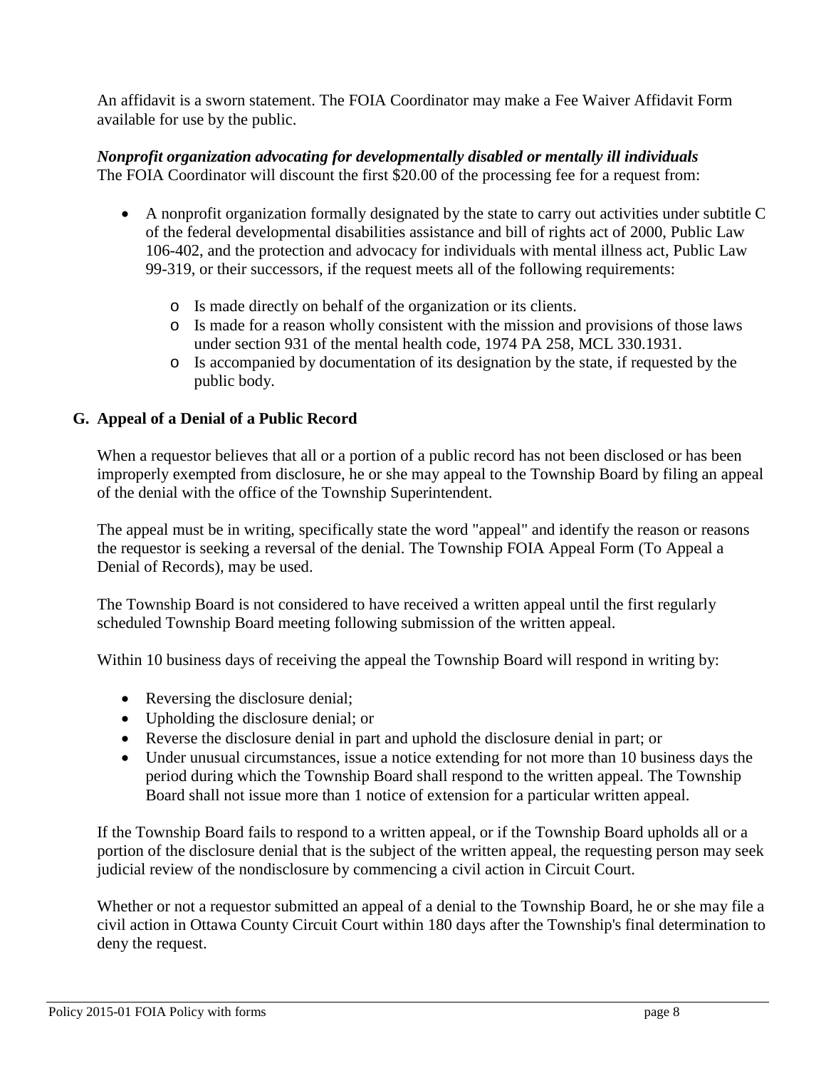An affidavit is a sworn statement. The FOIA Coordinator may make a Fee Waiver Affidavit Form available for use by the public.

***Nonprofit organization advocating for developmentally disabled or mentally ill individuals***
The FOIA Coordinator will discount the first $20.00 of the processing fee for a request from:

- A nonprofit organization formally designated by the state to carry out activities under subtitle C of the federal developmental disabilities assistance and bill of rights act of 2000, Public Law 106-402, and the protection and advocacy for individuals with mental illness act, Public Law 99-319, or their successors, if the request meets all of the following requirements:
  - Is made directly on behalf of the organization or its clients.
  - Is made for a reason wholly consistent with the mission and provisions of those laws under section 931 of the mental health code, 1974 PA 258, MCL 330.1931.
  - Is accompanied by documentation of its designation by the state, if requested by the public body.

## G. Appeal of a Denial of a Public Record

When a requestor believes that all or a portion of a public record has not been disclosed or has been improperly exempted from disclosure, he or she may appeal to the Township Board by filing an appeal of the denial with the office of the Township Superintendent.

The appeal must be in writing, specifically state the word "appeal" and identify the reason or reasons the requestor is seeking a reversal of the denial. The Township FOIA Appeal Form (To Appeal a Denial of Records), may be used.

The Township Board is not considered to have received a written appeal until the first regularly scheduled Township Board meeting following submission of the written appeal.

Within 10 business days of receiving the appeal the Township Board will respond in writing by:

- Reversing the disclosure denial;
- Upholding the disclosure denial; or
- Reverse the disclosure denial in part and uphold the disclosure denial in part; or
- Under unusual circumstances, issue a notice extending for not more than 10 business days the period during which the Township Board shall respond to the written appeal. The Township Board shall not issue more than 1 notice of extension for a particular written appeal.

If the Township Board fails to respond to a written appeal, or if the Township Board upholds all or a portion of the disclosure denial that is the subject of the written appeal, the requesting person may seek judicial review of the nondisclosure by commencing a civil action in Circuit Court.

Whether or not a requestor submitted an appeal of a denial to the Township Board, he or she may file a civil action in Ottawa County Circuit Court within 180 days after the Township's final determination to deny the request.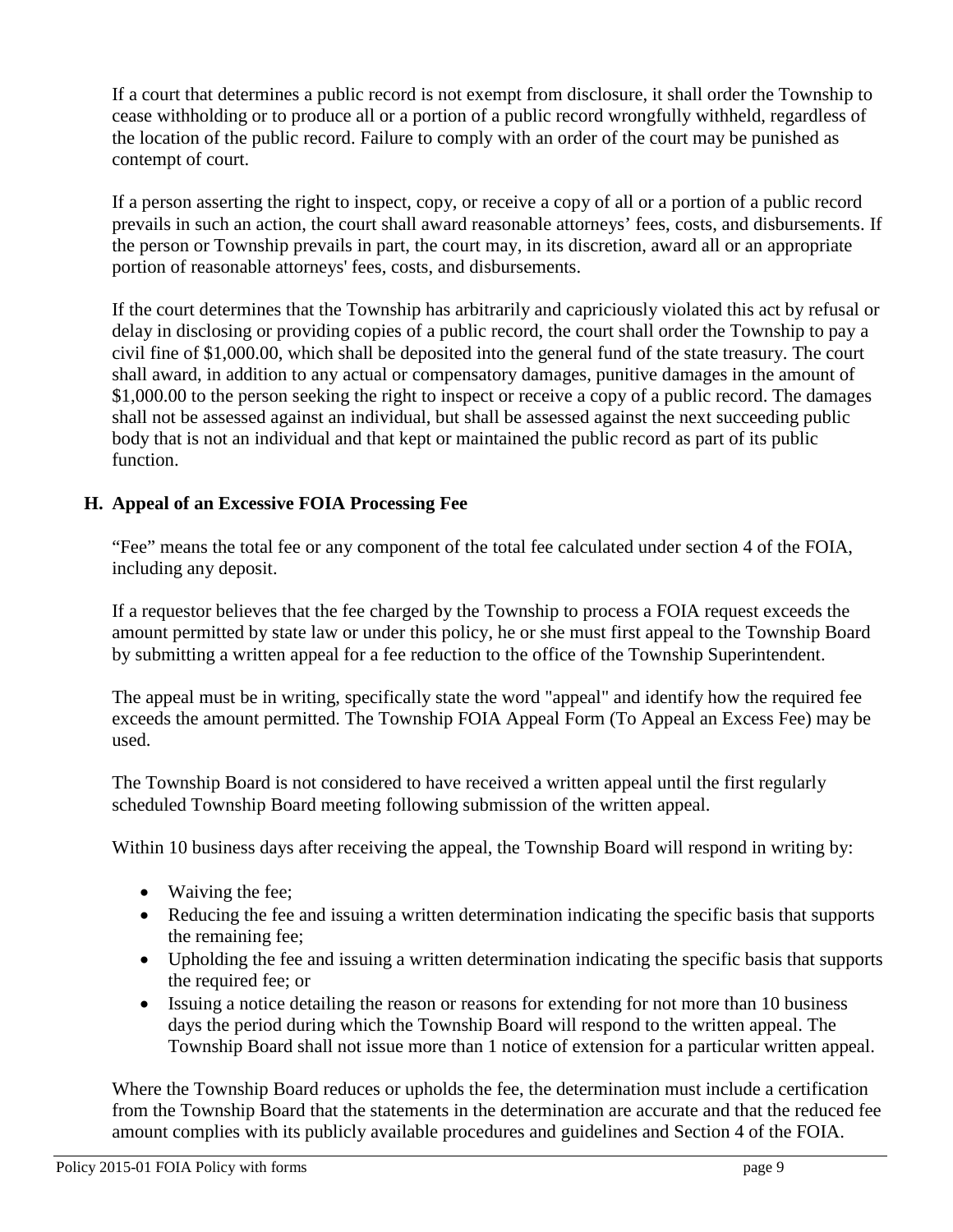If a court that determines a public record is not exempt from disclosure, it shall order the Township to cease withholding or to produce all or a portion of a public record wrongfully withheld, regardless of the location of the public record. Failure to comply with an order of the court may be punished as contempt of court.

If a person asserting the right to inspect, copy, or receive a copy of all or a portion of a public record prevails in such an action, the court shall award reasonable attorneys' fees, costs, and disbursements. If the person or Township prevails in part, the court may, in its discretion, award all or an appropriate portion of reasonable attorneys' fees, costs, and disbursements.

If the court determines that the Township has arbitrarily and capriciously violated this act by refusal or delay in disclosing or providing copies of a public record, the court shall order the Township to pay a civil fine of $1,000.00, which shall be deposited into the general fund of the state treasury. The court shall award, in addition to any actual or compensatory damages, punitive damages in the amount of $1,000.00 to the person seeking the right to inspect or receive a copy of a public record. The damages shall not be assessed against an individual, but shall be assessed against the next succeeding public body that is not an individual and that kept or maintained the public record as part of its public function.

### H. Appeal of an Excessive FOIA Processing Fee

"Fee" means the total fee or any component of the total fee calculated under section 4 of the FOIA, including any deposit.

If a requestor believes that the fee charged by the Township to process a FOIA request exceeds the amount permitted by state law or under this policy, he or she must first appeal to the Township Board by submitting a written appeal for a fee reduction to the office of the Township Superintendent.

The appeal must be in writing, specifically state the word "appeal" and identify how the required fee exceeds the amount permitted. The Township FOIA Appeal Form (To Appeal an Excess Fee) may be used.

The Township Board is not considered to have received a written appeal until the first regularly scheduled Township Board meeting following submission of the written appeal.

Within 10 business days after receiving the appeal, the Township Board will respond in writing by:

- Waiving the fee;
- Reducing the fee and issuing a written determination indicating the specific basis that supports the remaining fee;
- Upholding the fee and issuing a written determination indicating the specific basis that supports the required fee; or
- Issuing a notice detailing the reason or reasons for extending for not more than 10 business days the period during which the Township Board will respond to the written appeal. The Township Board shall not issue more than 1 notice of extension for a particular written appeal.

Where the Township Board reduces or upholds the fee, the determination must include a certification from the Township Board that the statements in the determination are accurate and that the reduced fee amount complies with its publicly available procedures and guidelines and Section 4 of the FOIA.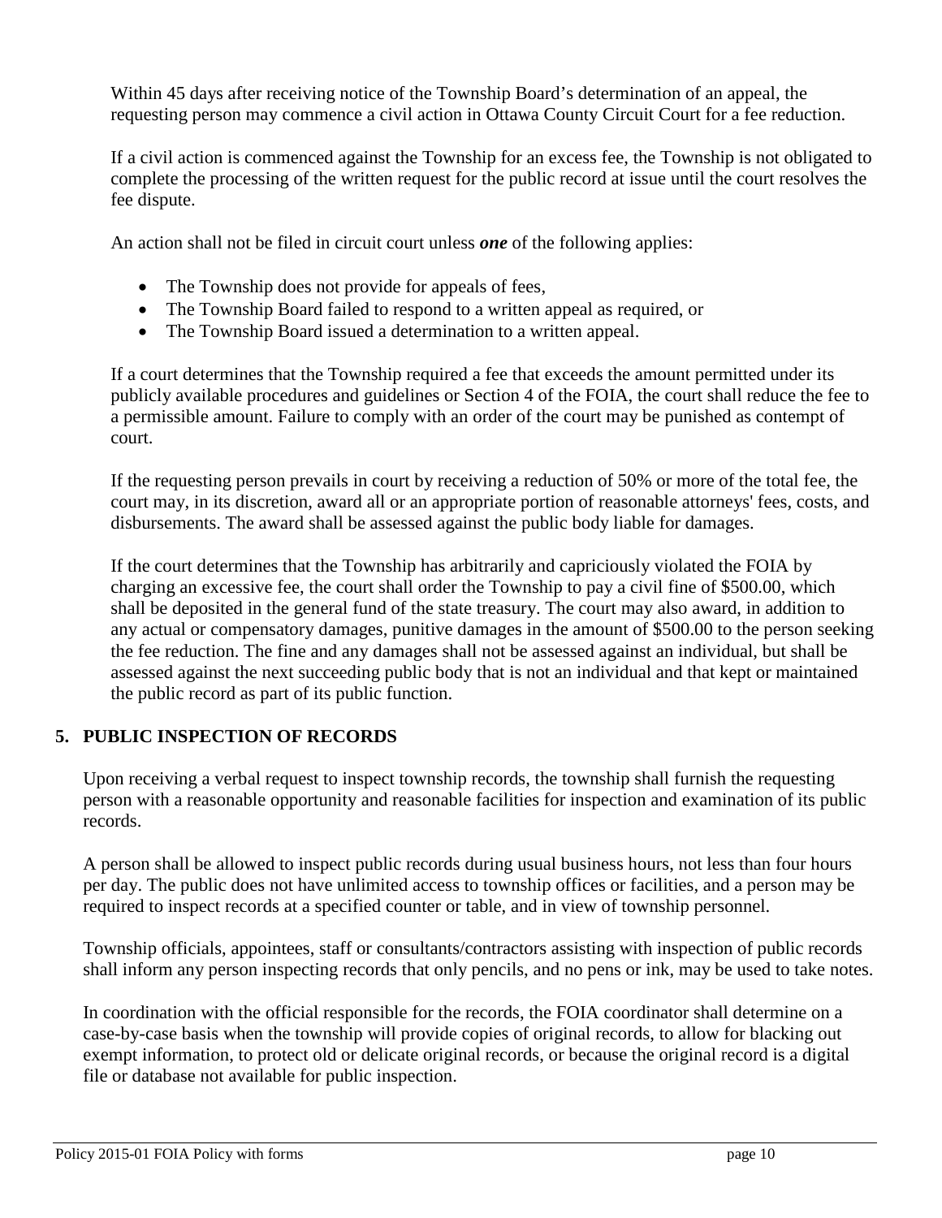Within 45 days after receiving notice of the Township Board's determination of an appeal, the requesting person may commence a civil action in Ottawa County Circuit Court for a fee reduction.

If a civil action is commenced against the Township for an excess fee, the Township is not obligated to complete the processing of the written request for the public record at issue until the court resolves the fee dispute.

An action shall not be filed in circuit court unless ***one*** of the following applies:

- The Township does not provide for appeals of fees,
- The Township Board failed to respond to a written appeal as required, or
- The Township Board issued a determination to a written appeal.

If a court determines that the Township required a fee that exceeds the amount permitted under its publicly available procedures and guidelines or Section 4 of the FOIA, the court shall reduce the fee to a permissible amount. Failure to comply with an order of the court may be punished as contempt of court.

If the requesting person prevails in court by receiving a reduction of 50% or more of the total fee, the court may, in its discretion, award all or an appropriate portion of reasonable attorneys' fees, costs, and disbursements. The award shall be assessed against the public body liable for damages.

If the court determines that the Township has arbitrarily and capriciously violated the FOIA by charging an excessive fee, the court shall order the Township to pay a civil fine of $500.00, which shall be deposited in the general fund of the state treasury. The court may also award, in addition to any actual or compensatory damages, punitive damages in the amount of $500.00 to the person seeking the fee reduction. The fine and any damages shall not be assessed against an individual, but shall be assessed against the next succeeding public body that is not an individual and that kept or maintained the public record as part of its public function.

## 5. PUBLIC INSPECTION OF RECORDS

Upon receiving a verbal request to inspect township records, the township shall furnish the requesting person with a reasonable opportunity and reasonable facilities for inspection and examination of its public records.

A person shall be allowed to inspect public records during usual business hours, not less than four hours per day. The public does not have unlimited access to township offices or facilities, and a person may be required to inspect records at a specified counter or table, and in view of township personnel.

Township officials, appointees, staff or consultants/contractors assisting with inspection of public records shall inform any person inspecting records that only pencils, and no pens or ink, may be used to take notes.

In coordination with the official responsible for the records, the FOIA coordinator shall determine on a case-by-case basis when the township will provide copies of original records, to allow for blacking out exempt information, to protect old or delicate original records, or because the original record is a digital file or database not available for public inspection.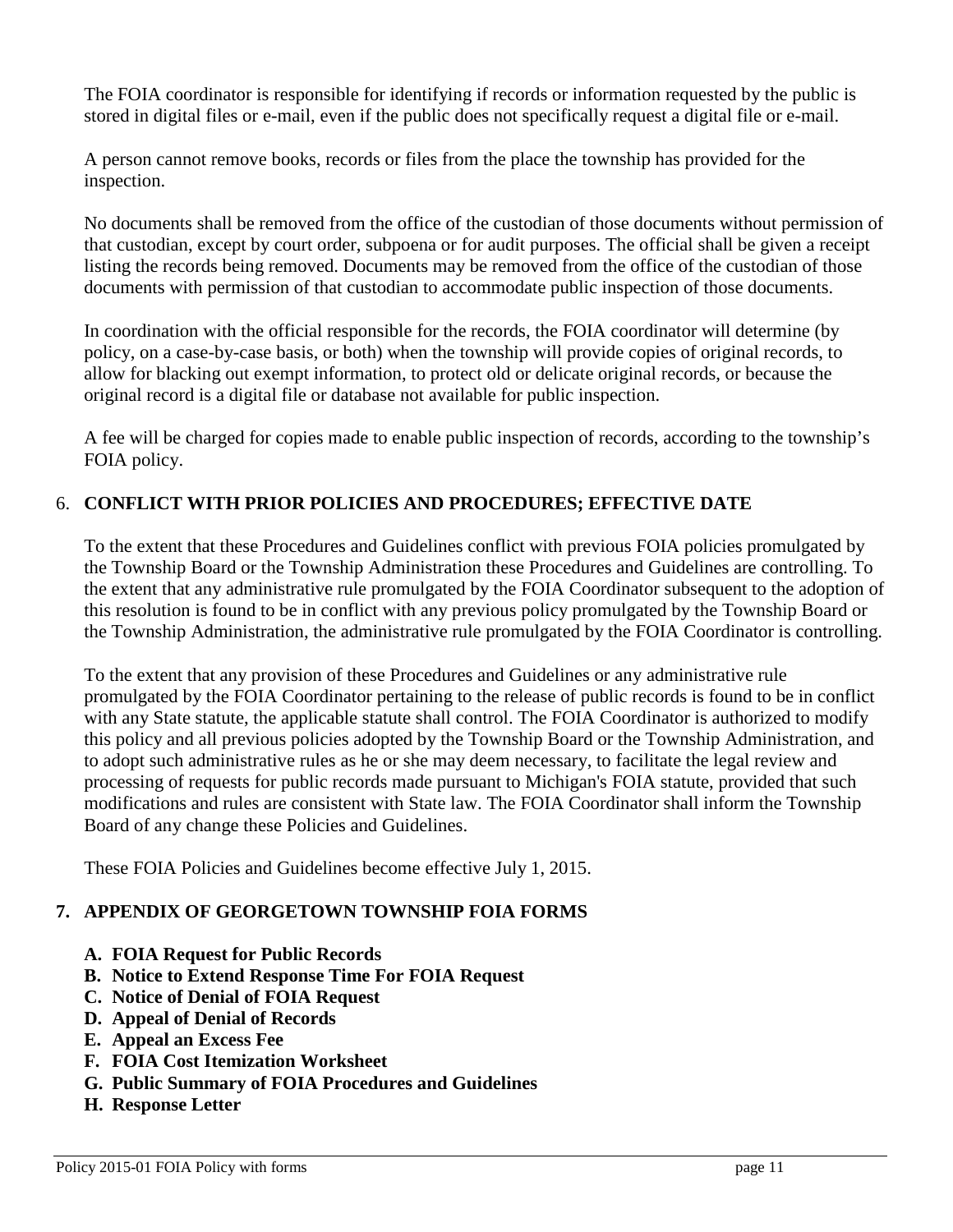The FOIA coordinator is responsible for identifying if records or information requested by the public is stored in digital files or e-mail, even if the public does not specifically request a digital file or e-mail.

A person cannot remove books, records or files from the place the township has provided for the inspection.

No documents shall be removed from the office of the custodian of those documents without permission of that custodian, except by court order, subpoena or for audit purposes. The official shall be given a receipt listing the records being removed. Documents may be removed from the office of the custodian of those documents with permission of that custodian to accommodate public inspection of those documents.

In coordination with the official responsible for the records, the FOIA coordinator will determine (by policy, on a case-by-case basis, or both) when the township will provide copies of original records, to allow for blacking out exempt information, to protect old or delicate original records, or because the original record is a digital file or database not available for public inspection.

A fee will be charged for copies made to enable public inspection of records, according to the township's FOIA policy.

## 6. CONFLICT WITH PRIOR POLICIES AND PROCEDURES; EFFECTIVE DATE

To the extent that these Procedures and Guidelines conflict with previous FOIA policies promulgated by the Township Board or the Township Administration these Procedures and Guidelines are controlling. To the extent that any administrative rule promulgated by the FOIA Coordinator subsequent to the adoption of this resolution is found to be in conflict with any previous policy promulgated by the Township Board or the Township Administration, the administrative rule promulgated by the FOIA Coordinator is controlling.

To the extent that any provision of these Procedures and Guidelines or any administrative rule promulgated by the FOIA Coordinator pertaining to the release of public records is found to be in conflict with any State statute, the applicable statute shall control. The FOIA Coordinator is authorized to modify this policy and all previous policies adopted by the Township Board or the Township Administration, and to adopt such administrative rules as he or she may deem necessary, to facilitate the legal review and processing of requests for public records made pursuant to Michigan's FOIA statute, provided that such modifications and rules are consistent with State law. The FOIA Coordinator shall inform the Township Board of any change these Policies and Guidelines.

These FOIA Policies and Guidelines become effective July 1, 2015.

## 7. APPENDIX OF GEORGETOWN TOWNSHIP FOIA FORMS

- **A. FOIA Request for Public Records**
- **B. Notice to Extend Response Time For FOIA Request**
- **C. Notice of Denial of FOIA Request**
- **D. Appeal of Denial of Records**
- **E. Appeal an Excess Fee**
- **F. FOIA Cost Itemization Worksheet**
- **G. Public Summary of FOIA Procedures and Guidelines**
- **H. Response Letter**